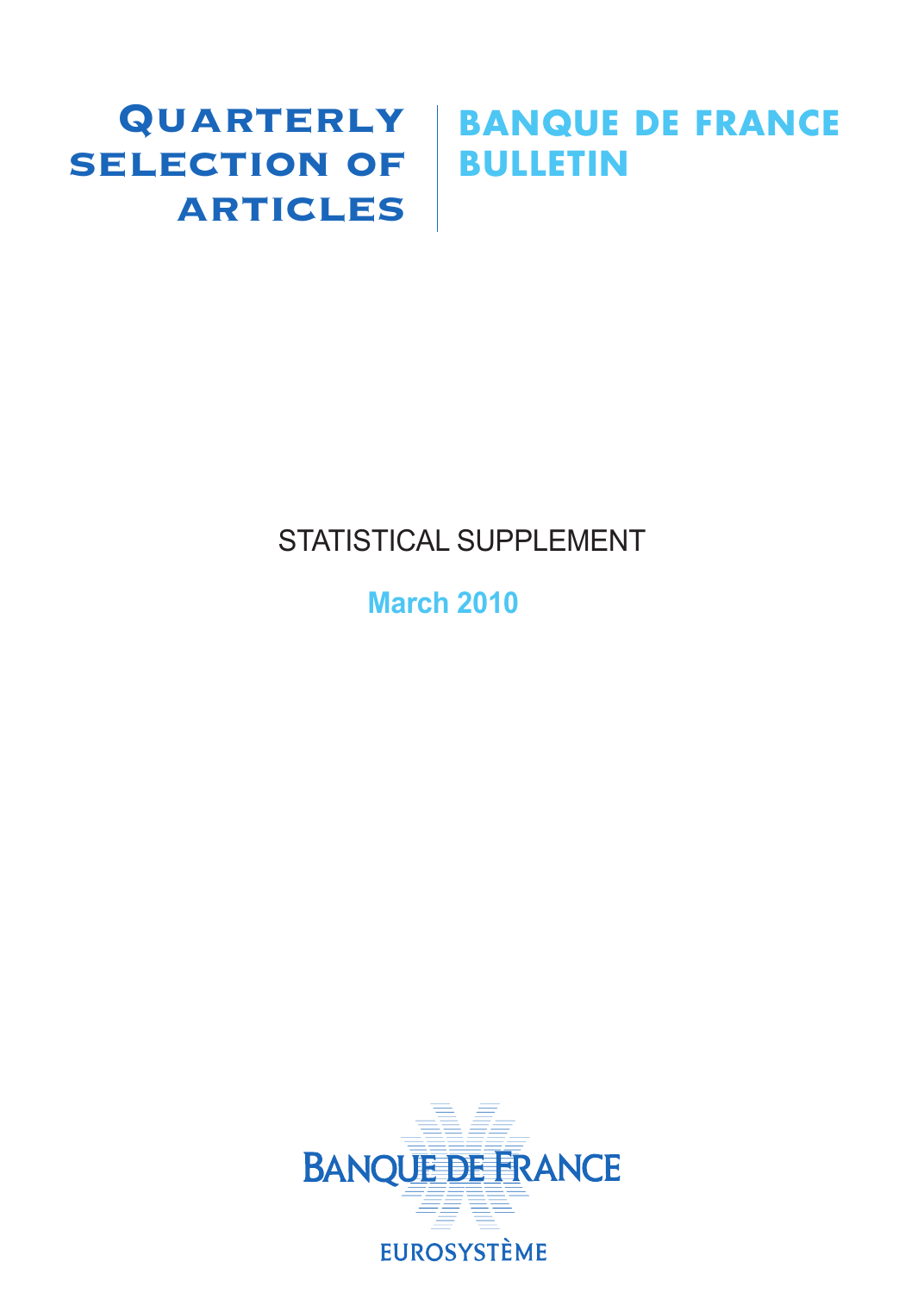# Quarterly Selection of Articles

# Banque de France Bulletin

## STATISTICAL SUPPLEMENT

**March 2010**

BANQUE DE FRANCE

EUROSYSTÈME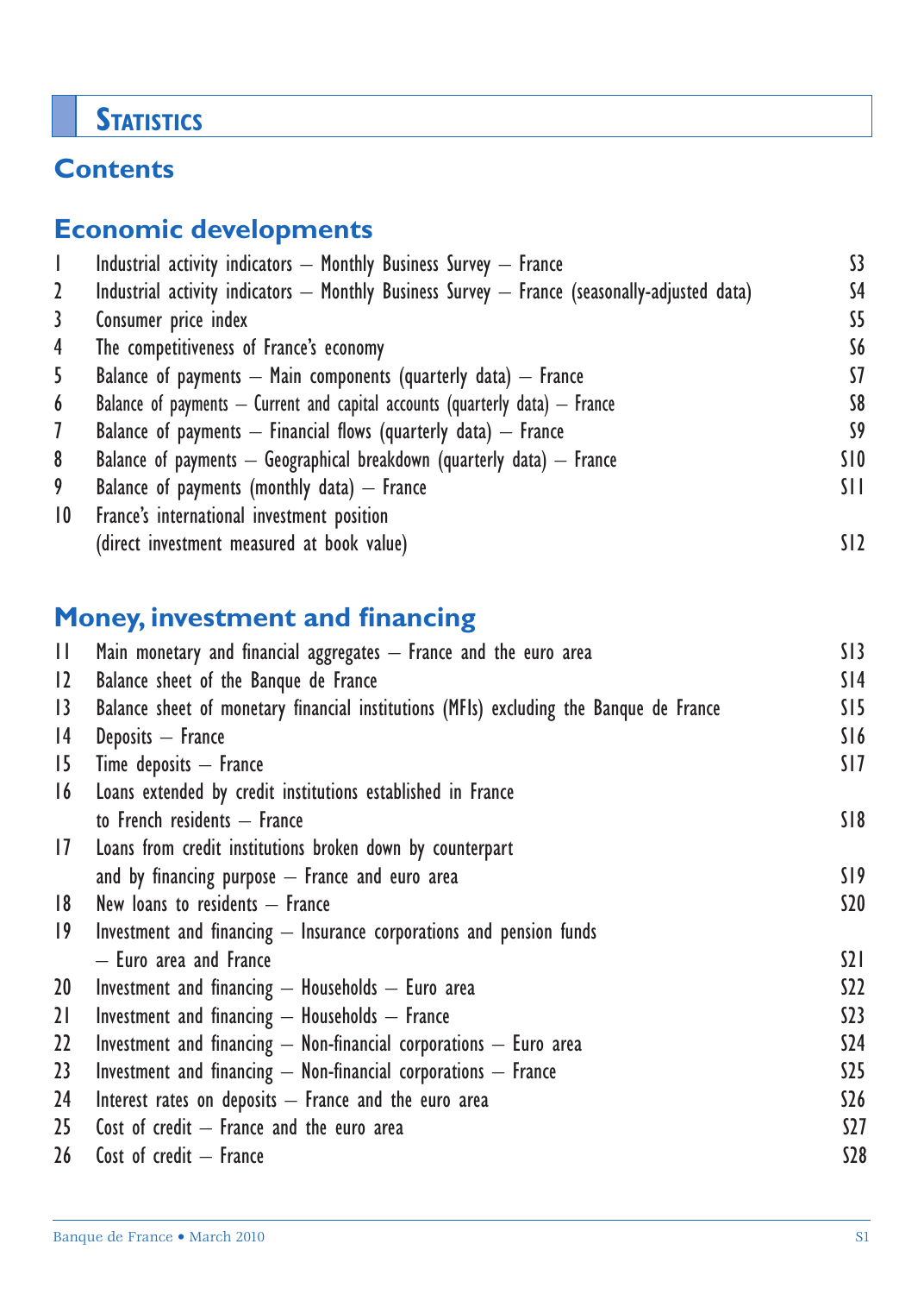# STATISTICS

## Contents

### Economic developments

| | | |
|---|---|---|
| 1 | Industrial activity indicators – Monthly Business Survey – France | S3 |
| 2 | Industrial activity indicators – Monthly Business Survey – France (seasonally-adjusted data) | S4 |
| 3 | Consumer price index | S5 |
| 4 | The competitiveness of France's economy | S6 |
| 5 | Balance of payments – Main components (quarterly data) – France | S7 |
| 6 | Balance of payments – Current and capital accounts (quarterly data) – France | S8 |
| 7 | Balance of payments – Financial flows (quarterly data) – France | S9 |
| 8 | Balance of payments – Geographical breakdown (quarterly data) – France | S10 |
| 9 | Balance of payments (monthly data) – France | S11 |
| 10 | France's international investment position (direct investment measured at book value) | S12 |

### Money, investment and financing

| | | |
|---|---|---|
| 11 | Main monetary and financial aggregates – France and the euro area | S13 |
| 12 | Balance sheet of the Banque de France | S14 |
| 13 | Balance sheet of monetary financial institutions (MFIs) excluding the Banque de France | S15 |
| 14 | Deposits – France | S16 |
| 15 | Time deposits – France | S17 |
| 16 | Loans extended by credit institutions established in France to French residents – France | S18 |
| 17 | Loans from credit institutions broken down by counterpart and by financing purpose – France and euro area | S19 |
| 18 | New loans to residents – France | S20 |
| 19 | Investment and financing – Insurance corporations and pension funds – Euro area and France | S21 |
| 20 | Investment and financing – Households – Euro area | S22 |
| 21 | Investment and financing – Households – France | S23 |
| 22 | Investment and financing – Non-financial corporations – Euro area | S24 |
| 23 | Investment and financing – Non-financial corporations – France | S25 |
| 24 | Interest rates on deposits – France and the euro area | S26 |
| 25 | Cost of credit – France and the euro area | S27 |
| 26 | Cost of credit – France | S28 |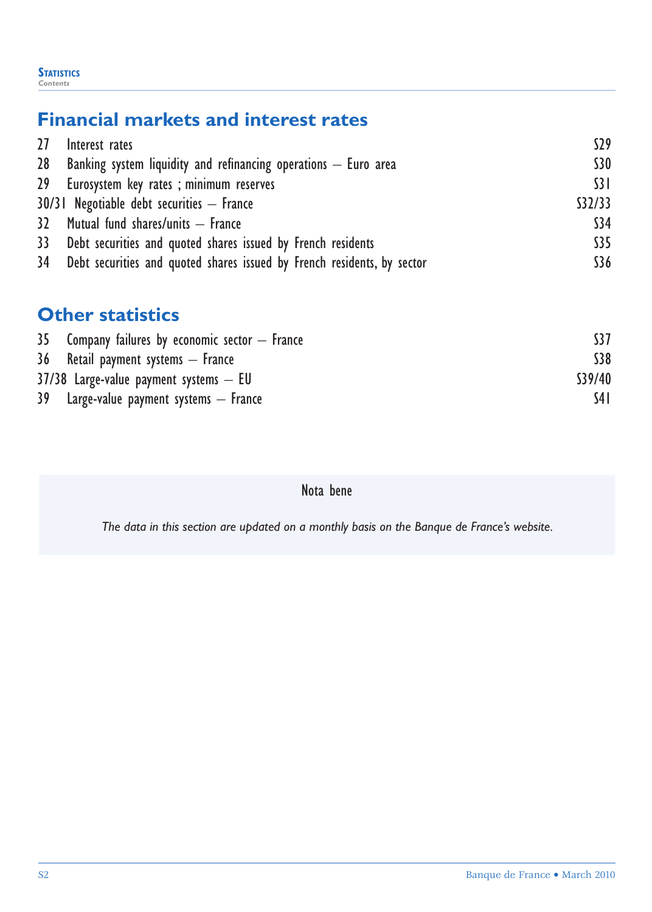## Financial markets and interest rates

| | | |
|---|---|---|
| 27 | Interest rates | S29 |
| 28 | Banking system liquidity and refinancing operations – Euro area | S30 |
| 29 | Eurosystem key rates ; minimum reserves | S31 |
| 30/31 | Negotiable debt securities – France | S32/33 |
| 32 | Mutual fund shares/units – France | S34 |
| 33 | Debt securities and quoted shares issued by French residents | S35 |
| 34 | Debt securities and quoted shares issued by French residents, by sector | S36 |

## Other statistics

| | | |
|---|---|---|
| 35 | Company failures by economic sector – France | S37 |
| 36 | Retail payment systems – France | S38 |
| 37/38 | Large-value payment systems – EU | S39/40 |
| 39 | Large-value payment systems – France | S41 |

Nota bene

*The data in this section are updated on a monthly basis on the Banque de France's website.*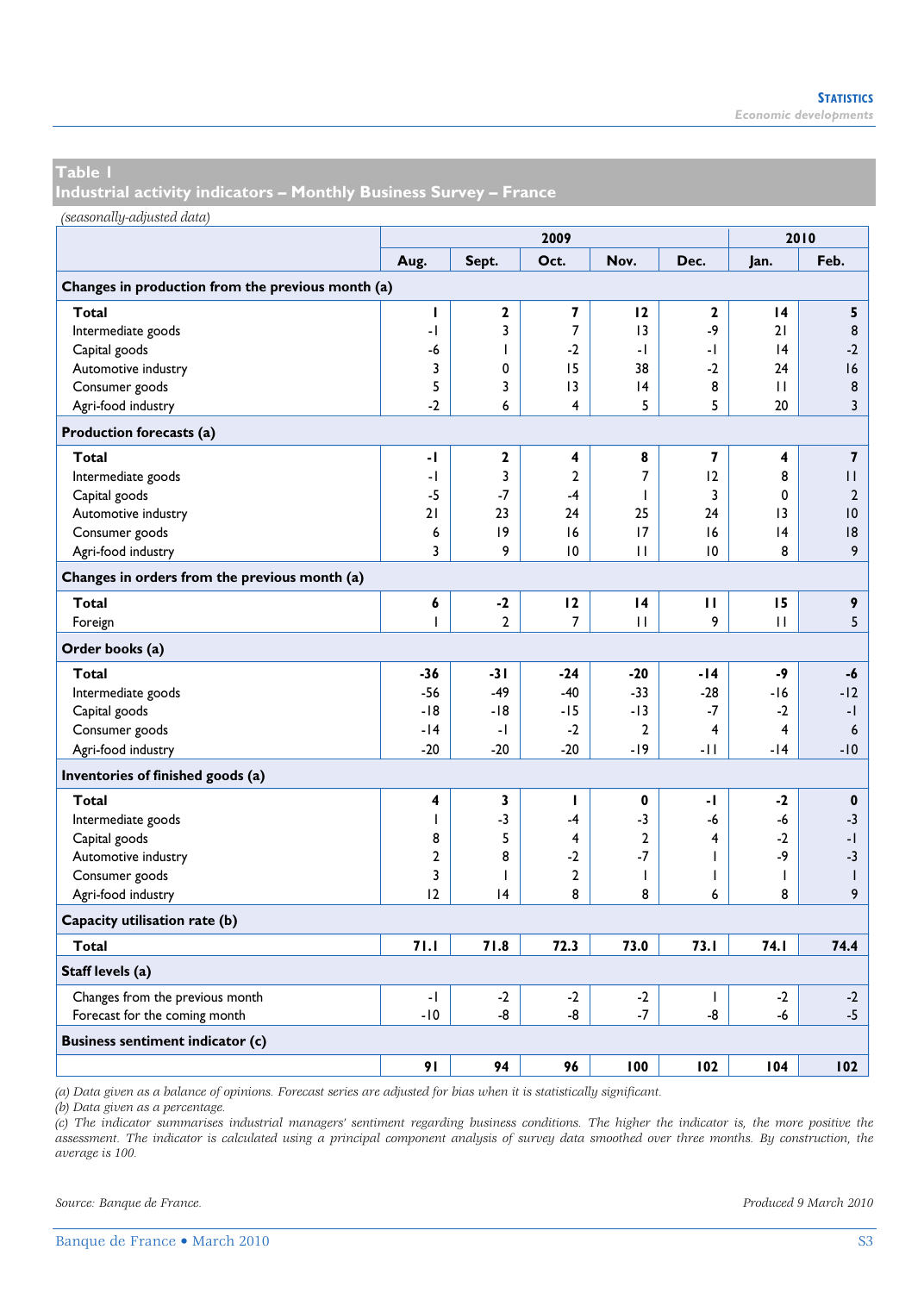## Table 1
## Industrial activity indicators – Monthly Business Survey – France

*(seasonally-adjusted data)*

| | 2009 | | | | | 2010 | |
|---|---|---|---|---|---|---|---|
| | Aug. | Sept. | Oct. | Nov. | Dec. | Jan. | Feb. |
| **Changes in production from the previous month (a)** | | | | | | | |
| **Total** | **1** | **2** | **7** | **12** | **2** | **14** | **5** |
| Intermediate goods | -1 | 3 | 7 | 13 | -9 | 21 | 8 |
| Capital goods | -6 | 1 | -2 | -1 | -1 | 14 | -2 |
| Automotive industry | 3 | 0 | 15 | 38 | -2 | 24 | 16 |
| Consumer goods | 5 | 3 | 13 | 14 | 8 | 11 | 8 |
| Agri-food industry | -2 | 6 | 4 | 5 | 5 | 20 | 3 |
| **Production forecasts (a)** | | | | | | | |
| **Total** | **-1** | **2** | **4** | **8** | **7** | **4** | **7** |
| Intermediate goods | -1 | 3 | 2 | 7 | 12 | 8 | 11 |
| Capital goods | -5 | -7 | -4 | 1 | 3 | 0 | 2 |
| Automotive industry | 21 | 23 | 24 | 25 | 24 | 13 | 10 |
| Consumer goods | 6 | 19 | 16 | 17 | 16 | 14 | 18 |
| Agri-food industry | 3 | 9 | 10 | 11 | 10 | 8 | 9 |
| **Changes in orders from the previous month (a)** | | | | | | | |
| **Total** | **6** | **-2** | **12** | **14** | **11** | **15** | **9** |
| Foreign | 1 | 2 | 7 | 11 | 9 | 11 | 5 |
| **Order books (a)** | | | | | | | |
| **Total** | **-36** | **-31** | **-24** | **-20** | **-14** | **-9** | **-6** |
| Intermediate goods | -56 | -49 | -40 | -33 | -28 | -16 | -12 |
| Capital goods | -18 | -18 | -15 | -13 | -7 | -2 | -1 |
| Consumer goods | -14 | -1 | -2 | 2 | 4 | 4 | 6 |
| Agri-food industry | -20 | -20 | -20 | -19 | -11 | -14 | -10 |
| **Inventories of finished goods (a)** | | | | | | | |
| **Total** | **4** | **3** | **1** | **0** | **-1** | **-2** | **0** |
| Intermediate goods | 1 | -3 | -4 | -3 | -6 | -6 | -3 |
| Capital goods | 8 | 5 | 4 | 2 | 4 | -2 | -1 |
| Automotive industry | 2 | 8 | -2 | -7 | 1 | -9 | -3 |
| Consumer goods | 3 | 1 | 2 | 1 | 1 | 1 | 1 |
| Agri-food industry | 12 | 14 | 8 | 8 | 6 | 8 | 9 |
| **Capacity utilisation rate (b)** | | | | | | | |
| **Total** | **71.1** | **71.8** | **72.3** | **73.0** | **73.1** | **74.1** | **74.4** |
| **Staff levels (a)** | | | | | | | |
| Changes from the previous month | -1 | -2 | -2 | -2 | 1 | -2 | -2 |
| Forecast for the coming month | -10 | -8 | -8 | -7 | -8 | -6 | -5 |
| **Business sentiment indicator (c)** | | | | | | | |
| | **91** | **94** | **96** | **100** | **102** | **104** | **102** |

*(a) Data given as a balance of opinions. Forecast series are adjusted for bias when it is statistically significant.*
*(b) Data given as a percentage.*
*(c) The indicator summarises industrial managers' sentiment regarding business conditions. The higher the indicator is, the more positive the assessment. The indicator is calculated using a principal component analysis of survey data smoothed over three months. By construction, the average is 100.*

*Source: Banque de France.*

*Produced 9 March 2010*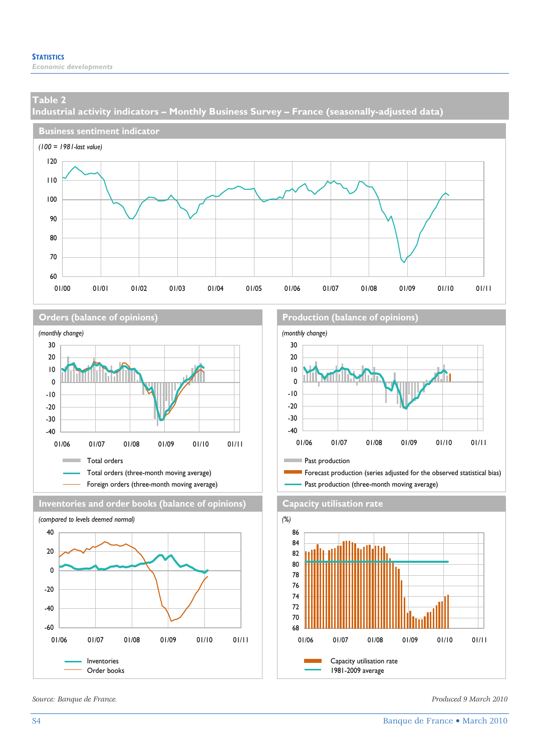## Table 2
## Industrial activity indicators – Monthly Business Survey – France (seasonally-adjusted data)

### Business sentiment indicator

*(100 = 1981-last value)*

### Orders (balance of opinions)

*(monthly change)*

- Total orders
- Total orders (three-month moving average)
- Foreign orders (three-month moving average)

### Production (balance of opinions)

*(monthly change)*

- Past production
- Forecast production (series adjusted for the observed statistical bias)
- Past production (three-month moving average)

### Inventories and order books (balance of opinions)

*(compared to levels deemed normal)*

- Inventories
- Order books

### Capacity utilisation rate

*(%)*

- Capacity utilisation rate
- 1981-2009 average

*Source: Banque de France.*

*Produced 9 March 2010*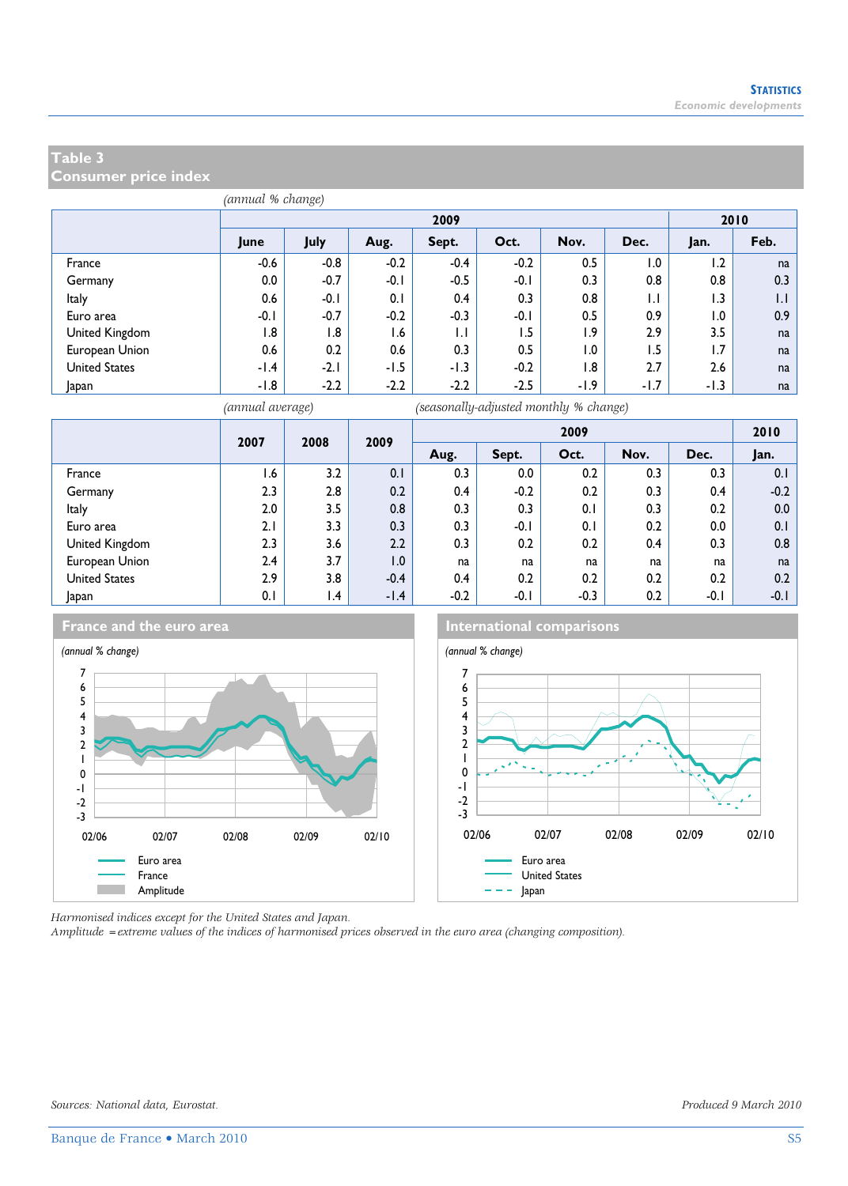## Table 3
## Consumer price index

*(annual % change)*

| | 2009 | | | | | | | 2010 | |
|---|---|---|---|---|---|---|---|---|---|
| | June | July | Aug. | Sept. | Oct. | Nov. | Dec. | Jan. | Feb. |
| France | -0.6 | -0.8 | -0.2 | -0.4 | -0.2 | 0.5 | 1.0 | 1.2 | na |
| Germany | 0.0 | -0.7 | -0.1 | -0.5 | -0.1 | 0.3 | 0.8 | 0.8 | 0.3 |
| Italy | 0.6 | -0.1 | 0.1 | 0.4 | 0.3 | 0.8 | 1.1 | 1.3 | 1.1 |
| Euro area | -0.1 | -0.7 | -0.2 | -0.3 | -0.1 | 0.5 | 0.9 | 1.0 | 0.9 |
| United Kingdom | 1.8 | 1.8 | 1.6 | 1.1 | 1.5 | 1.9 | 2.9 | 3.5 | na |
| European Union | 0.6 | 0.2 | 0.6 | 0.3 | 0.5 | 1.0 | 1.5 | 1.7 | na |
| United States | -1.4 | -2.1 | -1.5 | -1.3 | -0.2 | 1.8 | 2.7 | 2.6 | na |
| Japan | -1.8 | -2.2 | -2.2 | -2.2 | -2.5 | -1.9 | -1.7 | -1.3 | na |

*(annual average)* *(seasonally-adjusted monthly % change)*

| | 2007 | 2008 | 2009 | 2009 | | | | | 2010 |
|---|---|---|---|---|---|---|---|---|---|
| | | | | Aug. | Sept. | Oct. | Nov. | Dec. | Jan. |
| France | 1.6 | 3.2 | 0.1 | 0.3 | 0.0 | 0.2 | 0.3 | 0.3 | 0.1 |
| Germany | 2.3 | 2.8 | 0.2 | 0.4 | -0.2 | 0.2 | 0.3 | 0.4 | -0.2 |
| Italy | 2.0 | 3.5 | 0.8 | 0.3 | 0.3 | 0.1 | 0.3 | 0.2 | 0.0 |
| Euro area | 2.1 | 3.3 | 0.3 | 0.3 | -0.1 | 0.1 | 0.2 | 0.0 | 0.1 |
| United Kingdom | 2.3 | 3.6 | 2.2 | 0.3 | 0.2 | 0.2 | 0.4 | 0.3 | 0.8 |
| European Union | 2.4 | 3.7 | 1.0 | na | na | na | na | na | na |
| United States | 2.9 | 3.8 | -0.4 | 0.4 | 0.2 | 0.2 | 0.2 | 0.2 | 0.2 |
| Japan | 0.1 | 1.4 | -1.4 | -0.2 | -0.1 | -0.3 | 0.2 | -0.1 | -0.1 |

**France and the euro area**

*(annual % change)*

Euro area / France / Amplitude

**International comparisons**

*(annual % change)*

Euro area / United States / Japan

*Harmonised indices except for the United States and Japan.*
*Amplitude = extreme values of the indices of harmonised prices observed in the euro area (changing composition).*

*Sources: National data, Eurostat.*

*Produced 9 March 2010*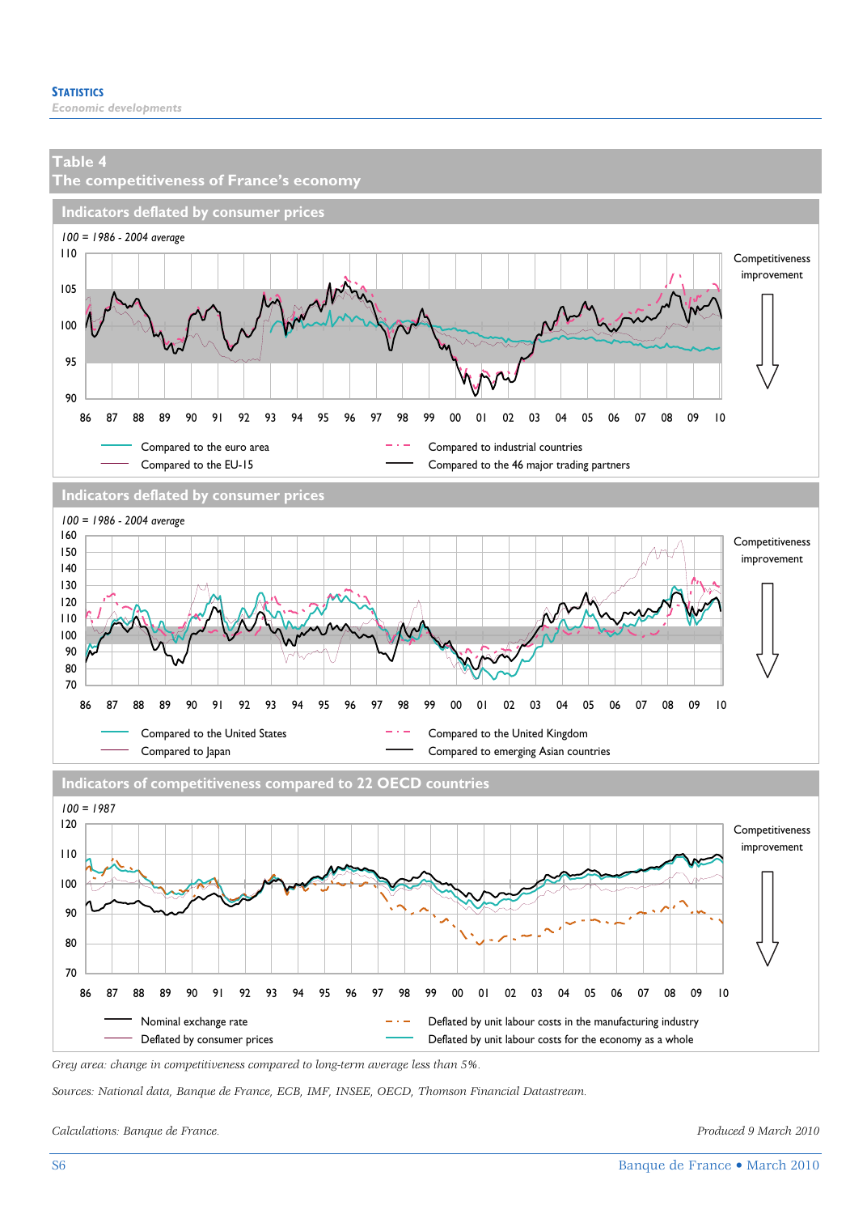## Table 4
## The competitiveness of France's economy

### Indicators deflated by consumer prices

*100 = 1986 - 2004 average*

Competitiveness improvement

Compared to the euro area
Compared to the EU-15
Compared to industrial countries
Compared to the 46 major trading partners

### Indicators deflated by consumer prices

*100 = 1986 - 2004 average*

Competitiveness improvement

Compared to the United States
Compared to Japan
Compared to the United Kingdom
Compared to emerging Asian countries

### Indicators of competitiveness compared to 22 OECD countries

*100 = 1987*

Competitiveness improvement

Nominal exchange rate
Deflated by consumer prices
Deflated by unit labour costs in the manufacturing industry
Deflated by unit labour costs for the economy as a whole

*Grey area: change in competitiveness compared to long-term average less than 5%.*

*Sources: National data, Banque de France, ECB, IMF, INSEE, OECD, Thomson Financial Datastream.*

*Calculations: Banque de France.*

*Produced 9 March 2010*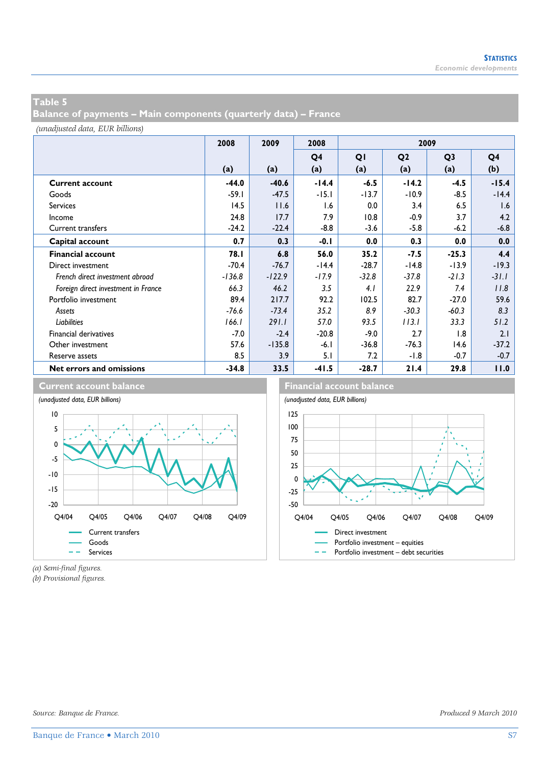## Table 5
## Balance of payments – Main components (quarterly data) – France

*(unadjusted data, EUR billions)*

| | 2008 | 2009 | 2008 | 2009 | | | |
|---|---|---|---|---|---|---|---|
| | | | Q4 | Q1 | Q2 | Q3 | Q4 |
| | (a) | (a) | (a) | (a) | (a) | (a) | (b) |
| **Current account** | **-44.0** | **-40.6** | **-14.4** | **-6.5** | **-14.2** | **-4.5** | **-15.4** |
| Goods | -59.1 | -47.5 | -15.1 | -13.7 | -10.9 | -8.5 | -14.4 |
| Services | 14.5 | 11.6 | 1.6 | 0.0 | 3.4 | 6.5 | 1.6 |
| Income | 24.8 | 17.7 | 7.9 | 10.8 | -0.9 | 3.7 | 4.2 |
| Current transfers | -24.2 | -22.4 | -8.8 | -3.6 | -5.8 | -6.2 | -6.8 |
| **Capital account** | **0.7** | **0.3** | **-0.1** | **0.0** | **0.3** | **0.0** | **0.0** |
| **Financial account** | **78.1** | **6.8** | **56.0** | **35.2** | **-7.5** | **-25.3** | **4.4** |
| Direct investment | -70.4 | -76.7 | -14.4 | -28.7 | -14.8 | -13.9 | -19.3 |
| *French direct investment abroad* | *-136.8* | *-122.9* | *-17.9* | *-32.8* | *-37.8* | *-21.3* | *-31.1* |
| *Foreign direct investment in France* | *66.3* | *46.2* | *3.5* | *4.1* | *22.9* | *7.4* | *11.8* |
| Portfolio investment | 89.4 | 217.7 | 92.2 | 102.5 | 82.7 | -27.0 | 59.6 |
| *Assets* | *-76.6* | *-73.4* | *35.2* | *8.9* | *-30.3* | *-60.3* | *8.3* |
| *Liabilities* | *166.1* | *291.1* | *57.0* | *93.5* | *113.1* | *33.3* | *51.2* |
| Financial derivatives | -7.0 | -2.4 | -20.8 | -9.0 | 2.7 | 1.8 | 2.1 |
| Other investment | 57.6 | -135.8 | -6.1 | -36.8 | -76.3 | 14.6 | -37.2 |
| Reserve assets | 8.5 | 3.9 | 5.1 | 7.2 | -1.8 | -0.7 | -0.7 |
| **Net errors and omissions** | **-34.8** | **33.5** | **-41.5** | **-28.7** | **21.4** | **29.8** | **11.0** |

### Current account balance

*(unadjusted data, EUR billions)*

Legend: Current transfers; Goods; Services

### Financial account balance

*(unadjusted data, EUR billions)*

Legend: Direct investment; Portfolio investment – equities; Portfolio investment – debt securities

*(a) Semi-final figures.*
*(b) Provisional figures.*

*Source: Banque de France.*

*Produced 9 March 2010*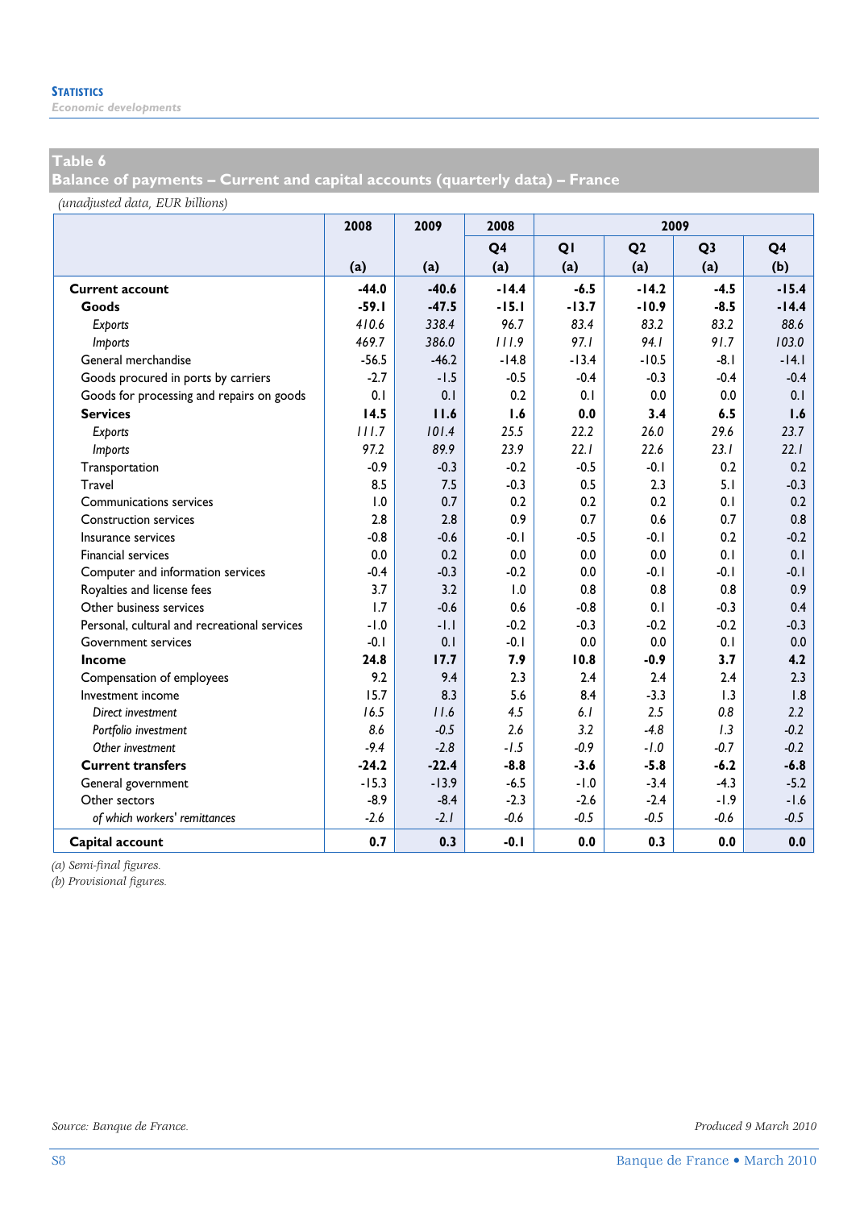## Table 6
## Balance of payments – Current and capital accounts (quarterly data) – France

*(unadjusted data, EUR billions)*

| | 2008 | 2009 | 2008 | 2009 | | | |
|---|---|---|---|---|---|---|---|
| | | | Q4 | Q1 | Q2 | Q3 | Q4 |
| | (a) | (a) | (a) | (a) | (a) | (a) | (b) |
| **Current account** | **-44.0** | **-40.6** | **-14.4** | **-6.5** | **-14.2** | **-4.5** | **-15.4** |
| **Goods** | **-59.1** | **-47.5** | **-15.1** | **-13.7** | **-10.9** | **-8.5** | **-14.4** |
| *Exports* | *410.6* | *338.4* | *96.7* | *83.4* | *83.2* | *83.2* | *88.6* |
| *Imports* | *469.7* | *386.0* | *111.9* | *97.1* | *94.1* | *91.7* | *103.0* |
| General merchandise | -56.5 | -46.2 | -14.8 | -13.4 | -10.5 | -8.1 | -14.1 |
| Goods procured in ports by carriers | -2.7 | -1.5 | -0.5 | -0.4 | -0.3 | -0.4 | -0.4 |
| Goods for processing and repairs on goods | 0.1 | 0.1 | 0.2 | 0.1 | 0.0 | 0.0 | 0.1 |
| **Services** | **14.5** | **11.6** | **1.6** | **0.0** | **3.4** | **6.5** | **1.6** |
| *Exports* | *111.7* | *101.4* | *25.5* | *22.2* | *26.0* | *29.6* | *23.7* |
| *Imports* | *97.2* | *89.9* | *23.9* | *22.1* | *22.6* | *23.1* | *22.1* |
| Transportation | -0.9 | -0.3 | -0.2 | -0.5 | -0.1 | 0.2 | 0.2 |
| Travel | 8.5 | 7.5 | -0.3 | 0.5 | 2.3 | 5.1 | -0.3 |
| Communications services | 1.0 | 0.7 | 0.2 | 0.2 | 0.2 | 0.1 | 0.2 |
| Construction services | 2.8 | 2.8 | 0.9 | 0.7 | 0.6 | 0.7 | 0.8 |
| Insurance services | -0.8 | -0.6 | -0.1 | -0.5 | -0.1 | 0.2 | -0.2 |
| Financial services | 0.0 | 0.2 | 0.0 | 0.0 | 0.0 | 0.1 | 0.1 |
| Computer and information services | -0.4 | -0.3 | -0.2 | 0.0 | -0.1 | -0.1 | -0.1 |
| Royalties and license fees | 3.7 | 3.2 | 1.0 | 0.8 | 0.8 | 0.8 | 0.9 |
| Other business services | 1.7 | -0.6 | 0.6 | -0.8 | 0.1 | -0.3 | 0.4 |
| Personal, cultural and recreational services | -1.0 | -1.1 | -0.2 | -0.3 | -0.2 | -0.2 | -0.3 |
| Government services | -0.1 | 0.1 | -0.1 | 0.0 | 0.0 | 0.1 | 0.0 |
| **Income** | **24.8** | **17.7** | **7.9** | **10.8** | **-0.9** | **3.7** | **4.2** |
| Compensation of employees | 9.2 | 9.4 | 2.3 | 2.4 | 2.4 | 2.4 | 2.3 |
| Investment income | 15.7 | 8.3 | 5.6 | 8.4 | -3.3 | 1.3 | 1.8 |
| *Direct investment* | *16.5* | *11.6* | *4.5* | *6.1* | *2.5* | *0.8* | *2.2* |
| *Portfolio investment* | *8.6* | *-0.5* | *2.6* | *3.2* | *-4.8* | *1.3* | *-0.2* |
| *Other investment* | *-9.4* | *-2.8* | *-1.5* | *-0.9* | *-1.0* | *-0.7* | *-0.2* |
| **Current transfers** | **-24.2** | **-22.4** | **-8.8** | **-3.6** | **-5.8** | **-6.2** | **-6.8** |
| General government | -15.3 | -13.9 | -6.5 | -1.0 | -3.4 | -4.3 | -5.2 |
| Other sectors | -8.9 | -8.4 | -2.3 | -2.6 | -2.4 | -1.9 | -1.6 |
| *of which workers' remittances* | *-2.6* | *-2.1* | *-0.6* | *-0.5* | *-0.5* | *-0.6* | *-0.5* |
| **Capital account** | **0.7** | **0.3** | **-0.1** | **0.0** | **0.3** | **0.0** | **0.0** |

*(a) Semi-final figures.*
*(b) Provisional figures.*

*Source: Banque de France.*

*Produced 9 March 2010*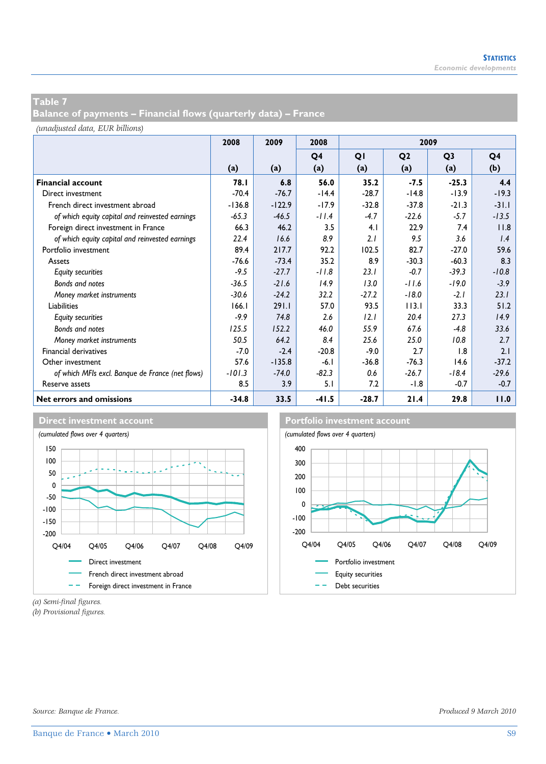## Table 7
## Balance of payments – Financial flows (quarterly data) – France

*(unadjusted data, EUR billions)*

| | 2008 | 2009 | 2008 | 2009 | | | |
|---|---|---|---|---|---|---|---|
| | | | Q4 | Q1 | Q2 | Q3 | Q4 |
| | (a) | (a) | (a) | (a) | (a) | (a) | (b) |
| **Financial account** | **78.1** | **6.8** | **56.0** | **35.2** | **-7.5** | **-25.3** | **4.4** |
| Direct investment | -70.4 | -76.7 | -14.4 | -28.7 | -14.8 | -13.9 | -19.3 |
| French direct investment abroad | -136.8 | -122.9 | -17.9 | -32.8 | -37.8 | -21.3 | -31.1 |
| *of which equity capital and reinvested earnings* | *-65.3* | *-46.5* | *-11.4* | *-4.7* | *-22.6* | *-5.7* | *-13.5* |
| Foreign direct investment in France | 66.3 | 46.2 | 3.5 | 4.1 | 22.9 | 7.4 | 11.8 |
| *of which equity capital and reinvested earnings* | *22.4* | *16.6* | *8.9* | *2.1* | *9.5* | *3.6* | *1.4* |
| Portfolio investment | 89.4 | 217.7 | 92.2 | 102.5 | 82.7 | -27.0 | 59.6 |
| Assets | -76.6 | -73.4 | 35.2 | 8.9 | -30.3 | -60.3 | 8.3 |
| *Equity securities* | *-9.5* | *-27.7* | *-11.8* | *23.1* | *-0.7* | *-39.3* | *-10.8* |
| *Bonds and notes* | *-36.5* | *-21.6* | *14.9* | *13.0* | *-11.6* | *-19.0* | *-3.9* |
| *Money market instruments* | *-30.6* | *-24.2* | *32.2* | *-27.2* | *-18.0* | *-2.1* | *23.1* |
| Liabilities | 166.1 | 291.1 | 57.0 | 93.5 | 113.1 | 33.3 | 51.2 |
| *Equity securities* | *-9.9* | *74.8* | *2.6* | *12.1* | *20.4* | *27.3* | *14.9* |
| *Bonds and notes* | *125.5* | *152.2* | *46.0* | *55.9* | *67.6* | *-4.8* | *33.6* |
| *Money market instruments* | *50.5* | *64.2* | *8.4* | *25.6* | *25.0* | *10.8* | *2.7* |
| Financial derivatives | -7.0 | -2.4 | -20.8 | -9.0 | 2.7 | 1.8 | 2.1 |
| Other investment | 57.6 | -135.8 | -6.1 | -36.8 | -76.3 | 14.6 | -37.2 |
| *of which MFIs excl. Banque de France (net flows)* | *-101.3* | *-74.0* | *-82.3* | *0.6* | *-26.7* | *-18.4* | *-29.6* |
| Reserve assets | 8.5 | 3.9 | 5.1 | 7.2 | -1.8 | -0.7 | -0.7 |
| **Net errors and omissions** | **-34.8** | **33.5** | **-41.5** | **-28.7** | **21.4** | **29.8** | **11.0** |

### Direct investment account

*(cumulated flows over 4 quarters)*

Legend: Direct investment; French direct investment abroad; Foreign direct investment in France

### Portfolio investment account

*(cumulated flows over 4 quarters)*

Legend: Portfolio investment; Equity securities; Debt securities

*(a) Semi-final figures.*
*(b) Provisional figures.*

*Source: Banque de France.*

*Produced 9 March 2010*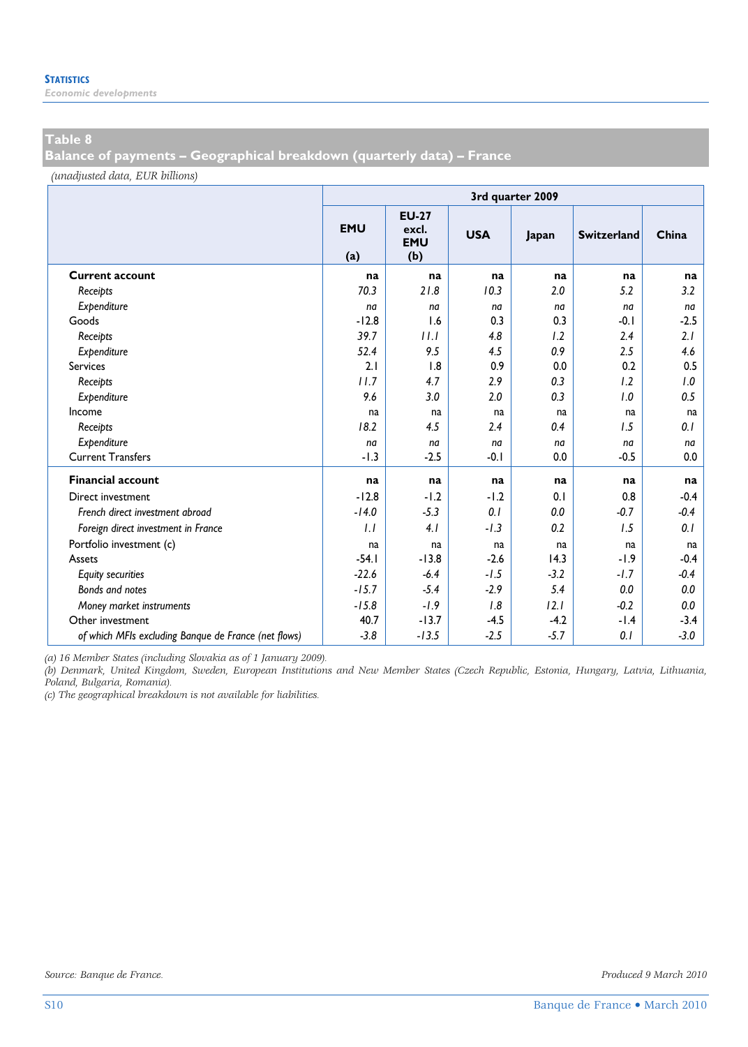## Table 8
## Balance of payments – Geographical breakdown (quarterly data) – France

*(unadjusted data, EUR billions)*

| | 3rd quarter 2009 | | | | | |
|---|---|---|---|---|---|---|
| | EMU (a) | EU-27 excl. EMU (b) | USA | Japan | Switzerland | China |
| **Current account** | **na** | **na** | **na** | **na** | **na** | **na** |
| *Receipts* | *70.3* | *21.8* | *10.3* | *2.0* | *5.2* | *3.2* |
| *Expenditure* | *na* | *na* | *na* | *na* | *na* | *na* |
| Goods | -12.8 | 1.6 | 0.3 | 0.3 | -0.1 | -2.5 |
| *Receipts* | *39.7* | *11.1* | *4.8* | *1.2* | *2.4* | *2.1* |
| *Expenditure* | *52.4* | *9.5* | *4.5* | *0.9* | *2.5* | *4.6* |
| Services | 2.1 | 1.8 | 0.9 | 0.0 | 0.2 | 0.5 |
| *Receipts* | *11.7* | *4.7* | *2.9* | *0.3* | *1.2* | *1.0* |
| *Expenditure* | *9.6* | *3.0* | *2.0* | *0.3* | *1.0* | *0.5* |
| Income | na | na | na | na | na | na |
| *Receipts* | *18.2* | *4.5* | *2.4* | *0.4* | *1.5* | *0.1* |
| *Expenditure* | *na* | *na* | *na* | *na* | *na* | *na* |
| Current Transfers | -1.3 | -2.5 | -0.1 | 0.0 | -0.5 | 0.0 |
| **Financial account** | **na** | **na** | **na** | **na** | **na** | **na** |
| Direct investment | -12.8 | -1.2 | -1.2 | 0.1 | 0.8 | -0.4 |
| *French direct investment abroad* | *-14.0* | *-5.3* | *0.1* | *0.0* | *-0.7* | *-0.4* |
| *Foreign direct investment in France* | *1.1* | *4.1* | *-1.3* | *0.2* | *1.5* | *0.1* |
| Portfolio investment (c) | na | na | na | na | na | na |
| Assets | -54.1 | -13.8 | -2.6 | 14.3 | -1.9 | -0.4 |
| *Equity securities* | *-22.6* | *-6.4* | *-1.5* | *-3.2* | *-1.7* | *-0.4* |
| *Bonds and notes* | *-15.7* | *-5.4* | *-2.9* | *5.4* | *0.0* | *0.0* |
| *Money market instruments* | *-15.8* | *-1.9* | *1.8* | *12.1* | *-0.2* | *0.0* |
| Other investment | 40.7 | -13.7 | -4.5 | -4.2 | -1.4 | -3.4 |
| *of which MFIs excluding Banque de France (net flows)* | *-3.8* | *-13.5* | *-2.5* | *-5.7* | *0.1* | *-3.0* |

*(a) 16 Member States (including Slovakia as of 1 January 2009).*
*(b) Denmark, United Kingdom, Sweden, European Institutions and New Member States (Czech Republic, Estonia, Hungary, Latvia, Lithuania, Poland, Bulgaria, Romania).*
*(c) The geographical breakdown is not available for liabilities.*

*Source: Banque de France.*

*Produced 9 March 2010*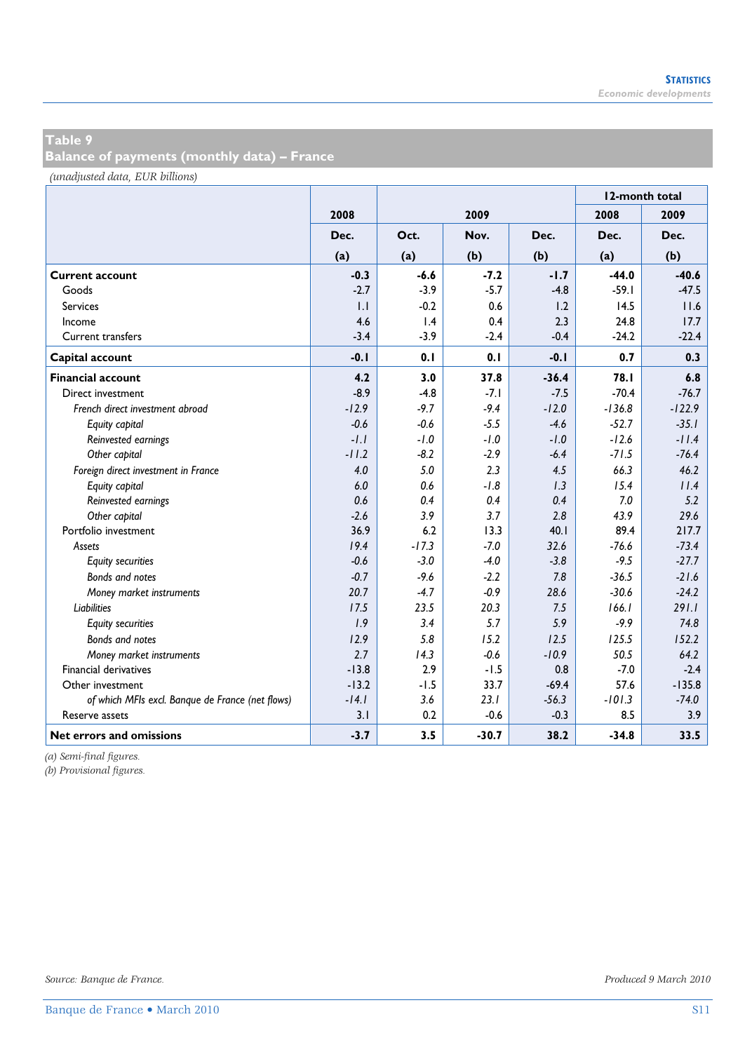## Table 9
## Balance of payments (monthly data) – France

*(unadjusted data, EUR billions)*

| | 2008 | 2009 | | | 12-month total | |
|---|---|---|---|---|---|---|
| | | | | | 2008 | 2009 |
| | Dec. | Oct. | Nov. | Dec. | Dec. | Dec. |
| | (a) | (a) | (b) | (b) | (a) | (b) |
| **Current account** | **-0.3** | **-6.6** | **-7.2** | **-1.7** | **-44.0** | **-40.6** |
| Goods | -2.7 | -3.9 | -5.7 | -4.8 | -59.1 | -47.5 |
| Services | 1.1 | -0.2 | 0.6 | 1.2 | 14.5 | 11.6 |
| Income | 4.6 | 1.4 | 0.4 | 2.3 | 24.8 | 17.7 |
| Current transfers | -3.4 | -3.9 | -2.4 | -0.4 | -24.2 | -22.4 |
| **Capital account** | **-0.1** | **0.1** | **0.1** | **-0.1** | **0.7** | **0.3** |
| **Financial account** | **4.2** | **3.0** | **37.8** | **-36.4** | **78.1** | **6.8** |
| Direct investment | -8.9 | -4.8 | -7.1 | -7.5 | -70.4 | -76.7 |
| *French direct investment abroad* | *-12.9* | *-9.7* | *-9.4* | *-12.0* | *-136.8* | *-122.9* |
| *Equity capital* | *-0.6* | *-0.6* | *-5.5* | *-4.6* | *-52.7* | *-35.1* |
| *Reinvested earnings* | *-1.1* | *-1.0* | *-1.0* | *-1.0* | *-12.6* | *-11.4* |
| *Other capital* | *-11.2* | *-8.2* | *-2.9* | *-6.4* | *-71.5* | *-76.4* |
| *Foreign direct investment in France* | *4.0* | *5.0* | *2.3* | *4.5* | *66.3* | *46.2* |
| *Equity capital* | *6.0* | *0.6* | *-1.8* | *1.3* | *15.4* | *11.4* |
| *Reinvested earnings* | *0.6* | *0.4* | *0.4* | *0.4* | *7.0* | *5.2* |
| *Other capital* | *-2.6* | *3.9* | *3.7* | *2.8* | *43.9* | *29.6* |
| Portfolio investment | 36.9 | 6.2 | 13.3 | 40.1 | 89.4 | 217.7 |
| *Assets* | *19.4* | *-17.3* | *-7.0* | *32.6* | *-76.6* | *-73.4* |
| *Equity securities* | *-0.6* | *-3.0* | *-4.0* | *-3.8* | *-9.5* | *-27.7* |
| *Bonds and notes* | *-0.7* | *-9.6* | *-2.2* | *7.8* | *-36.5* | *-21.6* |
| *Money market instruments* | *20.7* | *-4.7* | *-0.9* | *28.6* | *-30.6* | *-24.2* |
| *Liabilities* | *17.5* | *23.5* | *20.3* | *7.5* | *166.1* | *291.1* |
| *Equity securities* | *1.9* | *3.4* | *5.7* | *5.9* | *-9.9* | *74.8* |
| *Bonds and notes* | *12.9* | *5.8* | *15.2* | *12.5* | *125.5* | *152.2* |
| *Money market instruments* | *2.7* | *14.3* | *-0.6* | *-10.9* | *50.5* | *64.2* |
| Financial derivatives | -13.8 | 2.9 | -1.5 | 0.8 | -7.0 | -2.4 |
| Other investment | -13.2 | -1.5 | 33.7 | -69.4 | 57.6 | -135.8 |
| *of which MFIs excl. Banque de France (net flows)* | *-14.1* | *3.6* | *23.1* | *-56.3* | *-101.3* | *-74.0* |
| Reserve assets | 3.1 | 0.2 | -0.6 | -0.3 | 8.5 | 3.9 |
| **Net errors and omissions** | **-3.7** | **3.5** | **-30.7** | **38.2** | **-34.8** | **33.5** |

*(a) Semi-final figures.*
*(b) Provisional figures.*

*Source: Banque de France.*

*Produced 9 March 2010*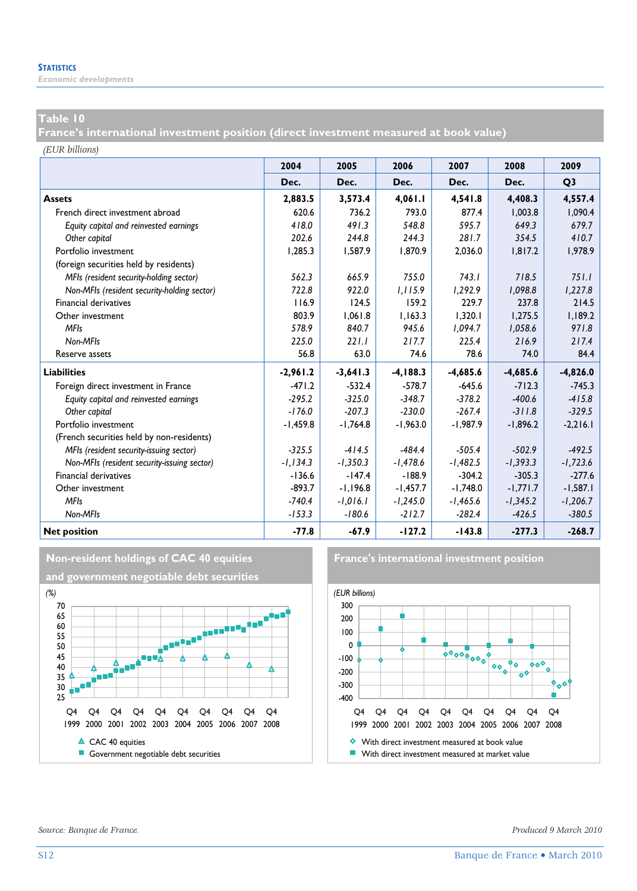## Table 10
## France's international investment position (direct investment measured at book value)

*(EUR billions)*

| | 2004 | 2005 | 2006 | 2007 | 2008 | 2009 |
|---|---|---|---|---|---|---|
| | Dec. | Dec. | Dec. | Dec. | Dec. | Q3 |
| **Assets** | **2,883.5** | **3,573.4** | **4,061.1** | **4,541.8** | **4,408.3** | **4,557.4** |
| French direct investment abroad | 620.6 | 736.2 | 793.0 | 877.4 | 1,003.8 | 1,090.4 |
| *Equity capital and reinvested earnings* | *418.0* | *491.3* | *548.8* | *595.7* | *649.3* | *679.7* |
| *Other capital* | *202.6* | *244.8* | *244.3* | *281.7* | *354.5* | *410.7* |
| Portfolio investment | 1,285.3 | 1,587.9 | 1,870.9 | 2,036.0 | 1,817.2 | 1,978.9 |
| (foreign securities held by residents) | | | | | | |
| *MFIs (resident security-holding sector)* | *562.3* | *665.9* | *755.0* | *743.1* | *718.5* | *751.1* |
| *Non-MFIs (resident security-holding sector)* | *722.8* | *922.0* | *1,115.9* | *1,292.9* | *1,098.8* | *1,227.8* |
| Financial derivatives | 116.9 | 124.5 | 159.2 | 229.7 | 237.8 | 214.5 |
| Other investment | 803.9 | 1,061.8 | 1,163.3 | 1,320.1 | 1,275.5 | 1,189.2 |
| *MFIs* | *578.9* | *840.7* | *945.6* | *1,094.7* | *1,058.6* | *971.8* |
| *Non-MFIs* | *225.0* | *221.1* | *217.7* | *225.4* | *216.9* | *217.4* |
| Reserve assets | 56.8 | 63.0 | 74.6 | 78.6 | 74.0 | 84.4 |
| **Liabilities** | **-2,961.2** | **-3,641.3** | **-4,188.3** | **-4,685.6** | **-4,685.6** | **-4,826.0** |
| Foreign direct investment in France | -471.2 | -532.4 | -578.7 | -645.6 | -712.3 | -745.3 |
| *Equity capital and reinvested earnings* | *-295.2* | *-325.0* | *-348.7* | *-378.2* | *-400.6* | *-415.8* |
| *Other capital* | *-176.0* | *-207.3* | *-230.0* | *-267.4* | *-311.8* | *-329.5* |
| Portfolio investment | -1,459.8 | -1,764.8 | -1,963.0 | -1,987.9 | -1,896.2 | -2,216.1 |
| (French securities held by non-residents) | | | | | | |
| *MFIs (resident security-issuing sector)* | *-325.5* | *-414.5* | *-484.4* | *-505.4* | *-502.9* | *-492.5* |
| *Non-MFIs (resident security-issuing sector)* | *-1,134.3* | *-1,350.3* | *-1,478.6* | *-1,482.5* | *-1,393.3* | *-1,723.6* |
| Financial derivatives | -136.6 | -147.4 | -188.9 | -304.2 | -305.3 | -277.6 |
| Other investment | -893.7 | -1,196.8 | -1,457.7 | -1,748.0 | -1,771.7 | -1,587.1 |
| *MFIs* | *-740.4* | *-1,016.1* | *-1,245.0* | *-1,465.6* | *-1,345.2* | *-1,206.7* |
| *Non-MFIs* | *-153.3* | *-180.6* | *-212.7* | *-282.4* | *-426.5* | *-380.5* |
| **Net position** | **-77.8** | **-67.9** | **-127.2** | **-143.8** | **-277.3** | **-268.7** |

### Non-resident holdings of CAC 40 equities and government negotiable debt securities

(%)

CAC 40 equities
Government negotiable debt securities

### France's international investment position

(EUR billions)

With direct investment measured at book value
With direct investment measured at market value

*Source: Banque de France.*

*Produced 9 March 2010*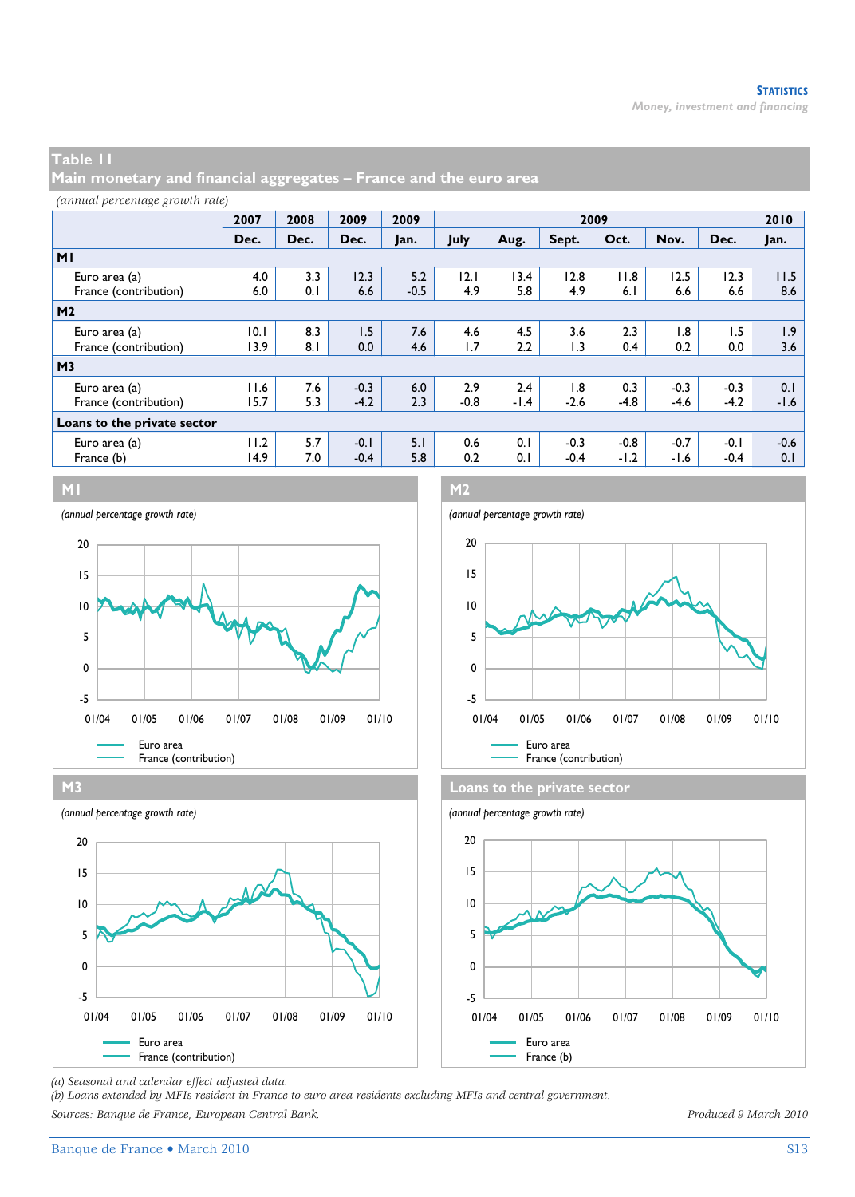## Table 11
## Main monetary and financial aggregates – France and the euro area

*(annual percentage growth rate)*

| | 2007 | 2008 | 2009 | 2009 | 2009 | | | | | | 2010 |
|---|---|---|---|---|---|---|---|---|---|---|---|
| | Dec. | Dec. | Dec. | Jan. | July | Aug. | Sept. | Oct. | Nov. | Dec. | Jan. |
| **M1** | | | | | | | | | | | |
| Euro area (a) | 4.0 | 3.3 | 12.3 | 5.2 | 12.1 | 13.4 | 12.8 | 11.8 | 12.5 | 12.3 | 11.5 |
| France (contribution) | 6.0 | 0.1 | 6.6 | -0.5 | 4.9 | 5.8 | 4.9 | 6.1 | 6.6 | 6.6 | 8.6 |
| **M2** | | | | | | | | | | | |
| Euro area (a) | 10.1 | 8.3 | 1.5 | 7.6 | 4.6 | 4.5 | 3.6 | 2.3 | 1.8 | 1.5 | 1.9 |
| France (contribution) | 13.9 | 8.1 | 0.0 | 4.6 | 1.7 | 2.2 | 1.3 | 0.4 | 0.2 | 0.0 | 3.6 |
| **M3** | | | | | | | | | | | |
| Euro area (a) | 11.6 | 7.6 | -0.3 | 6.0 | 2.9 | 2.4 | 1.8 | 0.3 | -0.3 | -0.3 | 0.1 |
| France (contribution) | 15.7 | 5.3 | -4.2 | 2.3 | -0.8 | -1.4 | -2.6 | -4.8 | -4.6 | -4.2 | -1.6 |
| **Loans to the private sector** | | | | | | | | | | | |
| Euro area (a) | 11.2 | 5.7 | -0.1 | 5.1 | 0.6 | 0.1 | -0.3 | -0.8 | -0.7 | -0.1 | -0.6 |
| France (b) | 14.9 | 7.0 | -0.4 | 5.8 | 0.2 | 0.1 | -0.4 | -1.2 | -1.6 | -0.4 | 0.1 |

### M1
*(annual percentage growth rate)*

Euro area
France (contribution)

### M2
*(annual percentage growth rate)*

Euro area
France (contribution)

### M3
*(annual percentage growth rate)*

Euro area
France (contribution)

### Loans to the private sector
*(annual percentage growth rate)*

Euro area
France (b)

*(a) Seasonal and calendar effect adjusted data.*
*(b) Loans extended by MFIs resident in France to euro area residents excluding MFIs and central government.*

*Sources: Banque de France, European Central Bank.*

*Produced 9 March 2010*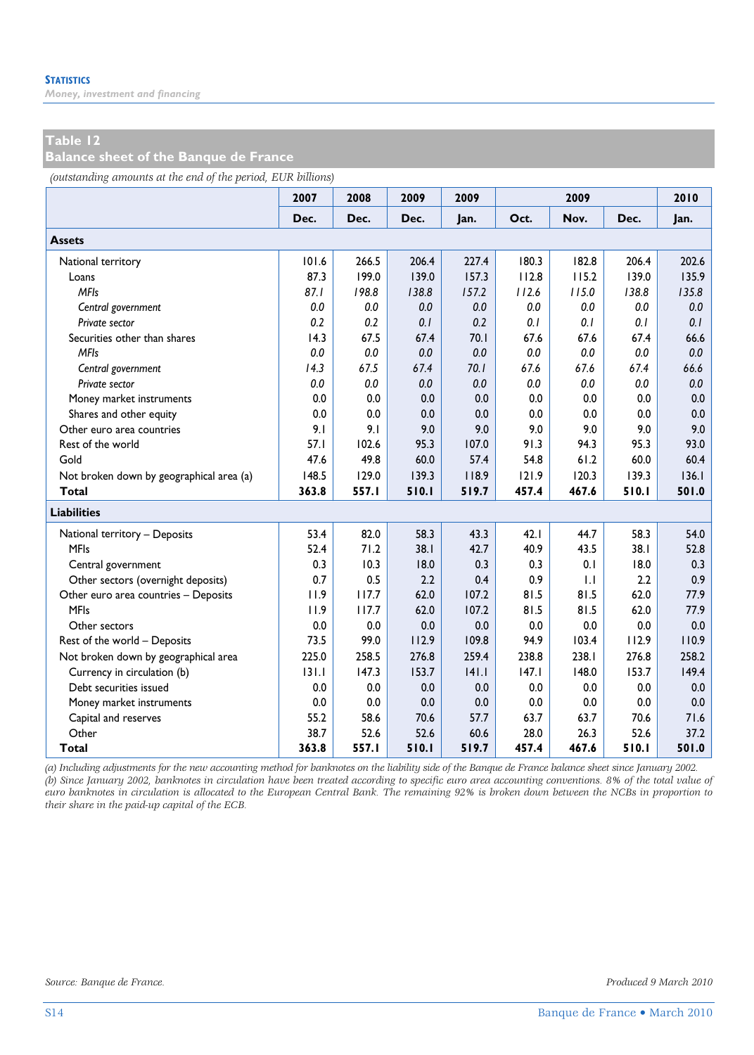## Table 12
## Balance sheet of the Banque de France

*(outstanding amounts at the end of the period, EUR billions)*

| | 2007 | 2008 | 2009 | 2009 | 2009 | | | 2010 |
|---|---|---|---|---|---|---|---|---|
| | Dec. | Dec. | Dec. | Jan. | Oct. | Nov. | Dec. | Jan. |
| **Assets** | | | | | | | | |
| National territory | 101.6 | 266.5 | 206.4 | 227.4 | 180.3 | 182.8 | 206.4 | 202.6 |
| Loans | 87.3 | 199.0 | 139.0 | 157.3 | 112.8 | 115.2 | 139.0 | 135.9 |
| *MFIs* | *87.1* | *198.8* | *138.8* | *157.2* | *112.6* | *115.0* | *138.8* | *135.8* |
| *Central government* | *0.0* | *0.0* | *0.0* | *0.0* | *0.0* | *0.0* | *0.0* | *0.0* |
| *Private sector* | *0.2* | *0.2* | *0.1* | *0.2* | *0.1* | *0.1* | *0.1* | *0.1* |
| Securities other than shares | 14.3 | 67.5 | 67.4 | 70.1 | 67.6 | 67.6 | 67.4 | 66.6 |
| *MFIs* | *0.0* | *0.0* | *0.0* | *0.0* | *0.0* | *0.0* | *0.0* | *0.0* |
| *Central government* | *14.3* | *67.5* | *67.4* | *70.1* | *67.6* | *67.6* | *67.4* | *66.6* |
| *Private sector* | *0.0* | *0.0* | *0.0* | *0.0* | *0.0* | *0.0* | *0.0* | *0.0* |
| Money market instruments | 0.0 | 0.0 | 0.0 | 0.0 | 0.0 | 0.0 | 0.0 | 0.0 |
| Shares and other equity | 0.0 | 0.0 | 0.0 | 0.0 | 0.0 | 0.0 | 0.0 | 0.0 |
| Other euro area countries | 9.1 | 9.1 | 9.0 | 9.0 | 9.0 | 9.0 | 9.0 | 9.0 |
| Rest of the world | 57.1 | 102.6 | 95.3 | 107.0 | 91.3 | 94.3 | 95.3 | 93.0 |
| Gold | 47.6 | 49.8 | 60.0 | 57.4 | 54.8 | 61.2 | 60.0 | 60.4 |
| Not broken down by geographical area (a) | 148.5 | 129.0 | 139.3 | 118.9 | 121.9 | 120.3 | 139.3 | 136.1 |
| **Total** | **363.8** | **557.1** | **510.1** | **519.7** | **457.4** | **467.6** | **510.1** | **501.0** |
| **Liabilities** | | | | | | | | |
| National territory – Deposits | 53.4 | 82.0 | 58.3 | 43.3 | 42.1 | 44.7 | 58.3 | 54.0 |
| MFIs | 52.4 | 71.2 | 38.1 | 42.7 | 40.9 | 43.5 | 38.1 | 52.8 |
| Central government | 0.3 | 10.3 | 18.0 | 0.3 | 0.3 | 0.1 | 18.0 | 0.3 |
| Other sectors (overnight deposits) | 0.7 | 0.5 | 2.2 | 0.4 | 0.9 | 1.1 | 2.2 | 0.9 |
| Other euro area countries – Deposits | 11.9 | 117.7 | 62.0 | 107.2 | 81.5 | 81.5 | 62.0 | 77.9 |
| MFIs | 11.9 | 117.7 | 62.0 | 107.2 | 81.5 | 81.5 | 62.0 | 77.9 |
| Other sectors | 0.0 | 0.0 | 0.0 | 0.0 | 0.0 | 0.0 | 0.0 | 0.0 |
| Rest of the world – Deposits | 73.5 | 99.0 | 112.9 | 109.8 | 94.9 | 103.4 | 112.9 | 110.9 |
| Not broken down by geographical area | 225.0 | 258.5 | 276.8 | 259.4 | 238.8 | 238.1 | 276.8 | 258.2 |
| Currency in circulation (b) | 131.1 | 147.3 | 153.7 | 141.1 | 147.1 | 148.0 | 153.7 | 149.4 |
| Debt securities issued | 0.0 | 0.0 | 0.0 | 0.0 | 0.0 | 0.0 | 0.0 | 0.0 |
| Money market instruments | 0.0 | 0.0 | 0.0 | 0.0 | 0.0 | 0.0 | 0.0 | 0.0 |
| Capital and reserves | 55.2 | 58.6 | 70.6 | 57.7 | 63.7 | 63.7 | 70.6 | 71.6 |
| Other | 38.7 | 52.6 | 52.6 | 60.6 | 28.0 | 26.3 | 52.6 | 37.2 |
| **Total** | **363.8** | **557.1** | **510.1** | **519.7** | **457.4** | **467.6** | **510.1** | **501.0** |

*(a) Including adjustments for the new accounting method for banknotes on the liability side of the Banque de France balance sheet since January 2002.*
*(b) Since January 2002, banknotes in circulation have been treated according to specific euro area accounting conventions. 8% of the total value of euro banknotes in circulation is allocated to the European Central Bank. The remaining 92% is broken down between the NCBs in proportion to their share in the paid-up capital of the ECB.*

*Source: Banque de France.* *Produced 9 March 2010*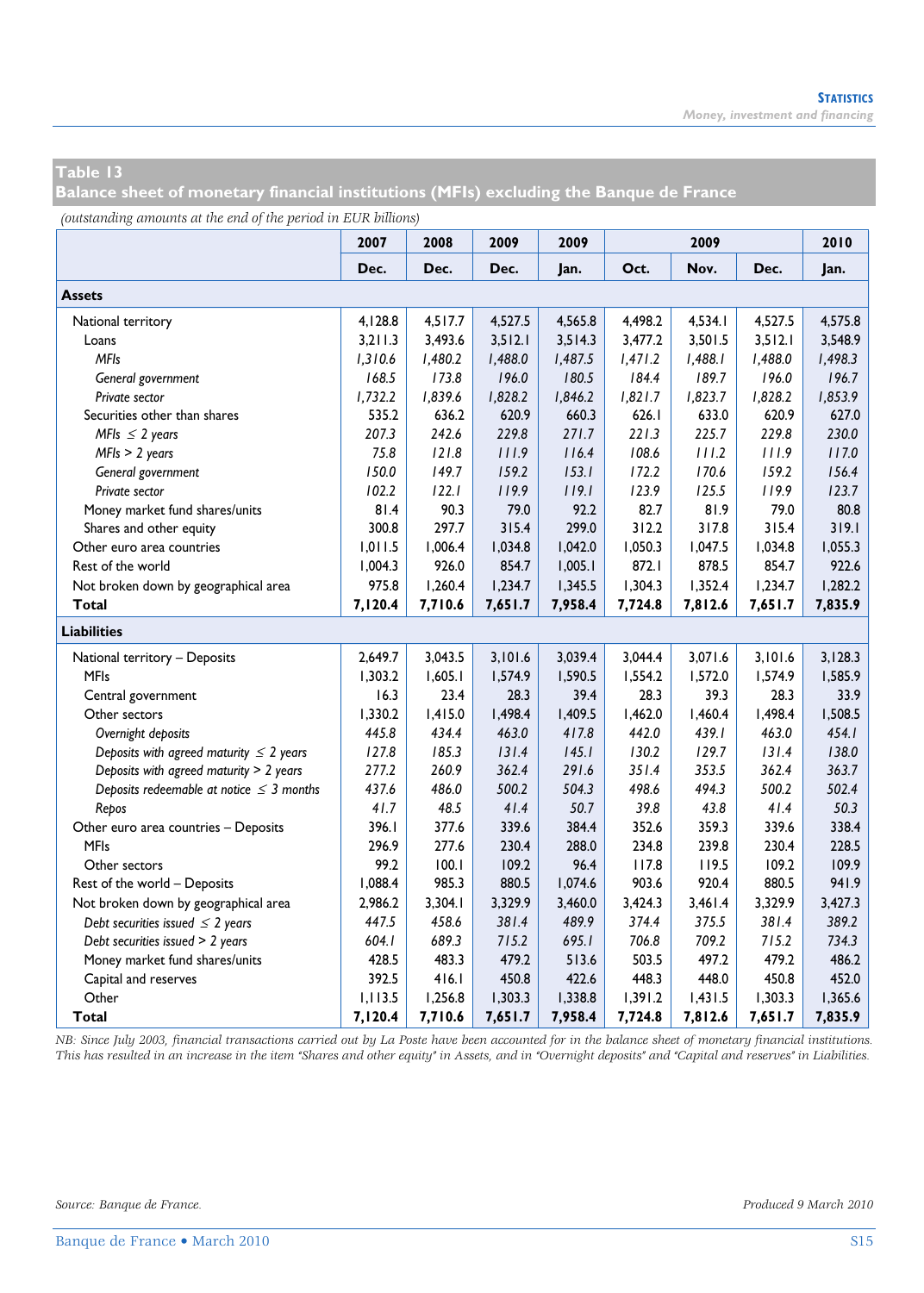## Table 13

## Balance sheet of monetary financial institutions (MFIs) excluding the Banque de France

*(outstanding amounts at the end of the period in EUR billions)*

| | 2007 | 2008 | 2009 | 2009 | 2009 | | | 2010 |
|---|---|---|---|---|---|---|---|---|
| | Dec. | Dec. | Dec. | Jan. | Oct. | Nov. | Dec. | Jan. |
| **Assets** | | | | | | | | |
| National territory | 4,128.8 | 4,517.7 | 4,527.5 | 4,565.8 | 4,498.2 | 4,534.1 | 4,527.5 | 4,575.8 |
| Loans | 3,211.3 | 3,493.6 | 3,512.1 | 3,514.3 | 3,477.2 | 3,501.5 | 3,512.1 | 3,548.9 |
| *MFIs* | *1,310.6* | *1,480.2* | *1,488.0* | *1,487.5* | *1,471.2* | *1,488.1* | *1,488.0* | *1,498.3* |
| *General government* | *168.5* | *173.8* | *196.0* | *180.5* | *184.4* | *189.7* | *196.0* | *196.7* |
| *Private sector* | *1,732.2* | *1,839.6* | *1,828.2* | *1,846.2* | *1,821.7* | *1,823.7* | *1,828.2* | *1,853.9* |
| Securities other than shares | 535.2 | 636.2 | 620.9 | 660.3 | 626.1 | 633.0 | 620.9 | 627.0 |
| *MFIs ≤ 2 years* | *207.3* | *242.6* | *229.8* | *271.7* | *221.3* | *225.7* | *229.8* | *230.0* |
| *MFIs > 2 years* | *75.8* | *121.8* | *111.9* | *116.4* | *108.6* | *111.2* | *111.9* | *117.0* |
| *General government* | *150.0* | *149.7* | *159.2* | *153.1* | *172.2* | *170.6* | *159.2* | *156.4* |
| *Private sector* | *102.2* | *122.1* | *119.9* | *119.1* | *123.9* | *125.5* | *119.9* | *123.7* |
| Money market fund shares/units | 81.4 | 90.3 | 79.0 | 92.2 | 82.7 | 81.9 | 79.0 | 80.8 |
| Shares and other equity | 300.8 | 297.7 | 315.4 | 299.0 | 312.2 | 317.8 | 315.4 | 319.1 |
| Other euro area countries | 1,011.5 | 1,006.4 | 1,034.8 | 1,042.0 | 1,050.3 | 1,047.5 | 1,034.8 | 1,055.3 |
| Rest of the world | 1,004.3 | 926.0 | 854.7 | 1,005.1 | 872.1 | 878.5 | 854.7 | 922.6 |
| Not broken down by geographical area | 975.8 | 1,260.4 | 1,234.7 | 1,345.5 | 1,304.3 | 1,352.4 | 1,234.7 | 1,282.2 |
| **Total** | **7,120.4** | **7,710.6** | **7,651.7** | **7,958.4** | **7,724.8** | **7,812.6** | **7,651.7** | **7,835.9** |
| **Liabilities** | | | | | | | | |
| National territory – Deposits | 2,649.7 | 3,043.5 | 3,101.6 | 3,039.4 | 3,044.4 | 3,071.6 | 3,101.6 | 3,128.3 |
| MFIs | 1,303.2 | 1,605.1 | 1,574.9 | 1,590.5 | 1,554.2 | 1,572.0 | 1,574.9 | 1,585.9 |
| Central government | 16.3 | 23.4 | 28.3 | 39.4 | 28.3 | 39.3 | 28.3 | 33.9 |
| Other sectors | 1,330.2 | 1,415.0 | 1,498.4 | 1,409.5 | 1,462.0 | 1,460.4 | 1,498.4 | 1,508.5 |
| *Overnight deposits* | *445.8* | *434.4* | *463.0* | *417.8* | *442.0* | *439.1* | *463.0* | *454.1* |
| *Deposits with agreed maturity ≤ 2 years* | *127.8* | *185.3* | *131.4* | *145.1* | *130.2* | *129.7* | *131.4* | *138.0* |
| *Deposits with agreed maturity > 2 years* | *277.2* | *260.9* | *362.4* | *291.6* | *351.4* | *353.5* | *362.4* | *363.7* |
| *Deposits redeemable at notice ≤ 3 months* | *437.6* | *486.0* | *500.2* | *504.3* | *498.6* | *494.3* | *500.2* | *502.4* |
| *Repos* | *41.7* | *48.5* | *41.4* | *50.7* | *39.8* | *43.8* | *41.4* | *50.3* |
| Other euro area countries – Deposits | 396.1 | 377.6 | 339.6 | 384.4 | 352.6 | 359.3 | 339.6 | 338.4 |
| MFIs | 296.9 | 277.6 | 230.4 | 288.0 | 234.8 | 239.8 | 230.4 | 228.5 |
| Other sectors | 99.2 | 100.1 | 109.2 | 96.4 | 117.8 | 119.5 | 109.2 | 109.9 |
| Rest of the world – Deposits | 1,088.4 | 985.3 | 880.5 | 1,074.6 | 903.6 | 920.4 | 880.5 | 941.9 |
| Not broken down by geographical area | 2,986.2 | 3,304.1 | 3,329.9 | 3,460.0 | 3,424.3 | 3,461.4 | 3,329.9 | 3,427.3 |
| *Debt securities issued ≤ 2 years* | *447.5* | *458.6* | *381.4* | *489.9* | *374.4* | *375.5* | *381.4* | *389.2* |
| *Debt securities issued > 2 years* | *604.1* | *689.3* | *715.2* | *695.1* | *706.8* | *709.2* | *715.2* | *734.3* |
| Money market fund shares/units | 428.5 | 483.3 | 479.2 | 513.6 | 503.5 | 497.2 | 479.2 | 486.2 |
| Capital and reserves | 392.5 | 416.1 | 450.8 | 422.6 | 448.3 | 448.0 | 450.8 | 452.0 |
| Other | 1,113.5 | 1,256.8 | 1,303.3 | 1,338.8 | 1,391.2 | 1,431.5 | 1,303.3 | 1,365.6 |
| **Total** | **7,120.4** | **7,710.6** | **7,651.7** | **7,958.4** | **7,724.8** | **7,812.6** | **7,651.7** | **7,835.9** |

*NB: Since July 2003, financial transactions carried out by La Poste have been accounted for in the balance sheet of monetary financial institutions. This has resulted in an increase in the item "Shares and other equity" in Assets, and in "Overnight deposits" and "Capital and reserves" in Liabilities.*

*Source: Banque de France.*

*Produced 9 March 2010*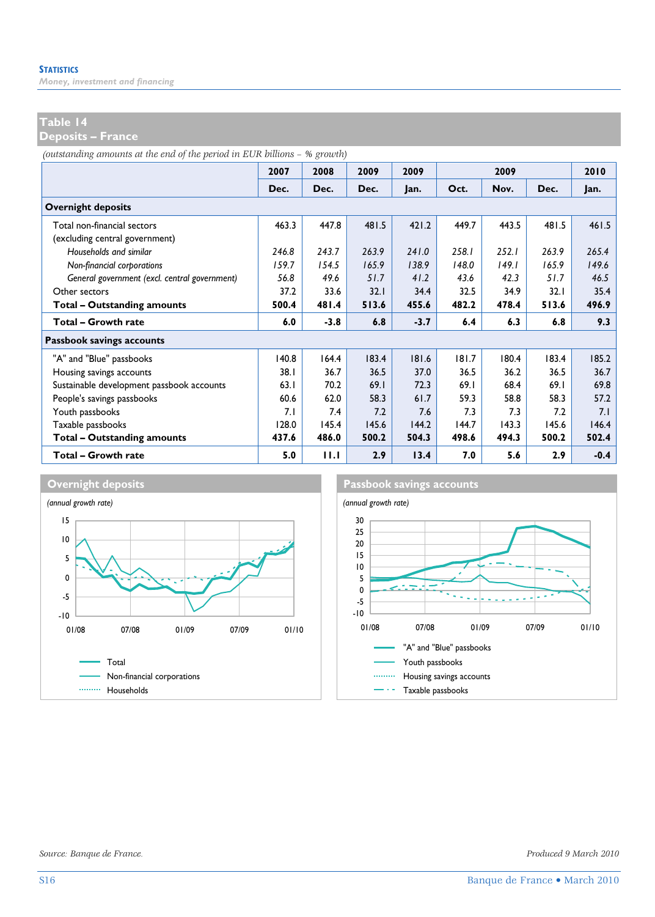## Table 14
## Deposits – France

*(outstanding amounts at the end of the period in EUR billions – % growth)*

| | 2007 | 2008 | 2009 | 2009 | 2009 | | | 2010 |
|---|---|---|---|---|---|---|---|---|
| | Dec. | Dec. | Dec. | Jan. | Oct. | Nov. | Dec. | Jan. |
| **Overnight deposits** | | | | | | | | |
| Total non-financial sectors (excluding central government) | 463.3 | 447.8 | 481.5 | 421.2 | 449.7 | 443.5 | 481.5 | 461.5 |
| *Households and similar* | *246.8* | *243.7* | *263.9* | *241.0* | *258.1* | *252.1* | *263.9* | *265.4* |
| *Non-financial corporations* | *159.7* | *154.5* | *165.9* | *138.9* | *148.0* | *149.1* | *165.9* | *149.6* |
| *General government (excl. central government)* | *56.8* | *49.6* | *51.7* | *41.2* | *43.6* | *42.3* | *51.7* | *46.5* |
| Other sectors | 37.2 | 33.6 | 32.1 | 34.4 | 32.5 | 34.9 | 32.1 | 35.4 |
| **Total – Outstanding amounts** | **500.4** | **481.4** | **513.6** | **455.6** | **482.2** | **478.4** | **513.6** | **496.9** |
| **Total – Growth rate** | **6.0** | **-3.8** | **6.8** | **-3.7** | **6.4** | **6.3** | **6.8** | **9.3** |
| **Passbook savings accounts** | | | | | | | | |
| "A" and "Blue" passbooks | 140.8 | 164.4 | 183.4 | 181.6 | 181.7 | 180.4 | 183.4 | 185.2 |
| Housing savings accounts | 38.1 | 36.7 | 36.5 | 37.0 | 36.5 | 36.2 | 36.5 | 36.7 |
| Sustainable development passbook accounts | 63.1 | 70.2 | 69.1 | 72.3 | 69.1 | 68.4 | 69.1 | 69.8 |
| People's savings passbooks | 60.6 | 62.0 | 58.3 | 61.7 | 59.3 | 58.8 | 58.3 | 57.2 |
| Youth passbooks | 7.1 | 7.4 | 7.2 | 7.6 | 7.3 | 7.3 | 7.2 | 7.1 |
| Taxable passbooks | 128.0 | 145.4 | 145.6 | 144.2 | 144.7 | 143.3 | 145.6 | 146.4 |
| **Total – Outstanding amounts** | **437.6** | **486.0** | **500.2** | **504.3** | **498.6** | **494.3** | **500.2** | **502.4** |
| **Total – Growth rate** | **5.0** | **11.1** | **2.9** | **13.4** | **7.0** | **5.6** | **2.9** | **-0.4** |

### Overnight deposits

*(annual growth rate)*

Legend: Total; Non-financial corporations; Households

### Passbook savings accounts

*(annual growth rate)*

Legend: "A" and "Blue" passbooks; Youth passbooks; Housing savings accounts; Taxable passbooks

*Source: Banque de France.*

*Produced 9 March 2010*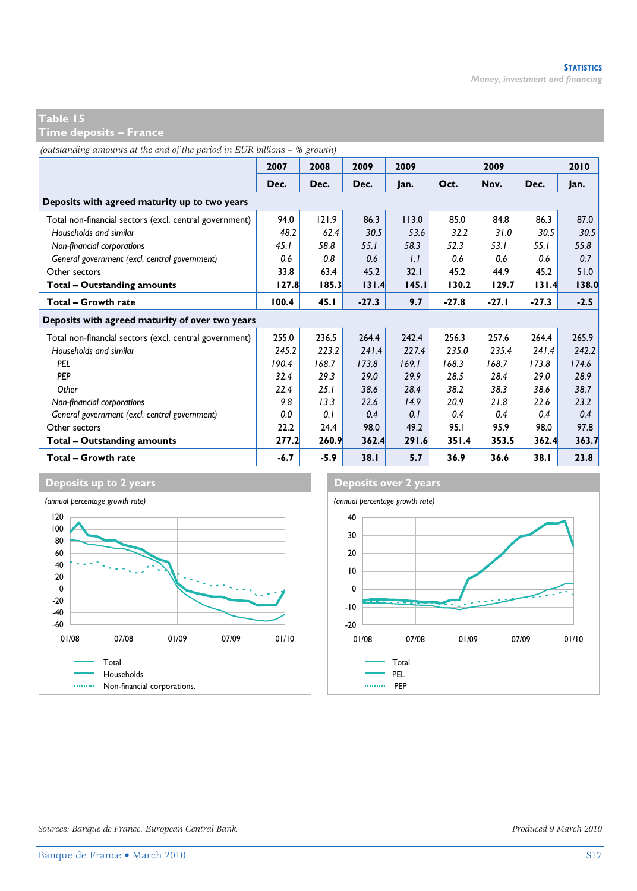## Table 15
## Time deposits – France

*(outstanding amounts at the end of the period in EUR billions – % growth)*

| | 2007 | 2008 | 2009 | 2009 | 2009 | | | 2010 |
|---|---|---|---|---|---|---|---|---|
| | Dec. | Dec. | Dec. | Jan. | Oct. | Nov. | Dec. | Jan. |
| **Deposits with agreed maturity up to two years** | | | | | | | | |
| Total non-financial sectors (excl. central government) | 94.0 | 121.9 | 86.3 | 113.0 | 85.0 | 84.8 | 86.3 | 87.0 |
| *Households and similar* | *48.2* | *62.4* | *30.5* | *53.6* | *32.2* | *31.0* | *30.5* | *30.5* |
| *Non-financial corporations* | *45.1* | *58.8* | *55.1* | *58.3* | *52.3* | *53.1* | *55.1* | *55.8* |
| *General government (excl. central government)* | *0.6* | *0.8* | *0.6* | *1.1* | *0.6* | *0.6* | *0.6* | *0.7* |
| Other sectors | 33.8 | 63.4 | 45.2 | 32.1 | 45.2 | 44.9 | 45.2 | 51.0 |
| **Total – Outstanding amounts** | **127.8** | **185.3** | **131.4** | **145.1** | **130.2** | **129.7** | **131.4** | **138.0** |
| **Total – Growth rate** | **100.4** | **45.1** | **-27.3** | **9.7** | **-27.8** | **-27.1** | **-27.3** | **-2.5** |
| **Deposits with agreed maturity of over two years** | | | | | | | | |
| Total non-financial sectors (excl. central government) | 255.0 | 236.5 | 264.4 | 242.4 | 256.3 | 257.6 | 264.4 | 265.9 |
| *Households and similar* | *245.2* | *223.2* | *241.4* | *227.4* | *235.0* | *235.4* | *241.4* | *242.2* |
| *PEL* | *190.4* | *168.7* | *173.8* | *169.1* | *168.3* | *168.7* | *173.8* | *174.6* |
| *PEP* | *32.4* | *29.3* | *29.0* | *29.9* | *28.5* | *28.4* | *29.0* | *28.9* |
| *Other* | *22.4* | *25.1* | *38.6* | *28.4* | *38.2* | *38.3* | *38.6* | *38.7* |
| *Non-financial corporations* | *9.8* | *13.3* | *22.6* | *14.9* | *20.9* | *21.8* | *22.6* | *23.2* |
| *General government (excl. central government)* | *0.0* | *0.1* | *0.4* | *0.1* | *0.4* | *0.4* | *0.4* | *0.4* |
| Other sectors | 22.2 | 24.4 | 98.0 | 49.2 | 95.1 | 95.9 | 98.0 | 97.8 |
| **Total – Outstanding amounts** | **277.2** | **260.9** | **362.4** | **291.6** | **351.4** | **353.5** | **362.4** | **363.7** |
| **Total – Growth rate** | **-6.7** | **-5.9** | **38.1** | **5.7** | **36.9** | **36.6** | **38.1** | **23.8** |

### Deposits up to 2 years

*(annual percentage growth rate)*

Total / Households / Non-financial corporations.

### Deposits over 2 years

*(annual percentage growth rate)*

Total / PEL / PEP

*Sources: Banque de France, European Central Bank.*

*Produced 9 March 2010*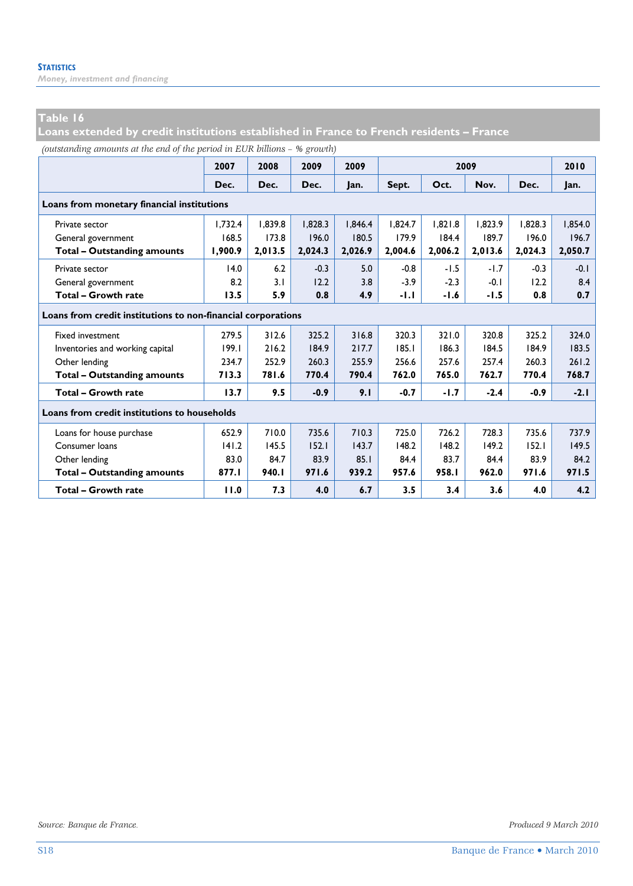## Table 16
## Loans extended by credit institutions established in France to French residents – France

*(outstanding amounts at the end of the period in EUR billions – % growth)*

| | 2007 | 2008 | 2009 | 2009 | 2009 | | | | 2010 |
|---|---|---|---|---|---|---|---|---|---|
| | Dec. | Dec. | Dec. | Jan. | Sept. | Oct. | Nov. | Dec. | Jan. |
| **Loans from monetary financial institutions** | | | | | | | | | |
| Private sector | 1,732.4 | 1,839.8 | 1,828.3 | 1,846.4 | 1,824.7 | 1,821.8 | 1,823.9 | 1,828.3 | 1,854.0 |
| General government | 168.5 | 173.8 | 196.0 | 180.5 | 179.9 | 184.4 | 189.7 | 196.0 | 196.7 |
| **Total – Outstanding amounts** | **1,900.9** | **2,013.5** | **2,024.3** | **2,026.9** | **2,004.6** | **2,006.2** | **2,013.6** | **2,024.3** | **2,050.7** |
| Private sector | 14.0 | 6.2 | -0.3 | 5.0 | -0.8 | -1.5 | -1.7 | -0.3 | -0.1 |
| General government | 8.2 | 3.1 | 12.2 | 3.8 | -3.9 | -2.3 | -0.1 | 12.2 | 8.4 |
| **Total – Growth rate** | **13.5** | **5.9** | **0.8** | **4.9** | **-1.1** | **-1.6** | **-1.5** | **0.8** | **0.7** |
| **Loans from credit institutions to non-financial corporations** | | | | | | | | | |
| Fixed investment | 279.5 | 312.6 | 325.2 | 316.8 | 320.3 | 321.0 | 320.8 | 325.2 | 324.0 |
| Inventories and working capital | 199.1 | 216.2 | 184.9 | 217.7 | 185.1 | 186.3 | 184.5 | 184.9 | 183.5 |
| Other lending | 234.7 | 252.9 | 260.3 | 255.9 | 256.6 | 257.6 | 257.4 | 260.3 | 261.2 |
| **Total – Outstanding amounts** | **713.3** | **781.6** | **770.4** | **790.4** | **762.0** | **765.0** | **762.7** | **770.4** | **768.7** |
| **Total – Growth rate** | **13.7** | **9.5** | **-0.9** | **9.1** | **-0.7** | **-1.7** | **-2.4** | **-0.9** | **-2.1** |
| **Loans from credit institutions to households** | | | | | | | | | |
| Loans for house purchase | 652.9 | 710.0 | 735.6 | 710.3 | 725.0 | 726.2 | 728.3 | 735.6 | 737.9 |
| Consumer loans | 141.2 | 145.5 | 152.1 | 143.7 | 148.2 | 148.2 | 149.2 | 152.1 | 149.5 |
| Other lending | 83.0 | 84.7 | 83.9 | 85.1 | 84.4 | 83.7 | 84.4 | 83.9 | 84.2 |
| **Total – Outstanding amounts** | **877.1** | **940.1** | **971.6** | **939.2** | **957.6** | **958.1** | **962.0** | **971.6** | **971.5** |
| **Total – Growth rate** | **11.0** | **7.3** | **4.0** | **6.7** | **3.5** | **3.4** | **3.6** | **4.0** | **4.2** |

*Source: Banque de France.*

*Produced 9 March 2010*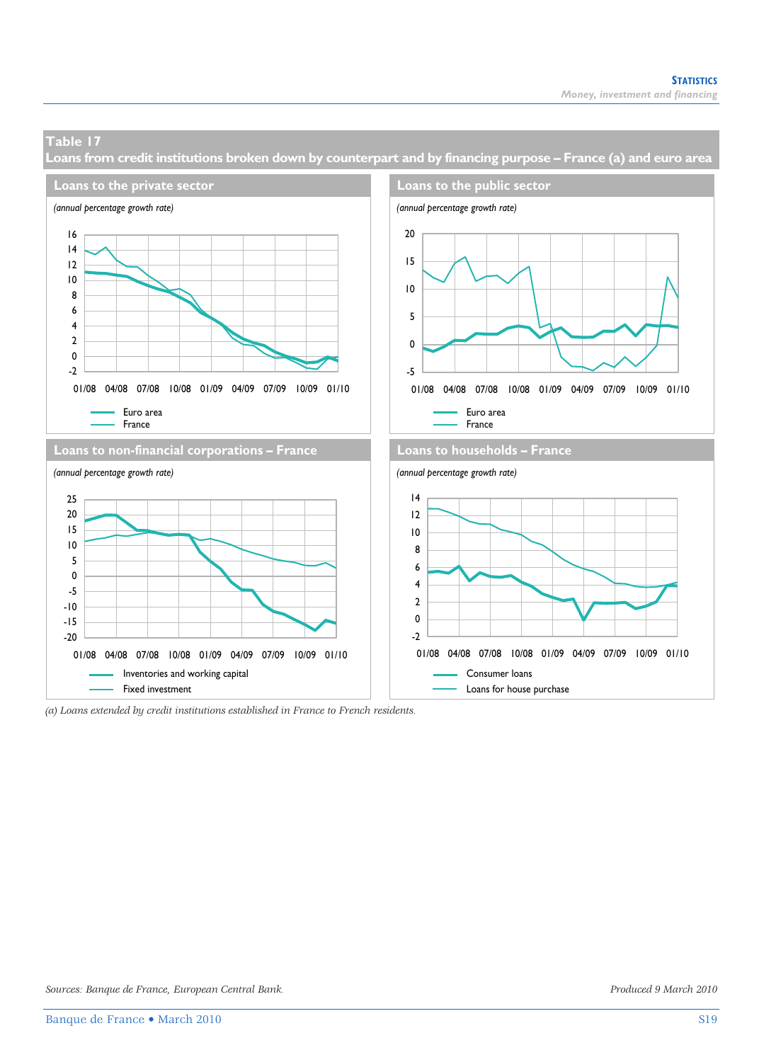## Table 17

### Loans from credit institutions broken down by counterpart and by financing purpose – France (a) and euro area

#### Loans to the private sector

*(annual percentage growth rate)*

16
14
12
10
8
6
4
2
0
-2

01/08 04/08 07/08 10/08 01/09 04/09 07/09 10/09 01/10

Euro area
France

#### Loans to the public sector

*(annual percentage growth rate)*

20
15
10
5
0
-5

01/08 04/08 07/08 10/08 01/09 04/09 07/09 10/09 01/10

Euro area
France

#### Loans to non-financial corporations – France

*(annual percentage growth rate)*

25
20
15
10
5
0
-5
-10
-15
-20

01/08 04/08 07/08 10/08 01/09 04/09 07/09 10/09 01/10

Inventories and working capital
Fixed investment

#### Loans to households – France

*(annual percentage growth rate)*

14
12
10
8
6
4
2
0
-2

01/08 04/08 07/08 10/08 01/09 04/09 07/09 10/09 01/10

Consumer loans
Loans for house purchase

*(a) Loans extended by credit institutions established in France to French residents.*

*Sources: Banque de France, European Central Bank.*

*Produced 9 March 2010*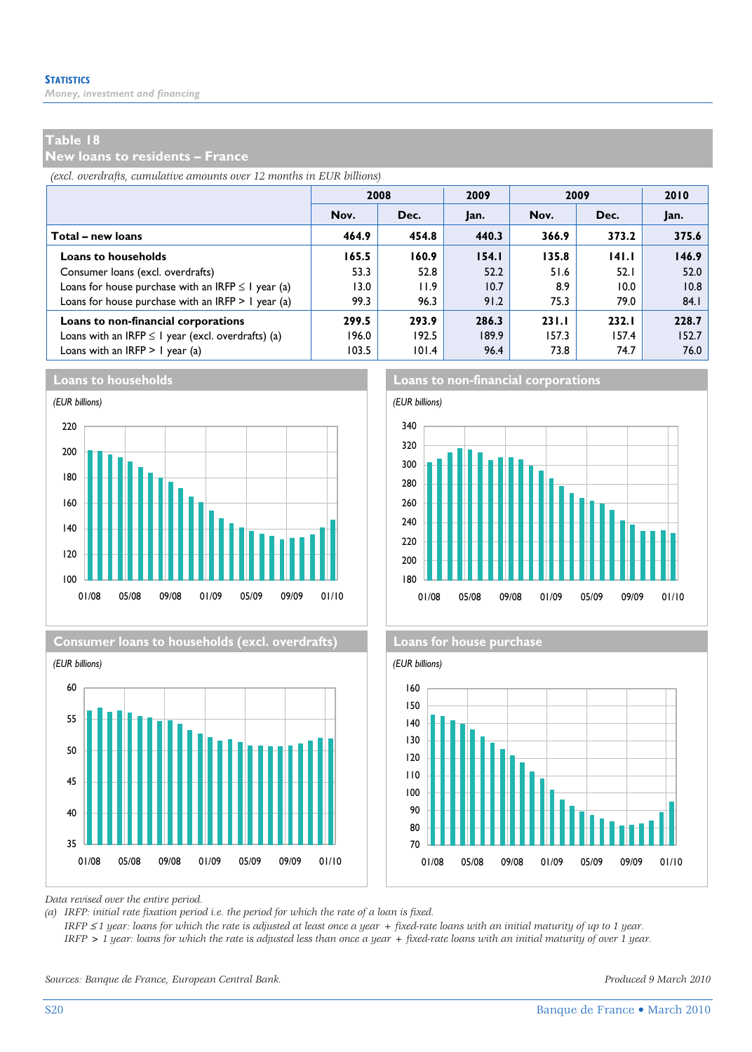## Table 18
## New loans to residents – France

*(excl. overdrafts, cumulative amounts over 12 months in EUR billions)*

| | 2008 | | 2009 | 2009 | | 2010 |
|---|---|---|---|---|---|---|
| | Nov. | Dec. | Jan. | Nov. | Dec. | Jan. |
| **Total – new loans** | **464.9** | **454.8** | **440.3** | **366.9** | **373.2** | **375.6** |
| **Loans to households** | **165.5** | **160.9** | **154.1** | **135.8** | **141.1** | **146.9** |
| Consumer loans (excl. overdrafts) | 53.3 | 52.8 | 52.2 | 51.6 | 52.1 | 52.0 |
| Loans for house purchase with an IRFP ≤ 1 year (a) | 13.0 | 11.9 | 10.7 | 8.9 | 10.0 | 10.8 |
| Loans for house purchase with an IRFP > 1 year (a) | 99.3 | 96.3 | 91.2 | 75.3 | 79.0 | 84.1 |
| **Loans to non-financial corporations** | **299.5** | **293.9** | **286.3** | **231.1** | **232.1** | **228.7** |
| Loans with an IRFP ≤ 1 year (excl. overdrafts) (a) | 196.0 | 192.5 | 189.9 | 157.3 | 157.4 | 152.7 |
| Loans with an IRFP > 1 year (a) | 103.5 | 101.4 | 96.4 | 73.8 | 74.7 | 76.0 |

### Loans to households

*(EUR billions)*

### Loans to non-financial corporations

*(EUR billions)*

### Consumer loans to households (excl. overdrafts)

*(EUR billions)*

### Loans for house purchase

*(EUR billions)*

*Data revised over the entire period.*

*(a) IRFP: initial rate fixation period i.e. the period for which the rate of a loan is fixed.*
*IRFP ≤ 1 year: loans for which the rate is adjusted at least once a year + fixed-rate loans with an initial maturity of up to 1 year.*
*IRFP > 1 year: loans for which the rate is adjusted less than once a year + fixed-rate loans with an initial maturity of over 1 year.*

*Sources: Banque de France, European Central Bank.*

*Produced 9 March 2010*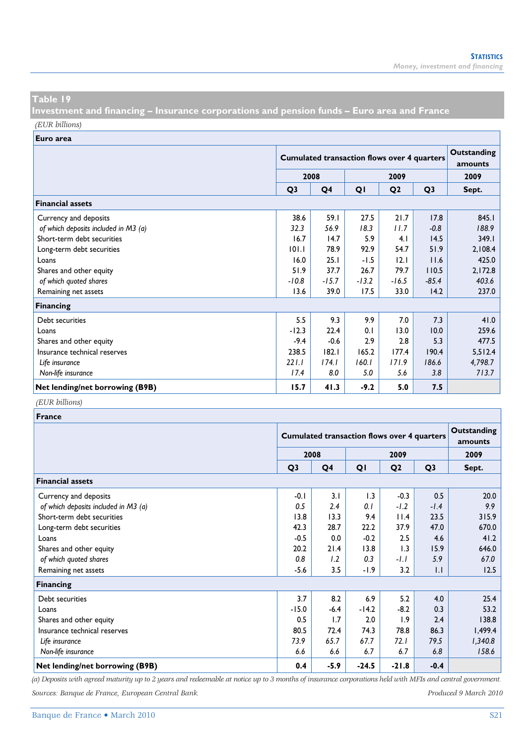## Table 19
## Investment and financing – Insurance corporations and pension funds – Euro area and France

*(EUR billions)*

**Euro area**

| | Cumulated transaction flows over 4 quarters | | | | | Outstanding amounts |
|---|---|---|---|---|---|---|
| | 2008 | | 2009 | | | 2009 |
| | Q3 | Q4 | Q1 | Q2 | Q3 | Sept. |
| **Financial assets** | | | | | | |
| Currency and deposits | 38.6 | 59.1 | 27.5 | 21.7 | 17.8 | 845.1 |
| *of which deposits included in M3 (a)* | *32.3* | *56.9* | *18.3* | *11.7* | *-0.8* | *188.9* |
| Short-term debt securities | 16.7 | 14.7 | 5.9 | 4.1 | 14.5 | 349.1 |
| Long-term debt securities | 101.1 | 78.9 | 92.9 | 54.7 | 51.9 | 2,108.4 |
| Loans | 16.0 | 25.1 | -1.5 | 12.1 | 11.6 | 425.0 |
| Shares and other equity | 51.9 | 37.7 | 26.7 | 79.7 | 110.5 | 2,172.8 |
| *of which quoted shares* | *-10.8* | *-15.7* | *-13.2* | *-16.5* | *-85.4* | *403.6* |
| Remaining net assets | 13.6 | 39.0 | 17.5 | 33.0 | 14.2 | 237.0 |
| **Financing** | | | | | | |
| Debt securities | 5.5 | 9.3 | 9.9 | 7.0 | 7.3 | 41.0 |
| Loans | -12.3 | 22.4 | 0.1 | 13.0 | 10.0 | 259.6 |
| Shares and other equity | -9.4 | -0.6 | 2.9 | 2.8 | 5.3 | 477.5 |
| Insurance technical reserves | 238.5 | 182.1 | 165.2 | 177.4 | 190.4 | 5,512.4 |
| *Life insurance* | *221.1* | *174.1* | *160.1* | *171.9* | *186.6* | *4,798.7* |
| *Non-life insurance* | *17.4* | *8.0* | *5.0* | *5.6* | *3.8* | *713.7* |
| **Net lending/net borrowing (B9B)** | **15.7** | **41.3** | **-9.2** | **5.0** | **7.5** | |

*(EUR billions)*

**France**

| | Cumulated transaction flows over 4 quarters | | | | | Outstanding amounts |
|---|---|---|---|---|---|---|
| | 2008 | | 2009 | | | 2009 |
| | Q3 | Q4 | Q1 | Q2 | Q3 | Sept. |
| **Financial assets** | | | | | | |
| Currency and deposits | -0.1 | 3.1 | 1.3 | -0.3 | 0.5 | 20.0 |
| *of which deposits included in M3 (a)* | *0.5* | *2.4* | *0.1* | *-1.2* | *-1.4* | *9.9* |
| Short-term debt securities | 13.8 | 13.3 | 9.4 | 11.4 | 23.5 | 315.9 |
| Long-term debt securities | 42.3 | 28.7 | 22.2 | 37.9 | 47.0 | 670.0 |
| Loans | -0.5 | 0.0 | -0.2 | 2.5 | 4.6 | 41.2 |
| Shares and other equity | 20.2 | 21.4 | 13.8 | 1.3 | 15.9 | 646.0 |
| *of which quoted shares* | *0.8* | *1.2* | *0.3* | *-1.1* | *5.9* | *67.0* |
| Remaining net assets | -5.6 | 3.5 | -1.9 | 3.2 | 1.1 | 12.5 |
| **Financing** | | | | | | |
| Debt securities | 3.7 | 8.2 | 6.9 | 5.2 | 4.0 | 25.4 |
| Loans | -15.0 | -6.4 | -14.2 | -8.2 | 0.3 | 53.2 |
| Shares and other equity | 0.5 | 1.7 | 2.0 | 1.9 | 2.4 | 138.8 |
| Insurance technical reserves | 80.5 | 72.4 | 74.3 | 78.8 | 86.3 | 1,499.4 |
| *Life insurance* | *73.9* | *65.7* | *67.7* | *72.1* | *79.5* | *1,340.8* |
| *Non-life insurance* | *6.6* | *6.6* | *6.7* | *6.7* | *6.8* | *158.6* |
| **Net lending/net borrowing (B9B)** | **0.4** | **-5.9** | **-24.5** | **-21.8** | **-0.4** | |

*(a) Deposits with agreed maturity up to 2 years and redeemable at notice up to 3 months of insurance corporations held with MFIs and central government.*

*Sources: Banque de France, European Central Bank.*

*Produced 9 March 2010*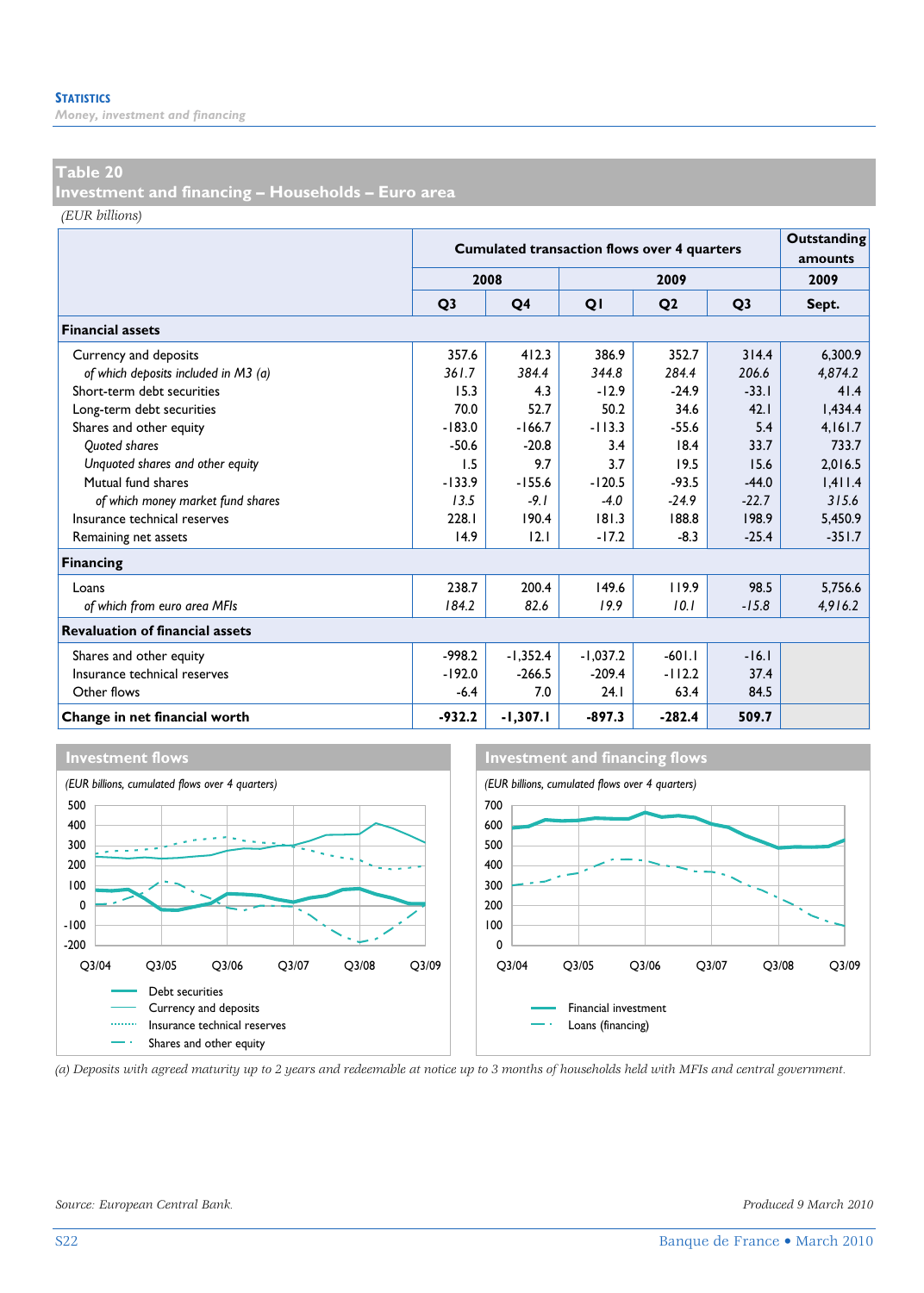## Table 20
## Investment and financing – Households – Euro area

*(EUR billions)*

| | Cumulated transaction flows over 4 quarters | | | | | Outstanding amounts |
|---|---|---|---|---|---|---|
| | 2008 | | 2009 | | | 2009 |
| | Q3 | Q4 | Q1 | Q2 | Q3 | Sept. |
| **Financial assets** | | | | | | |
| Currency and deposits | 357.6 | 412.3 | 386.9 | 352.7 | 314.4 | 6,300.9 |
| *of which deposits included in M3 (a)* | *361.7* | *384.4* | *344.8* | *284.4* | *206.6* | *4,874.2* |
| Short-term debt securities | 15.3 | 4.3 | -12.9 | -24.9 | -33.1 | 41.4 |
| Long-term debt securities | 70.0 | 52.7 | 50.2 | 34.6 | 42.1 | 1,434.4 |
| Shares and other equity | -183.0 | -166.7 | -113.3 | -55.6 | 5.4 | 4,161.7 |
| *Quoted shares* | -50.6 | -20.8 | 3.4 | 18.4 | 33.7 | 733.7 |
| *Unquoted shares and other equity* | 1.5 | 9.7 | 3.7 | 19.5 | 15.6 | 2,016.5 |
| Mutual fund shares | -133.9 | -155.6 | -120.5 | -93.5 | -44.0 | 1,411.4 |
| *of which money market fund shares* | *13.5* | *-9.1* | *-4.0* | *-24.9* | *-22.7* | *315.6* |
| Insurance technical reserves | 228.1 | 190.4 | 181.3 | 188.8 | 198.9 | 5,450.9 |
| Remaining net assets | 14.9 | 12.1 | -17.2 | -8.3 | -25.4 | -351.7 |
| **Financing** | | | | | | |
| Loans | 238.7 | 200.4 | 149.6 | 119.9 | 98.5 | 5,756.6 |
| *of which from euro area MFIs* | *184.2* | *82.6* | *19.9* | *10.1* | *-15.8* | *4,916.2* |
| **Revaluation of financial assets** | | | | | | |
| Shares and other equity | -998.2 | -1,352.4 | -1,037.2 | -601.1 | -16.1 | |
| Insurance technical reserves | -192.0 | -266.5 | -209.4 | -112.2 | 37.4 | |
| Other flows | -6.4 | 7.0 | 24.1 | 63.4 | 84.5 | |
| **Change in net financial worth** | **-932.2** | **-1,307.1** | **-897.3** | **-282.4** | **509.7** | |

### Investment flows

*(EUR billions, cumulated flows over 4 quarters)*

Debt securities
Currency and deposits
Insurance technical reserves
Shares and other equity

### Investment and financing flows

*(EUR billions, cumulated flows over 4 quarters)*

Financial investment
Loans (financing)

*(a) Deposits with agreed maturity up to 2 years and redeemable at notice up to 3 months of households held with MFIs and central government.*

*Source: European Central Bank.*

*Produced 9 March 2010*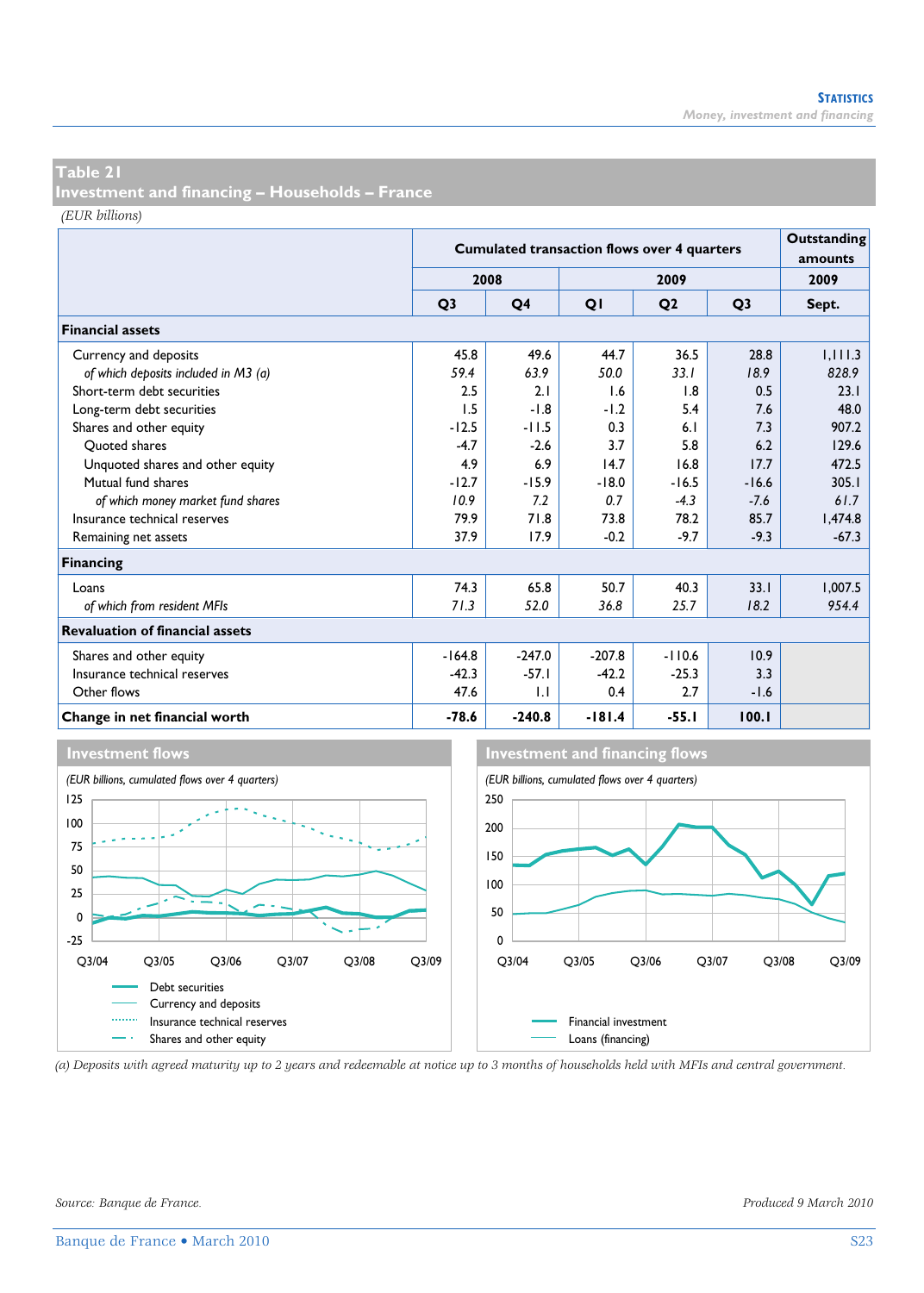## Table 21
## Investment and financing – Households – France

*(EUR billions)*

| | Cumulated transaction flows over 4 quarters | | | | | Outstanding amounts |
|---|---|---|---|---|---|---|
| | 2008 | | 2009 | | | 2009 |
| | Q3 | Q4 | Q1 | Q2 | Q3 | Sept. |
| **Financial assets** | | | | | | |
| Currency and deposits | 45.8 | 49.6 | 44.7 | 36.5 | 28.8 | 1,111.3 |
| *of which deposits included in M3 (a)* | *59.4* | *63.9* | *50.0* | *33.1* | *18.9* | *828.9* |
| Short-term debt securities | 2.5 | 2.1 | 1.6 | 1.8 | 0.5 | 23.1 |
| Long-term debt securities | 1.5 | -1.8 | -1.2 | 5.4 | 7.6 | 48.0 |
| Shares and other equity | -12.5 | -11.5 | 0.3 | 6.1 | 7.3 | 907.2 |
| Quoted shares | -4.7 | -2.6 | 3.7 | 5.8 | 6.2 | 129.6 |
| Unquoted shares and other equity | 4.9 | 6.9 | 14.7 | 16.8 | 17.7 | 472.5 |
| Mutual fund shares | -12.7 | -15.9 | -18.0 | -16.5 | -16.6 | 305.1 |
| *of which money market fund shares* | *10.9* | *7.2* | *0.7* | *-4.3* | *-7.6* | *61.7* |
| Insurance technical reserves | 79.9 | 71.8 | 73.8 | 78.2 | 85.7 | 1,474.8 |
| Remaining net assets | 37.9 | 17.9 | -0.2 | -9.7 | -9.3 | -67.3 |
| **Financing** | | | | | | |
| Loans | 74.3 | 65.8 | 50.7 | 40.3 | 33.1 | 1,007.5 |
| *of which from resident MFIs* | *71.3* | *52.0* | *36.8* | *25.7* | *18.2* | *954.4* |
| **Revaluation of financial assets** | | | | | | |
| Shares and other equity | -164.8 | -247.0 | -207.8 | -110.6 | 10.9 | |
| Insurance technical reserves | -42.3 | -57.1 | -42.2 | -25.3 | 3.3 | |
| Other flows | 47.6 | 1.1 | 0.4 | 2.7 | -1.6 | |
| **Change in net financial worth** | **-78.6** | **-240.8** | **-181.4** | **-55.1** | **100.1** | |

**Investment flows**

*(EUR billions, cumulated flows over 4 quarters)*

Legend: Debt securities; Currency and deposits; Insurance technical reserves; Shares and other equity

**Investment and financing flows**

*(EUR billions, cumulated flows over 4 quarters)*

Legend: Financial investment; Loans (financing)

*(a) Deposits with agreed maturity up to 2 years and redeemable at notice up to 3 months of households held with MFIs and central government.*

*Source: Banque de France.*

*Produced 9 March 2010*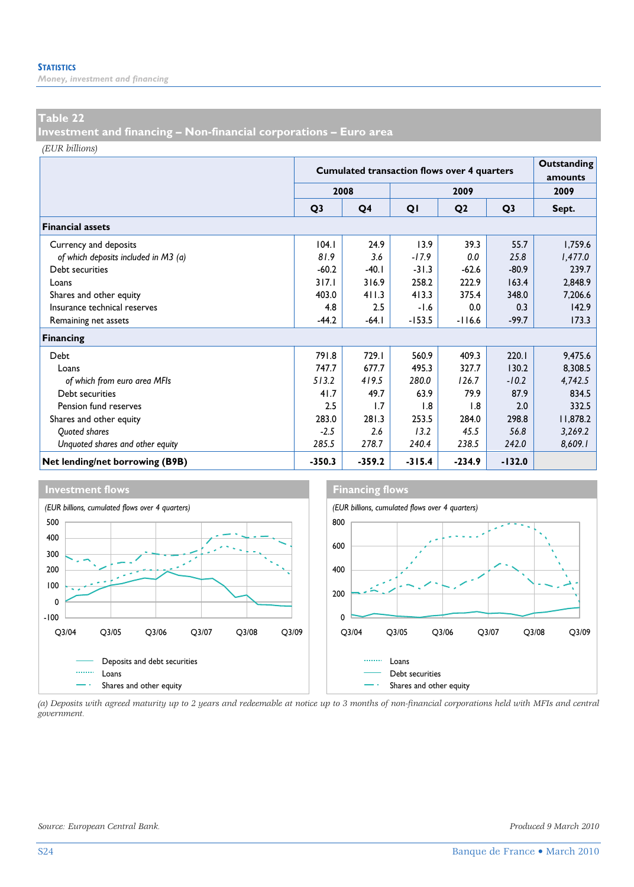## Table 22
## Investment and financing – Non-financial corporations – Euro area

*(EUR billions)*

| | Cumulated transaction flows over 4 quarters | | | | | Outstanding amounts |
|---|---|---|---|---|---|---|
| | 2008 | | 2009 | | | 2009 |
| | Q3 | Q4 | Q1 | Q2 | Q3 | Sept. |
| **Financial assets** | | | | | | |
| Currency and deposits | 104.1 | 24.9 | 13.9 | 39.3 | 55.7 | 1,759.6 |
| *of which deposits included in M3 (a)* | *81.9* | *3.6* | *-17.9* | *0.0* | *25.8* | *1,477.0* |
| Debt securities | -60.2 | -40.1 | -31.3 | -62.6 | -80.9 | 239.7 |
| Loans | 317.1 | 316.9 | 258.2 | 222.9 | 163.4 | 2,848.9 |
| Shares and other equity | 403.0 | 411.3 | 413.3 | 375.4 | 348.0 | 7,206.6 |
| Insurance technical reserves | 4.8 | 2.5 | -1.6 | 0.0 | 0.3 | 142.9 |
| Remaining net assets | -44.2 | -64.1 | -153.5 | -116.6 | -99.7 | 173.3 |
| **Financing** | | | | | | |
| Debt | 791.8 | 729.1 | 560.9 | 409.3 | 220.1 | 9,475.6 |
| Loans | 747.7 | 677.7 | 495.3 | 327.7 | 130.2 | 8,308.5 |
| *of which from euro area MFIs* | *513.2* | *419.5* | *280.0* | *126.7* | *-10.2* | *4,742.5* |
| Debt securities | 41.7 | 49.7 | 63.9 | 79.9 | 87.9 | 834.5 |
| Pension fund reserves | 2.5 | 1.7 | 1.8 | 1.8 | 2.0 | 332.5 |
| Shares and other equity | 283.0 | 281.3 | 253.5 | 284.0 | 298.8 | 11,878.2 |
| *Quoted shares* | *-2.5* | *2.6* | *13.2* | *45.5* | *56.8* | *3,269.2* |
| *Unquoted shares and other equity* | *285.5* | *278.7* | *240.4* | *238.5* | *242.0* | *8,609.1* |
| **Net lending/net borrowing (B9B)** | **-350.3** | **-359.2** | **-315.4** | **-234.9** | **-132.0** | |

**Investment flows**

*(EUR billions, cumulated flows over 4 quarters)*

Legend: Deposits and debt securities; Loans; Shares and other equity

**Financing flows**

*(EUR billions, cumulated flows over 4 quarters)*

Legend: Loans; Debt securities; Shares and other equity

*(a) Deposits with agreed maturity up to 2 years and redeemable at notice up to 3 months of non-financial corporations held with MFIs and central government.*

*Source: European Central Bank.*

*Produced 9 March 2010*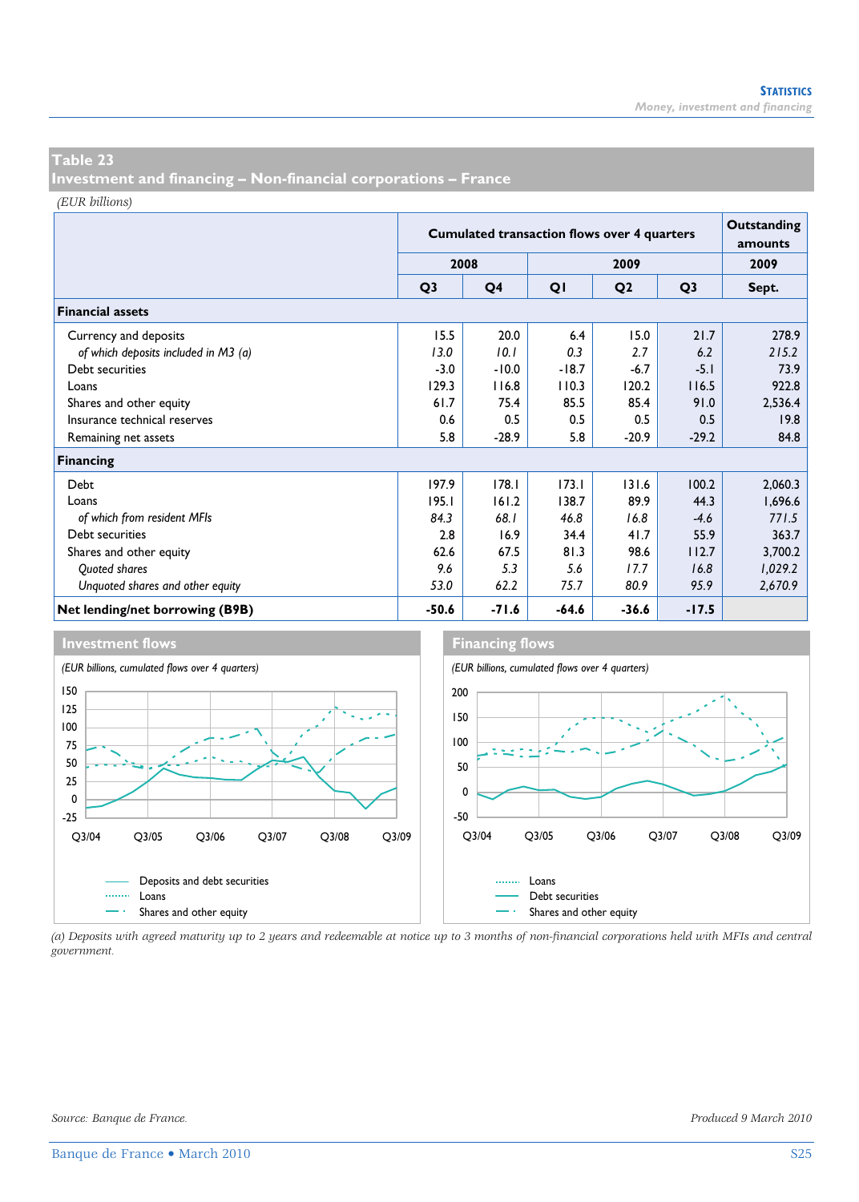## Table 23
## Investment and financing – Non-financial corporations – France

*(EUR billions)*

| | Cumulated transaction flows over 4 quarters | | | | | Outstanding amounts |
|---|---|---|---|---|---|---|
| | 2008 | | 2009 | | | 2009 |
| | Q3 | Q4 | Q1 | Q2 | Q3 | Sept. |
| **Financial assets** | | | | | | |
| Currency and deposits | 15.5 | 20.0 | 6.4 | 15.0 | 21.7 | 278.9 |
| *of which deposits included in M3 (a)* | *13.0* | *10.1* | *0.3* | *2.7* | *6.2* | *215.2* |
| Debt securities | -3.0 | -10.0 | -18.7 | -6.7 | -5.1 | 73.9 |
| Loans | 129.3 | 116.8 | 110.3 | 120.2 | 116.5 | 922.8 |
| Shares and other equity | 61.7 | 75.4 | 85.5 | 85.4 | 91.0 | 2,536.4 |
| Insurance technical reserves | 0.6 | 0.5 | 0.5 | 0.5 | 0.5 | 19.8 |
| Remaining net assets | 5.8 | -28.9 | 5.8 | -20.9 | -29.2 | 84.8 |
| **Financing** | | | | | | |
| Debt | 197.9 | 178.1 | 173.1 | 131.6 | 100.2 | 2,060.3 |
| Loans | 195.1 | 161.2 | 138.7 | 89.9 | 44.3 | 1,696.6 |
| *of which from resident MFIs* | *84.3* | *68.1* | *46.8* | *16.8* | *-4.6* | *771.5* |
| Debt securities | 2.8 | 16.9 | 34.4 | 41.7 | 55.9 | 363.7 |
| Shares and other equity | 62.6 | 67.5 | 81.3 | 98.6 | 112.7 | 3,700.2 |
| *Quoted shares* | *9.6* | *5.3* | *5.6* | *17.7* | *16.8* | *1,029.2* |
| *Unquoted shares and other equity* | *53.0* | *62.2* | *75.7* | *80.9* | *95.9* | *2,670.9* |
| **Net lending/net borrowing (B9B)** | **-50.6** | **-71.6** | **-64.6** | **-36.6** | **-17.5** | |

**Investment flows**

*(EUR billions, cumulated flows over 4 quarters)*

Legend: Deposits and debt securities; Loans; Shares and other equity

**Financing flows**

*(EUR billions, cumulated flows over 4 quarters)*

Legend: Loans; Debt securities; Shares and other equity

*(a) Deposits with agreed maturity up to 2 years and redeemable at notice up to 3 months of non-financial corporations held with MFIs and central government.*

*Source: Banque de France.*

*Produced 9 March 2010*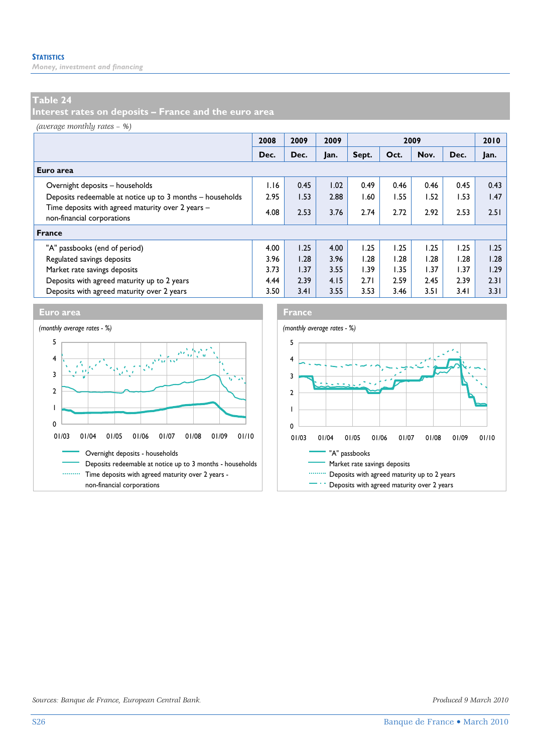## Table 24
## Interest rates on deposits – France and the euro area

*(average monthly rates – %)*

| | 2008 | 2009 | 2009 | 2009 | | | | 2010 |
|---|---|---|---|---|---|---|---|---|
| | Dec. | Dec. | Jan. | Sept. | Oct. | Nov. | Dec. | Jan. |
| **Euro area** | | | | | | | | |
| Overnight deposits – households | 1.16 | 0.45 | 1.02 | 0.49 | 0.46 | 0.46 | 0.45 | 0.43 |
| Deposits redeemable at notice up to 3 months – households | 2.95 | 1.53 | 2.88 | 1.60 | 1.55 | 1.52 | 1.53 | 1.47 |
| Time deposits with agreed maturity over 2 years – non-financial corporations | 4.08 | 2.53 | 3.76 | 2.74 | 2.72 | 2.92 | 2.53 | 2.51 |
| **France** | | | | | | | | |
| "A" passbooks (end of period) | 4.00 | 1.25 | 4.00 | 1.25 | 1.25 | 1.25 | 1.25 | 1.25 |
| Regulated savings deposits | 3.96 | 1.28 | 3.96 | 1.28 | 1.28 | 1.28 | 1.28 | 1.28 |
| Market rate savings deposits | 3.73 | 1.37 | 3.55 | 1.39 | 1.35 | 1.37 | 1.37 | 1.29 |
| Deposits with agreed maturity up to 2 years | 4.44 | 2.39 | 4.15 | 2.71 | 2.59 | 2.45 | 2.39 | 2.31 |
| Deposits with agreed maturity over 2 years | 3.50 | 3.41 | 3.55 | 3.53 | 3.46 | 3.51 | 3.41 | 3.31 |

### Euro area

*(monthly average rates - %)*

Overnight deposits - households
Deposits redeemable at notice up to 3 months - households
Time deposits with agreed maturity over 2 years - non-financial corporations

### France

*(monthly average rates - %)*

"A" passbooks
Market rate savings deposits
Deposits with agreed maturity up to 2 years
Deposits with agreed maturity over 2 years

*Sources: Banque de France, European Central Bank.*

*Produced 9 March 2010*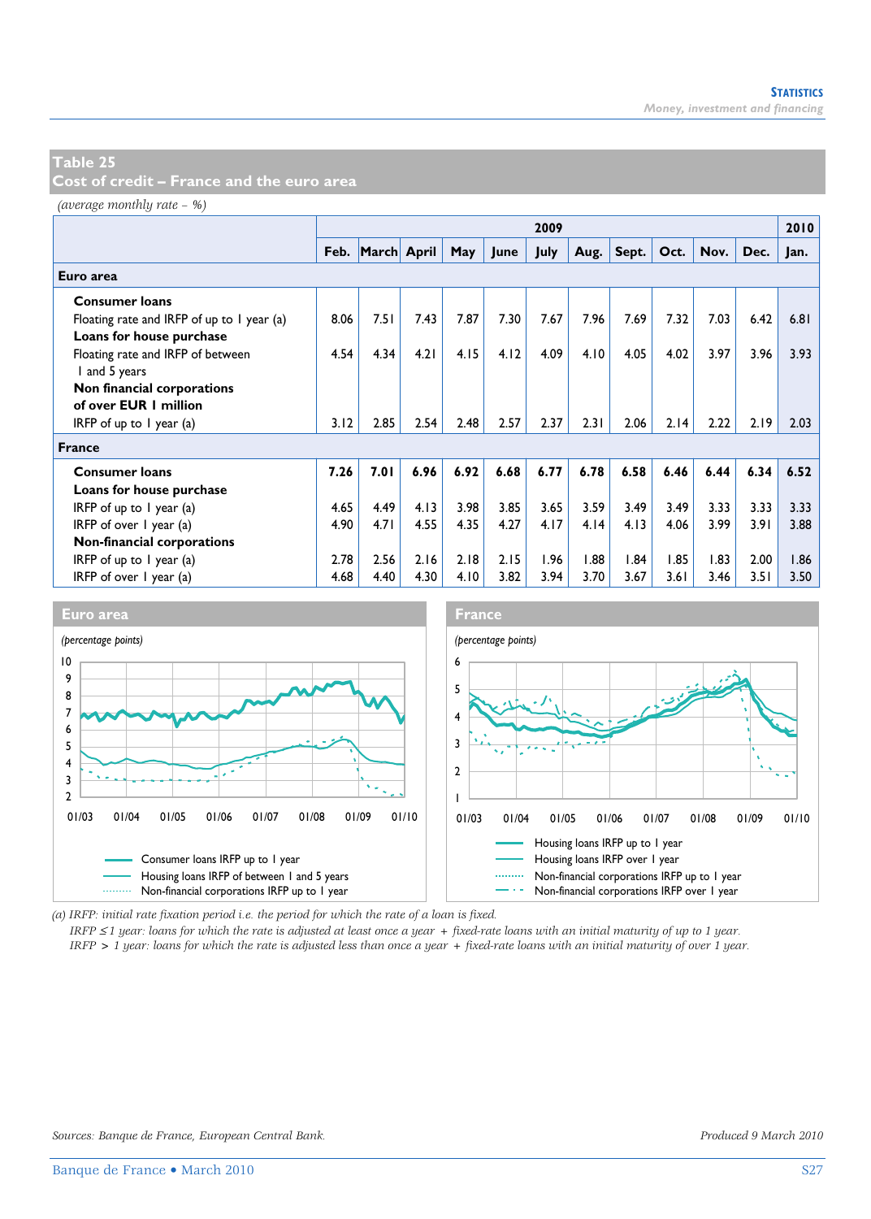## Table 25
## Cost of credit – France and the euro area

*(average monthly rate – %)*

| | 2009 | | | | | | | | | | | 2010 |
|---|---|---|---|---|---|---|---|---|---|---|---|---|
| | Feb. | March | April | May | June | July | Aug. | Sept. | Oct. | Nov. | Dec. | Jan. |
| **Euro area** | | | | | | | | | | | | |
| **Consumer loans** | | | | | | | | | | | | |
| Floating rate and IRFP of up to 1 year (a) | 8.06 | 7.51 | 7.43 | 7.87 | 7.30 | 7.67 | 7.96 | 7.69 | 7.32 | 7.03 | 6.42 | 6.81 |
| **Loans for house purchase** | | | | | | | | | | | | |
| Floating rate and IRFP of between 1 and 5 years | 4.54 | 4.34 | 4.21 | 4.15 | 4.12 | 4.09 | 4.10 | 4.05 | 4.02 | 3.97 | 3.96 | 3.93 |
| **Non financial corporations of over EUR 1 million** | | | | | | | | | | | | |
| IRFP of up to 1 year (a) | 3.12 | 2.85 | 2.54 | 2.48 | 2.57 | 2.37 | 2.31 | 2.06 | 2.14 | 2.22 | 2.19 | 2.03 |
| **France** | | | | | | | | | | | | |
| **Consumer loans** | **7.26** | **7.01** | **6.96** | **6.92** | **6.68** | **6.77** | **6.78** | **6.58** | **6.46** | **6.44** | **6.34** | **6.52** |
| **Loans for house purchase** | | | | | | | | | | | | |
| IRFP of up to 1 year (a) | 4.65 | 4.49 | 4.13 | 3.98 | 3.85 | 3.65 | 3.59 | 3.49 | 3.49 | 3.33 | 3.33 | 3.33 |
| IRFP of over 1 year (a) | 4.90 | 4.71 | 4.55 | 4.35 | 4.27 | 4.17 | 4.14 | 4.13 | 4.06 | 3.99 | 3.91 | 3.88 |
| **Non-financial corporations** | | | | | | | | | | | | |
| IRFP of up to 1 year (a) | 2.78 | 2.56 | 2.16 | 2.18 | 2.15 | 1.96 | 1.88 | 1.84 | 1.85 | 1.83 | 2.00 | 1.86 |
| IRFP of over 1 year (a) | 4.68 | 4.40 | 4.30 | 4.10 | 3.82 | 3.94 | 3.70 | 3.67 | 3.61 | 3.46 | 3.51 | 3.50 |

### Euro area

*(percentage points)*

Consumer loans IRFP up to 1 year
Housing loans IRFP of between 1 and 5 years
Non-financial corporations IRFP up to 1 year

### France

*(percentage points)*

Housing loans IRFP up to 1 year
Housing loans IRFP over 1 year
Non-financial corporations IRFP up to 1 year
Non-financial corporations IRFP over 1 year

*(a) IRFP: initial rate fixation period i.e. the period for which the rate of a loan is fixed.*
*IRFP ≤ 1 year: loans for which the rate is adjusted at least once a year + fixed-rate loans with an initial maturity of up to 1 year.*
*IRFP > 1 year: loans for which the rate is adjusted less than once a year + fixed-rate loans with an initial maturity of over 1 year.*

*Sources: Banque de France, European Central Bank.*

*Produced 9 March 2010*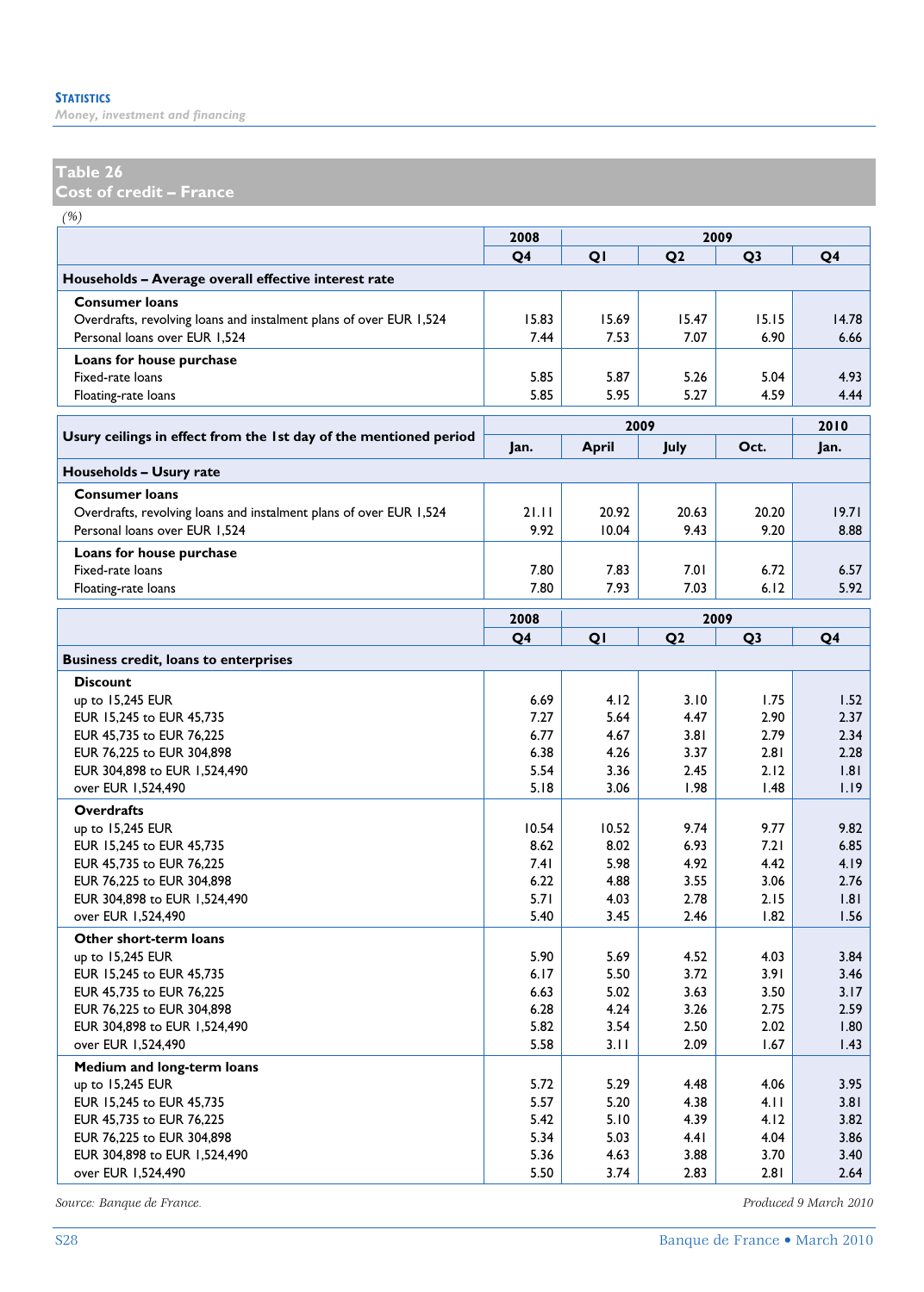## Table 26
## Cost of credit – France

*(%)*

| | 2008 | 2009 | | | |
|---|---|---|---|---|---|
| | Q4 | Q1 | Q2 | Q3 | Q4 |
| **Households – Average overall effective interest rate** | | | | | |
| **Consumer loans** | | | | | |
| Overdrafts, revolving loans and instalment plans of over EUR 1,524 | 15.83 | 15.69 | 15.47 | 15.15 | 14.78 |
| Personal loans over EUR 1,524 | 7.44 | 7.53 | 7.07 | 6.90 | 6.66 |
| **Loans for house purchase** | | | | | |
| Fixed-rate loans | 5.85 | 5.87 | 5.26 | 5.04 | 4.93 |
| Floating-rate loans | 5.85 | 5.95 | 5.27 | 4.59 | 4.44 |

| **Usury ceilings in effect from the 1st day of the mentioned period** | 2009 | | | | 2010 |
|---|---|---|---|---|---|
| | Jan. | April | July | Oct. | Jan. |
| **Households – Usury rate** | | | | | |
| **Consumer loans** | | | | | |
| Overdrafts, revolving loans and instalment plans of over EUR 1,524 | 21.11 | 20.92 | 20.63 | 20.20 | 19.71 |
| Personal loans over EUR 1,524 | 9.92 | 10.04 | 9.43 | 9.20 | 8.88 |
| **Loans for house purchase** | | | | | |
| Fixed-rate loans | 7.80 | 7.83 | 7.01 | 6.72 | 6.57 |
| Floating-rate loans | 7.80 | 7.93 | 7.03 | 6.12 | 5.92 |

| | 2008 | 2009 | | | |
|---|---|---|---|---|---|
| | Q4 | Q1 | Q2 | Q3 | Q4 |
| **Business credit, loans to enterprises** | | | | | |
| **Discount** | | | | | |
| up to 15,245 EUR | 6.69 | 4.12 | 3.10 | 1.75 | 1.52 |
| EUR 15,245 to EUR 45,735 | 7.27 | 5.64 | 4.47 | 2.90 | 2.37 |
| EUR 45,735 to EUR 76,225 | 6.77 | 4.67 | 3.81 | 2.79 | 2.34 |
| EUR 76,225 to EUR 304,898 | 6.38 | 4.26 | 3.37 | 2.81 | 2.28 |
| EUR 304,898 to EUR 1,524,490 | 5.54 | 3.36 | 2.45 | 2.12 | 1.81 |
| over EUR 1,524,490 | 5.18 | 3.06 | 1.98 | 1.48 | 1.19 |
| **Overdrafts** | | | | | |
| up to 15,245 EUR | 10.54 | 10.52 | 9.74 | 9.77 | 9.82 |
| EUR 15,245 to EUR 45,735 | 8.62 | 8.02 | 6.93 | 7.21 | 6.85 |
| EUR 45,735 to EUR 76,225 | 7.41 | 5.98 | 4.92 | 4.42 | 4.19 |
| EUR 76,225 to EUR 304,898 | 6.22 | 4.88 | 3.55 | 3.06 | 2.76 |
| EUR 304,898 to EUR 1,524,490 | 5.71 | 4.03 | 2.78 | 2.15 | 1.81 |
| over EUR 1,524,490 | 5.40 | 3.45 | 2.46 | 1.82 | 1.56 |
| **Other short-term loans** | | | | | |
| up to 15,245 EUR | 5.90 | 5.69 | 4.52 | 4.03 | 3.84 |
| EUR 15,245 to EUR 45,735 | 6.17 | 5.50 | 3.72 | 3.91 | 3.46 |
| EUR 45,735 to EUR 76,225 | 6.63 | 5.02 | 3.63 | 3.50 | 3.17 |
| EUR 76,225 to EUR 304,898 | 6.28 | 4.24 | 3.26 | 2.75 | 2.59 |
| EUR 304,898 to EUR 1,524,490 | 5.82 | 3.54 | 2.50 | 2.02 | 1.80 |
| over EUR 1,524,490 | 5.58 | 3.11 | 2.09 | 1.67 | 1.43 |
| **Medium and long-term loans** | | | | | |
| up to 15,245 EUR | 5.72 | 5.29 | 4.48 | 4.06 | 3.95 |
| EUR 15,245 to EUR 45,735 | 5.57 | 5.20 | 4.38 | 4.11 | 3.81 |
| EUR 45,735 to EUR 76,225 | 5.42 | 5.10 | 4.39 | 4.12 | 3.82 |
| EUR 76,225 to EUR 304,898 | 5.34 | 5.03 | 4.41 | 4.04 | 3.86 |
| EUR 304,898 to EUR 1,524,490 | 5.36 | 4.63 | 3.88 | 3.70 | 3.40 |
| over EUR 1,524,490 | 5.50 | 3.74 | 2.83 | 2.81 | 2.64 |

*Source: Banque de France.*

*Produced 9 March 2010*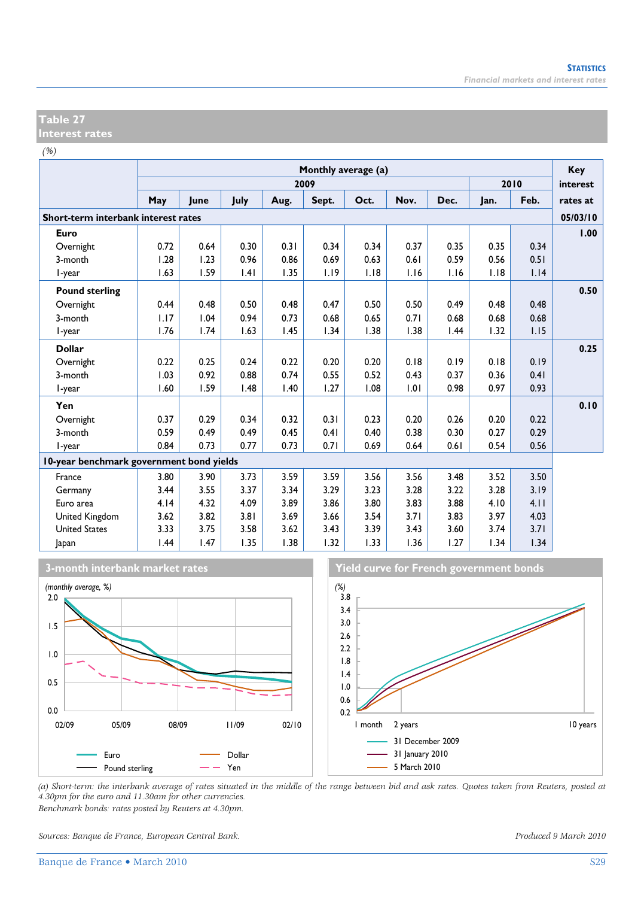## Table 27
## Interest rates

*(%)*

| | Monthly average (a) | | | | | | | | | | Key interest rates at |
|---|---|---|---|---|---|---|---|---|---|---|---|
| | 2009 | | | | | | | | 2010 | | |
| | May | June | July | Aug. | Sept. | Oct. | Nov. | Dec. | Jan. | Feb. | 05/03/10 |
| **Short-term interbank interest rates** | | | | | | | | | | | |
| **Euro** | | | | | | | | | | | 1.00 |
| Overnight | 0.72 | 0.64 | 0.30 | 0.31 | 0.34 | 0.34 | 0.37 | 0.35 | 0.35 | 0.34 | |
| 3-month | 1.28 | 1.23 | 0.96 | 0.86 | 0.69 | 0.63 | 0.61 | 0.59 | 0.56 | 0.51 | |
| 1-year | 1.63 | 1.59 | 1.41 | 1.35 | 1.19 | 1.18 | 1.16 | 1.16 | 1.18 | 1.14 | |
| **Pound sterling** | | | | | | | | | | | 0.50 |
| Overnight | 0.44 | 0.48 | 0.50 | 0.48 | 0.47 | 0.50 | 0.50 | 0.49 | 0.48 | 0.48 | |
| 3-month | 1.17 | 1.04 | 0.94 | 0.73 | 0.68 | 0.65 | 0.71 | 0.68 | 0.68 | 0.68 | |
| 1-year | 1.76 | 1.74 | 1.63 | 1.45 | 1.34 | 1.38 | 1.38 | 1.44 | 1.32 | 1.15 | |
| **Dollar** | | | | | | | | | | | 0.25 |
| Overnight | 0.22 | 0.25 | 0.24 | 0.22 | 0.20 | 0.20 | 0.18 | 0.19 | 0.18 | 0.19 | |
| 3-month | 1.03 | 0.92 | 0.88 | 0.74 | 0.55 | 0.52 | 0.43 | 0.37 | 0.36 | 0.41 | |
| 1-year | 1.60 | 1.59 | 1.48 | 1.40 | 1.27 | 1.08 | 1.01 | 0.98 | 0.97 | 0.93 | |
| **Yen** | | | | | | | | | | | 0.10 |
| Overnight | 0.37 | 0.29 | 0.34 | 0.32 | 0.31 | 0.23 | 0.20 | 0.26 | 0.20 | 0.22 | |
| 3-month | 0.59 | 0.49 | 0.49 | 0.45 | 0.41 | 0.40 | 0.38 | 0.30 | 0.27 | 0.29 | |
| 1-year | 0.84 | 0.73 | 0.77 | 0.73 | 0.71 | 0.69 | 0.64 | 0.61 | 0.54 | 0.56 | |
| **10-year benchmark government bond yields** | | | | | | | | | | | |
| France | 3.80 | 3.90 | 3.73 | 3.59 | 3.59 | 3.56 | 3.56 | 3.48 | 3.52 | 3.50 | |
| Germany | 3.44 | 3.55 | 3.37 | 3.34 | 3.29 | 3.23 | 3.28 | 3.22 | 3.28 | 3.19 | |
| Euro area | 4.14 | 4.32 | 4.09 | 3.89 | 3.86 | 3.80 | 3.83 | 3.88 | 4.10 | 4.11 | |
| United Kingdom | 3.62 | 3.82 | 3.81 | 3.69 | 3.66 | 3.54 | 3.71 | 3.83 | 3.97 | 4.03 | |
| United States | 3.33 | 3.75 | 3.58 | 3.62 | 3.43 | 3.39 | 3.43 | 3.60 | 3.74 | 3.71 | |
| Japan | 1.44 | 1.47 | 1.35 | 1.38 | 1.32 | 1.33 | 1.36 | 1.27 | 1.34 | 1.34 | |

### 3-month interbank market rates

*(monthly average, %)*

Legend: Euro, Pound sterling, Dollar, Yen

### Yield curve for French government bonds

*(%)*

Legend: 31 December 2009, 31 January 2010, 5 March 2010

*(a) Short-term: the interbank average of rates situated in the middle of the range between bid and ask rates. Quotes taken from Reuters, posted at 4.30pm for the euro and 11.30am for other currencies.*
*Benchmark bonds: rates posted by Reuters at 4.30pm.*

*Sources: Banque de France, European Central Bank.*

*Produced 9 March 2010*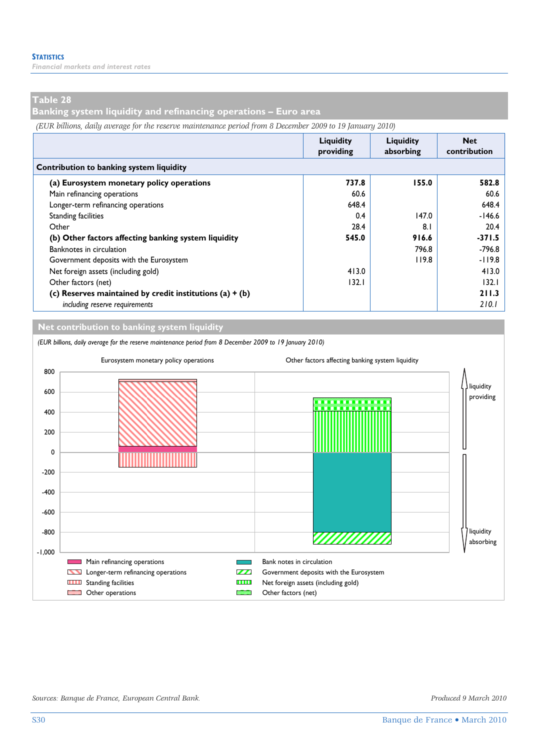**Statistics**
*Financial markets and interest rates*

## Table 28
## Banking system liquidity and refinancing operations – Euro area

*(EUR billions, daily average for the reserve maintenance period from 8 December 2009 to 19 January 2010)*

| | Liquidity providing | Liquidity absorbing | Net contribution |
|---|---|---|---|
| **Contribution to banking system liquidity** | | | |
| **(a) Eurosystem monetary policy operations** | **737.8** | **155.0** | **582.8** |
| Main refinancing operations | 60.6 | | 60.6 |
| Longer-term refinancing operations | 648.4 | | 648.4 |
| Standing facilities | 0.4 | 147.0 | -146.6 |
| Other | 28.4 | 8.1 | 20.4 |
| **(b) Other factors affecting banking system liquidity** | **545.0** | **916.6** | **-371.5** |
| Banknotes in circulation | | 796.8 | -796.8 |
| Government deposits with the Eurosystem | | 119.8 | -119.8 |
| Net foreign assets (including gold) | 413.0 | | 413.0 |
| Other factors (net) | 132.1 | | 132.1 |
| **(c) Reserves maintained by credit institutions (a) + (b)** | | | **211.3** |
| *including reserve requirements* | | | *210.1* |

## Net contribution to banking system liquidity

*(EUR billions, daily average for the reserve maintenance period from 8 December 2009 to 19 January 2010)*

*Sources: Banque de France, European Central Bank.*

*Produced 9 March 2010*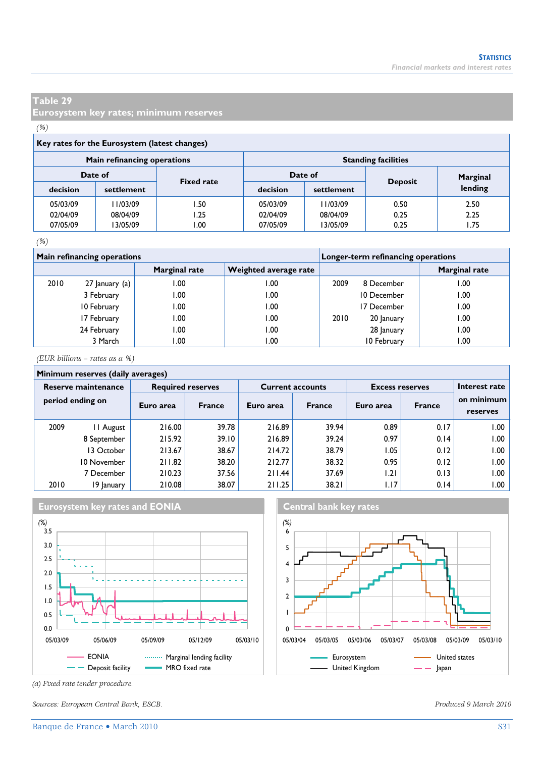## Table 29
## Eurosystem key rates; minimum reserves

*(%)*

**Key rates for the Eurosystem (latest changes)**

| Main refinancing operations | | | Standing facilities | | | |
|---|---|---|---|---|---|---|
| Date of | | Fixed rate | Date of | | Deposit | Marginal lending |
| decision | settlement | | decision | settlement | | |
| 05/03/09 | 11/03/09 | 1.50 | 05/03/09 | 11/03/09 | 0.50 | 2.50 |
| 02/04/09 | 08/04/09 | 1.25 | 02/04/09 | 08/04/09 | 0.25 | 2.25 |
| 07/05/09 | 13/05/09 | 1.00 | 07/05/09 | 13/05/09 | 0.25 | 1.75 |

*(%)*

| Main refinancing operations | | Marginal rate | Weighted average rate | Longer-term refinancing operations | | Marginal rate |
|---|---|---|---|---|---|---|
| 2010 | 27 January (a) | 1.00 | 1.00 | 2009 | 8 December | 1.00 |
| | 3 February | 1.00 | 1.00 | | 10 December | 1.00 |
| | 10 February | 1.00 | 1.00 | | 17 December | 1.00 |
| | 17 February | 1.00 | 1.00 | 2010 | 20 January | 1.00 |
| | 24 February | 1.00 | 1.00 | | 28 January | 1.00 |
| | 3 March | 1.00 | 1.00 | | 10 February | 1.00 |

*(EUR billions – rates as a %)*

**Minimum reserves (daily averages)**

| Reserve maintenance period ending on | | Required reserves | | Current accounts | | Excess reserves | | Interest rate on minimum reserves |
|---|---|---|---|---|---|---|---|---|
| | | Euro area | France | Euro area | France | Euro area | France | |
| 2009 | 11 August | 216.00 | 39.78 | 216.89 | 39.94 | 0.89 | 0.17 | 1.00 |
| | 8 September | 215.92 | 39.10 | 216.89 | 39.24 | 0.97 | 0.14 | 1.00 |
| | 13 October | 213.67 | 38.67 | 214.72 | 38.79 | 1.05 | 0.12 | 1.00 |
| | 10 November | 211.82 | 38.20 | 212.77 | 38.32 | 0.95 | 0.12 | 1.00 |
| | 7 December | 210.23 | 37.56 | 211.44 | 37.69 | 1.21 | 0.13 | 1.00 |
| 2010 | 19 January | 210.08 | 38.07 | 211.25 | 38.21 | 1.17 | 0.14 | 1.00 |

**Eurosystem key rates and EONIA**

(%)

Legend: EONIA; Marginal lending facility; Deposit facility; MRO fixed rate

**Central bank key rates**

(%)

Legend: Eurosystem; United states; United Kingdom; Japan

*(a) Fixed rate tender procedure.*

*Sources: European Central Bank, ESCB.*

*Produced 9 March 2010*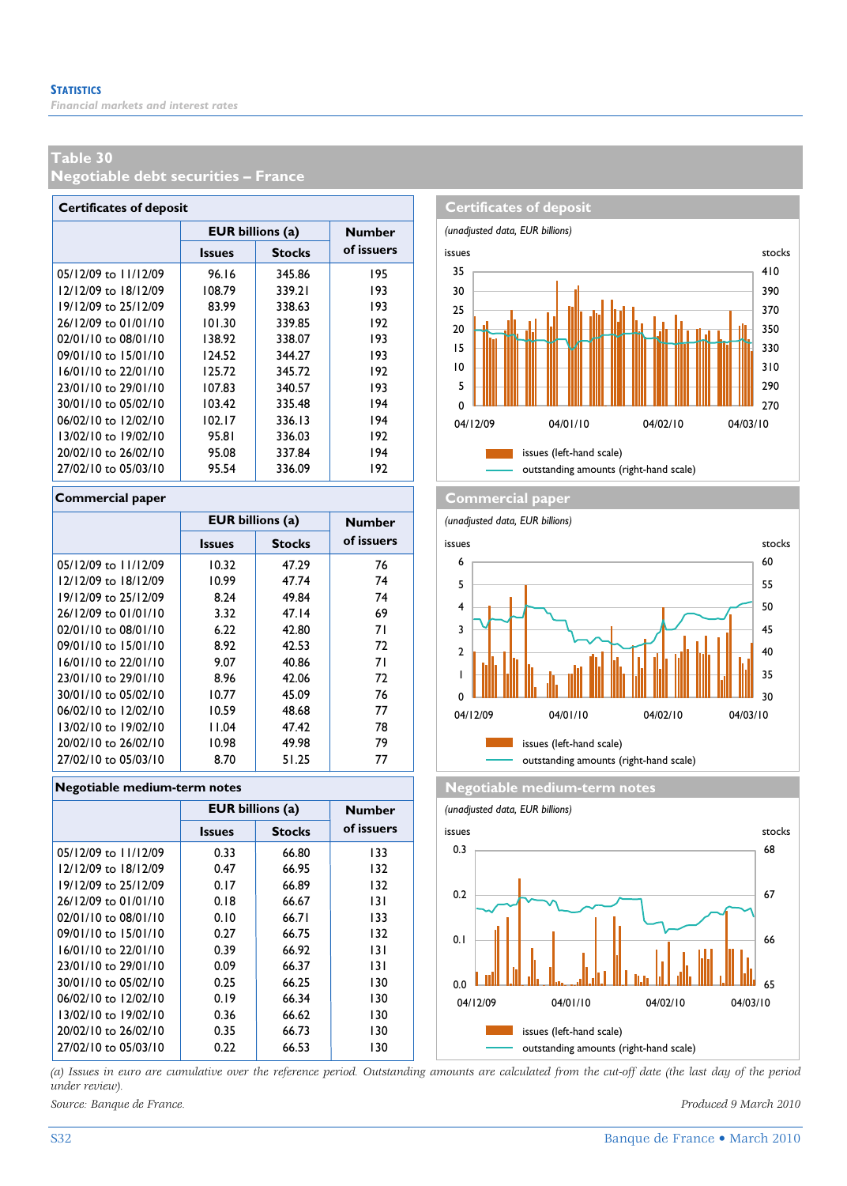## Table 30
## Negotiable debt securities – France

### Certificates of deposit

| | EUR billions (a) | | Number of issuers |
|---|---|---|---|
| | Issues | Stocks | |
| 05/12/09 to 11/12/09 | 96.16 | 345.86 | 195 |
| 12/12/09 to 18/12/09 | 108.79 | 339.21 | 193 |
| 19/12/09 to 25/12/09 | 83.99 | 338.63 | 193 |
| 26/12/09 to 01/01/10 | 101.30 | 339.85 | 192 |
| 02/01/10 to 08/01/10 | 138.92 | 338.07 | 193 |
| 09/01/10 to 15/01/10 | 124.52 | 344.27 | 193 |
| 16/01/10 to 22/01/10 | 125.72 | 345.72 | 192 |
| 23/01/10 to 29/01/10 | 107.83 | 340.57 | 193 |
| 30/01/10 to 05/02/10 | 103.42 | 335.48 | 194 |
| 06/02/10 to 12/02/10 | 102.17 | 336.13 | 194 |
| 13/02/10 to 19/02/10 | 95.81 | 336.03 | 192 |
| 20/02/10 to 26/02/10 | 95.08 | 337.84 | 194 |
| 27/02/10 to 05/03/10 | 95.54 | 336.09 | 192 |

**Certificates of deposit**

*(unadjusted data, EUR billions)*

issues (left-hand scale); outstanding amounts (right-hand scale)

### Commercial paper

| | EUR billions (a) | | Number of issuers |
|---|---|---|---|
| | Issues | Stocks | |
| 05/12/09 to 11/12/09 | 10.32 | 47.29 | 76 |
| 12/12/09 to 18/12/09 | 10.99 | 47.74 | 74 |
| 19/12/09 to 25/12/09 | 8.24 | 49.84 | 74 |
| 26/12/09 to 01/01/10 | 3.32 | 47.14 | 69 |
| 02/01/10 to 08/01/10 | 6.22 | 42.80 | 71 |
| 09/01/10 to 15/01/10 | 8.92 | 42.53 | 72 |
| 16/01/10 to 22/01/10 | 9.07 | 40.86 | 71 |
| 23/01/10 to 29/01/10 | 8.96 | 42.06 | 72 |
| 30/01/10 to 05/02/10 | 10.77 | 45.09 | 76 |
| 06/02/10 to 12/02/10 | 10.59 | 48.68 | 77 |
| 13/02/10 to 19/02/10 | 11.04 | 47.42 | 78 |
| 20/02/10 to 26/02/10 | 10.98 | 49.98 | 79 |
| 27/02/10 to 05/03/10 | 8.70 | 51.25 | 77 |

**Commercial paper**

*(unadjusted data, EUR billions)*

issues (left-hand scale); outstanding amounts (right-hand scale)

### Negotiable medium-term notes

| | EUR billions (a) | | Number of issuers |
|---|---|---|---|
| | Issues | Stocks | |
| 05/12/09 to 11/12/09 | 0.33 | 66.80 | 133 |
| 12/12/09 to 18/12/09 | 0.47 | 66.95 | 132 |
| 19/12/09 to 25/12/09 | 0.17 | 66.89 | 132 |
| 26/12/09 to 01/01/10 | 0.18 | 66.67 | 131 |
| 02/01/10 to 08/01/10 | 0.10 | 66.71 | 133 |
| 09/01/10 to 15/01/10 | 0.27 | 66.75 | 132 |
| 16/01/10 to 22/01/10 | 0.39 | 66.92 | 131 |
| 23/01/10 to 29/01/10 | 0.09 | 66.37 | 131 |
| 30/01/10 to 05/02/10 | 0.25 | 66.25 | 130 |
| 06/02/10 to 12/02/10 | 0.19 | 66.34 | 130 |
| 13/02/10 to 19/02/10 | 0.36 | 66.62 | 130 |
| 20/02/10 to 26/02/10 | 0.35 | 66.73 | 130 |
| 27/02/10 to 05/03/10 | 0.22 | 66.53 | 130 |

**Negotiable medium-term notes**

*(unadjusted data, EUR billions)*

issues (left-hand scale); outstanding amounts (right-hand scale)

*(a) Issues in euro are cumulative over the reference period. Outstanding amounts are calculated from the cut-off date (the last day of the period under review).*

*Source: Banque de France.*

*Produced 9 March 2010*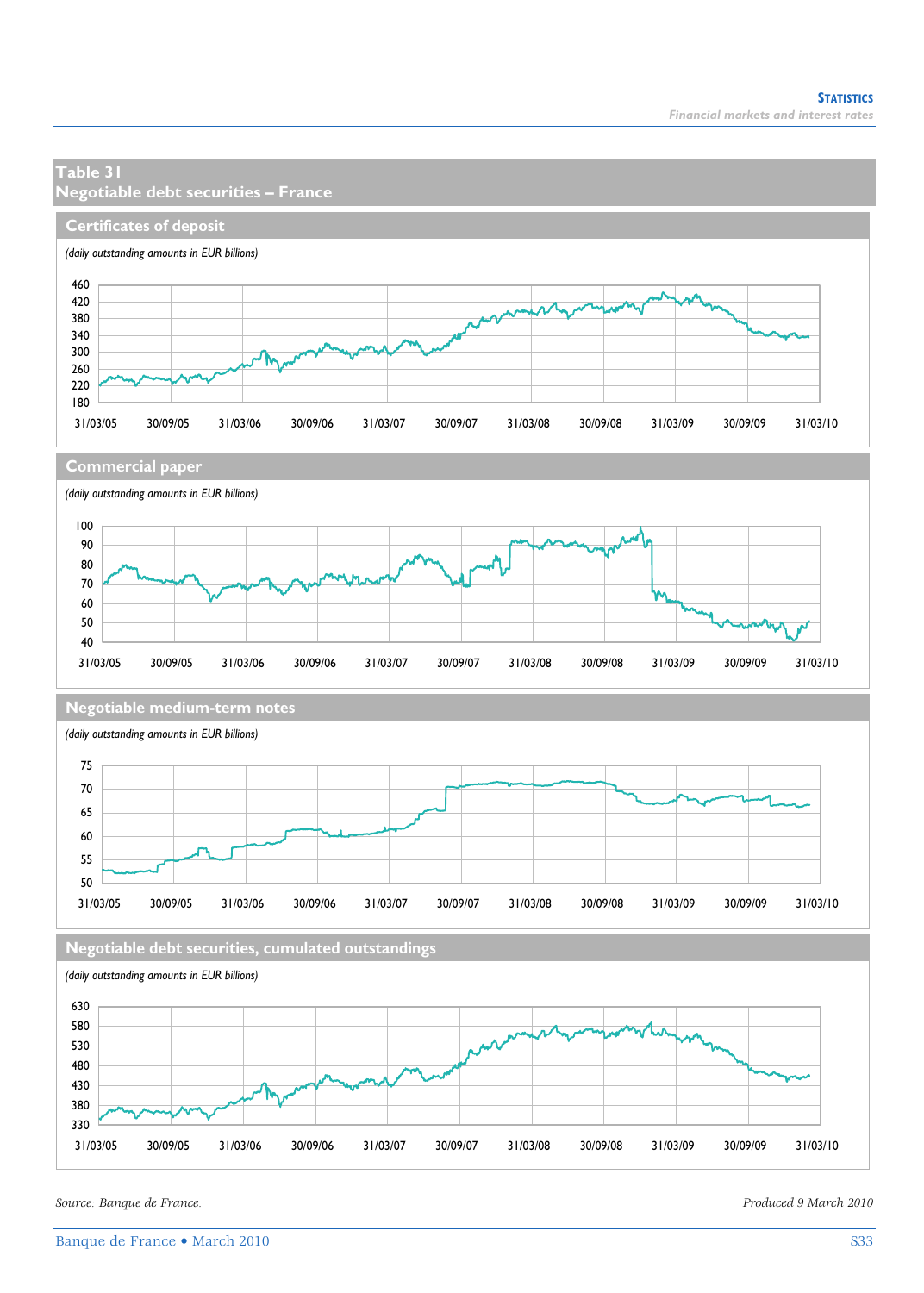## Table 31
## Negotiable debt securities – France

### Certificates of deposit

*(daily outstanding amounts in EUR billions)*

### Commercial paper

*(daily outstanding amounts in EUR billions)*

### Negotiable medium-term notes

*(daily outstanding amounts in EUR billions)*

### Negotiable debt securities, cumulated outstandings

*(daily outstanding amounts in EUR billions)*

*Source: Banque de France.*

*Produced 9 March 2010*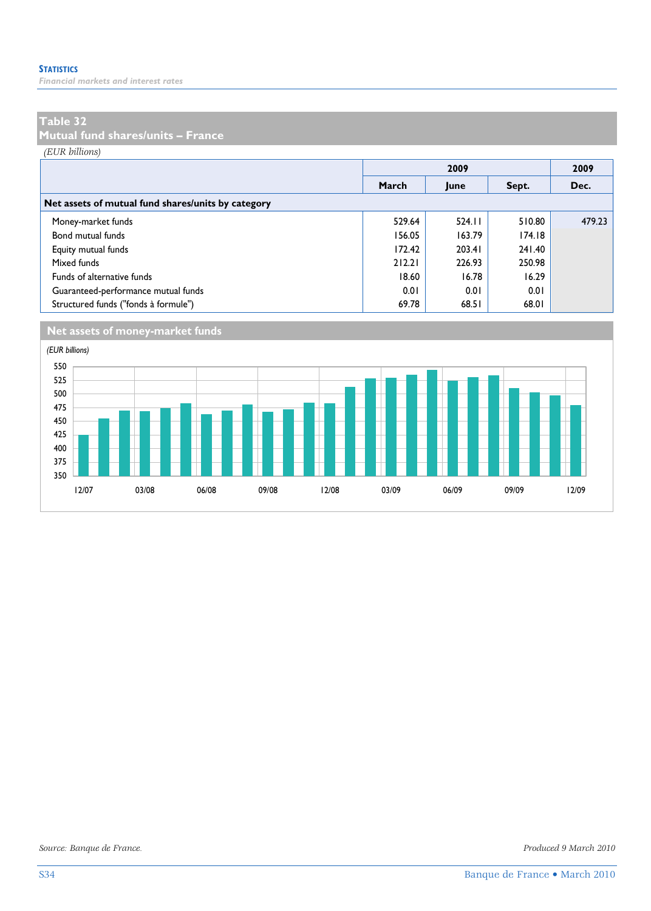## Table 32
## Mutual fund shares/units – France

*(EUR billions)*

| | 2009 | | | 2009 |
|---|---|---|---|---|
| | March | June | Sept. | Dec. |
| **Net assets of mutual fund shares/units by category** | | | | |
| Money-market funds | 529.64 | 524.11 | 510.80 | 479.23 |
| Bond mutual funds | 156.05 | 163.79 | 174.18 | |
| Equity mutual funds | 172.42 | 203.41 | 241.40 | |
| Mixed funds | 212.21 | 226.93 | 250.98 | |
| Funds of alternative funds | 18.60 | 16.78 | 16.29 | |
| Guaranteed-performance mutual funds | 0.01 | 0.01 | 0.01 | |
| Structured funds ("fonds à formule") | 69.78 | 68.51 | 68.01 | |

### Net assets of money-market funds

*(EUR billions)*

*Source: Banque de France.*

*Produced 9 March 2010*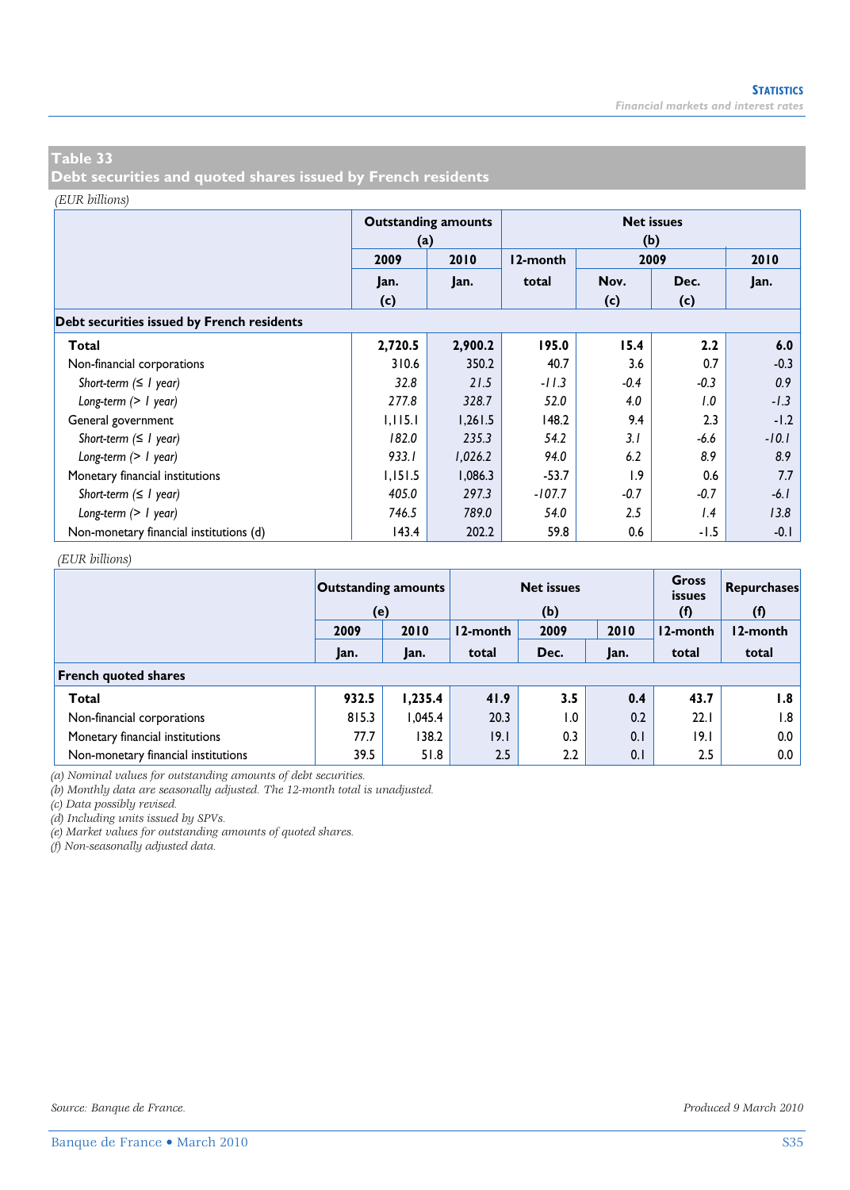## Table 33
## Debt securities and quoted shares issued by French residents

*(EUR billions)*

| | Outstanding amounts (a) | | Net issues (b) | | | |
|---|---|---|---|---|---|---|
| | 2009 | 2010 | 12-month | 2009 | | 2010 |
| | Jan. (c) | Jan. | total | Nov. (c) | Dec. (c) | Jan. |
| **Debt securities issued by French residents** | | | | | | |
| **Total** | **2,720.5** | **2,900.2** | **195.0** | **15.4** | **2.2** | **6.0** |
| Non-financial corporations | 310.6 | 350.2 | 40.7 | 3.6 | 0.7 | -0.3 |
| *Short-term (≤ 1 year)* | *32.8* | *21.5* | *-11.3* | *-0.4* | *-0.3* | *0.9* |
| *Long-term (> 1 year)* | *277.8* | *328.7* | *52.0* | *4.0* | *1.0* | *-1.3* |
| General government | 1,115.1 | 1,261.5 | 148.2 | 9.4 | 2.3 | -1.2 |
| *Short-term (≤ 1 year)* | *182.0* | *235.3* | *54.2* | *3.1* | *-6.6* | *-10.1* |
| *Long-term (> 1 year)* | *933.1* | *1,026.2* | *94.0* | *6.2* | *8.9* | *8.9* |
| Monetary financial institutions | 1,151.5 | 1,086.3 | -53.7 | 1.9 | 0.6 | 7.7 |
| *Short-term (≤ 1 year)* | *405.0* | *297.3* | *-107.7* | *-0.7* | *-0.7* | *-6.1* |
| *Long-term (> 1 year)* | *746.5* | *789.0* | *54.0* | *2.5* | *1.4* | *13.8* |
| Non-monetary financial institutions (d) | 143.4 | 202.2 | 59.8 | 0.6 | -1.5 | -0.1 |

*(EUR billions)*

| | Outstanding amounts (e) | | Net issues (b) | | | Gross issues (f) | Repurchases (f) |
|---|---|---|---|---|---|---|---|
| | 2009 | 2010 | 12-month | 2009 | 2010 | 12-month | 12-month |
| | Jan. | Jan. | total | Dec. | Jan. | total | total |
| **French quoted shares** | | | | | | | |
| **Total** | **932.5** | **1,235.4** | **41.9** | **3.5** | **0.4** | **43.7** | **1.8** |
| Non-financial corporations | 815.3 | 1,045.4 | 20.3 | 1.0 | 0.2 | 22.1 | 1.8 |
| Monetary financial institutions | 77.7 | 138.2 | 19.1 | 0.3 | 0.1 | 19.1 | 0.0 |
| Non-monetary financial institutions | 39.5 | 51.8 | 2.5 | 2.2 | 0.1 | 2.5 | 0.0 |

*(a) Nominal values for outstanding amounts of debt securities.*
*(b) Monthly data are seasonally adjusted. The 12-month total is unadjusted.*
*(c) Data possibly revised.*
*(d) Including units issued by SPVs.*
*(e) Market values for outstanding amounts of quoted shares.*
*(f) Non-seasonally adjusted data.*

*Source: Banque de France.*

*Produced 9 March 2010*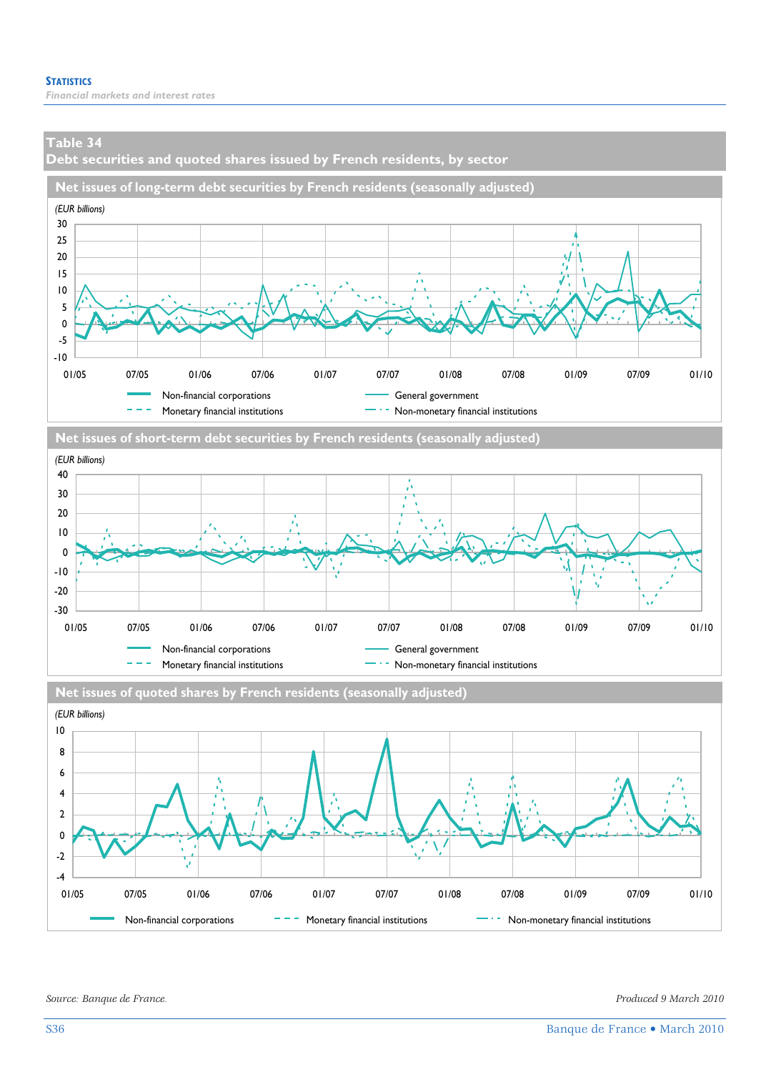# Table 34
## Debt securities and quoted shares issued by French residents, by sector

### Net issues of long-term debt securities by French residents (seasonally adjusted)

(EUR billions)

30
25
20
15
10
5
0
-5
-10

01/05 07/05 01/06 07/06 01/07 07/07 01/08 07/08 01/09 07/09 01/10

Non-financial corporations
General government
Monetary financial institutions
Non-monetary financial institutions

### Net issues of short-term debt securities by French residents (seasonally adjusted)

(EUR billions)

40
30
20
10
0
-10
-20
-30

01/05 07/05 01/06 07/06 01/07 07/07 01/08 07/08 01/09 07/09 01/10

Non-financial corporations
General government
Monetary financial institutions
Non-monetary financial institutions

### Net issues of quoted shares by French residents (seasonally adjusted)

(EUR billions)

10
8
6
4
2
0
-2
-4

01/05 07/05 01/06 07/06 01/07 07/07 01/08 07/08 01/09 07/09 01/10

Non-financial corporations
Monetary financial institutions
Non-monetary financial institutions

*Source: Banque de France.*

*Produced 9 March 2010*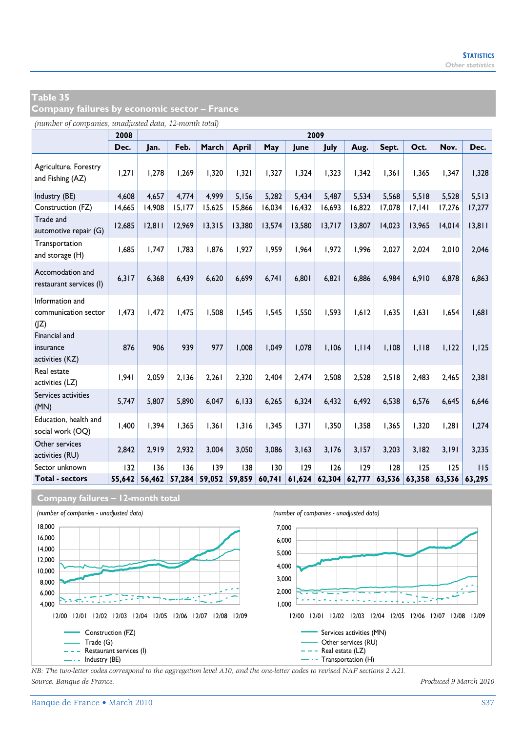## Table 35
## Company failures by economic sector – France

*(number of companies, unadjusted data, 12-month total)*

| | 2008 | 2009 | | | | | | | | | | | |
|---|---|---|---|---|---|---|---|---|---|---|---|---|---|
| | Dec. | Jan. | Feb. | March | April | May | June | July | Aug. | Sept. | Oct. | Nov. | Dec. |
| Agriculture, Forestry and Fishing (AZ) | 1,271 | 1,278 | 1,269 | 1,320 | 1,321 | 1,327 | 1,324 | 1,323 | 1,342 | 1,361 | 1,365 | 1,347 | 1,328 |
| Industry (BE) | 4,608 | 4,657 | 4,774 | 4,999 | 5,156 | 5,282 | 5,434 | 5,487 | 5,534 | 5,568 | 5,518 | 5,528 | 5,513 |
| Construction (FZ) | 14,665 | 14,908 | 15,177 | 15,625 | 15,866 | 16,034 | 16,432 | 16,693 | 16,822 | 17,078 | 17,141 | 17,276 | 17,277 |
| Trade and automotive repair (G) | 12,685 | 12,811 | 12,969 | 13,315 | 13,380 | 13,574 | 13,580 | 13,717 | 13,807 | 14,023 | 13,965 | 14,014 | 13,811 |
| Transportation and storage (H) | 1,685 | 1,747 | 1,783 | 1,876 | 1,927 | 1,959 | 1,964 | 1,972 | 1,996 | 2,027 | 2,024 | 2,010 | 2,046 |
| Accomodation and restaurant services (I) | 6,317 | 6,368 | 6,439 | 6,620 | 6,699 | 6,741 | 6,801 | 6,821 | 6,886 | 6,984 | 6,910 | 6,878 | 6,863 |
| Information and communication sector (JZ) | 1,473 | 1,472 | 1,475 | 1,508 | 1,545 | 1,545 | 1,550 | 1,593 | 1,612 | 1,635 | 1,631 | 1,654 | 1,681 |
| Financial and insurance activities (KZ) | 876 | 906 | 939 | 977 | 1,008 | 1,049 | 1,078 | 1,106 | 1,114 | 1,108 | 1,118 | 1,122 | 1,125 |
| Real estate activities (LZ) | 1,941 | 2,059 | 2,136 | 2,261 | 2,320 | 2,404 | 2,474 | 2,508 | 2,528 | 2,518 | 2,483 | 2,465 | 2,381 |
| Services activities (MN) | 5,747 | 5,807 | 5,890 | 6,047 | 6,133 | 6,265 | 6,324 | 6,432 | 6,492 | 6,538 | 6,576 | 6,645 | 6,646 |
| Education, health and social work (OQ) | 1,400 | 1,394 | 1,365 | 1,361 | 1,316 | 1,345 | 1,371 | 1,350 | 1,358 | 1,365 | 1,320 | 1,281 | 1,274 |
| Other services activities (RU) | 2,842 | 2,919 | 2,932 | 3,004 | 3,050 | 3,086 | 3,163 | 3,176 | 3,157 | 3,203 | 3,182 | 3,191 | 3,235 |
| Sector unknown | 132 | 136 | 136 | 139 | 138 | 130 | 129 | 126 | 129 | 128 | 125 | 125 | 115 |
| **Total - sectors** | **55,642** | **56,462** | **57,284** | **59,052** | **59,859** | **60,741** | **61,624** | **62,304** | **62,777** | **63,536** | **63,358** | **63,536** | **63,295** |

### Company failures – 12-month total

*(number of companies - unadjusted data)*

Construction (FZ)
Trade (G)
Restaurant services (I)
Industry (BE)

*(number of companies - unadjusted data)*

Services activities (MN)
Other services (RU)
Real estate (LZ)
Transportation (H)

*NB: The two-letter codes correspond to the aggregation level A10, and the one-letter codes to revised NAF sections 2 A21.*

*Source: Banque de France.*

*Produced 9 March 2010*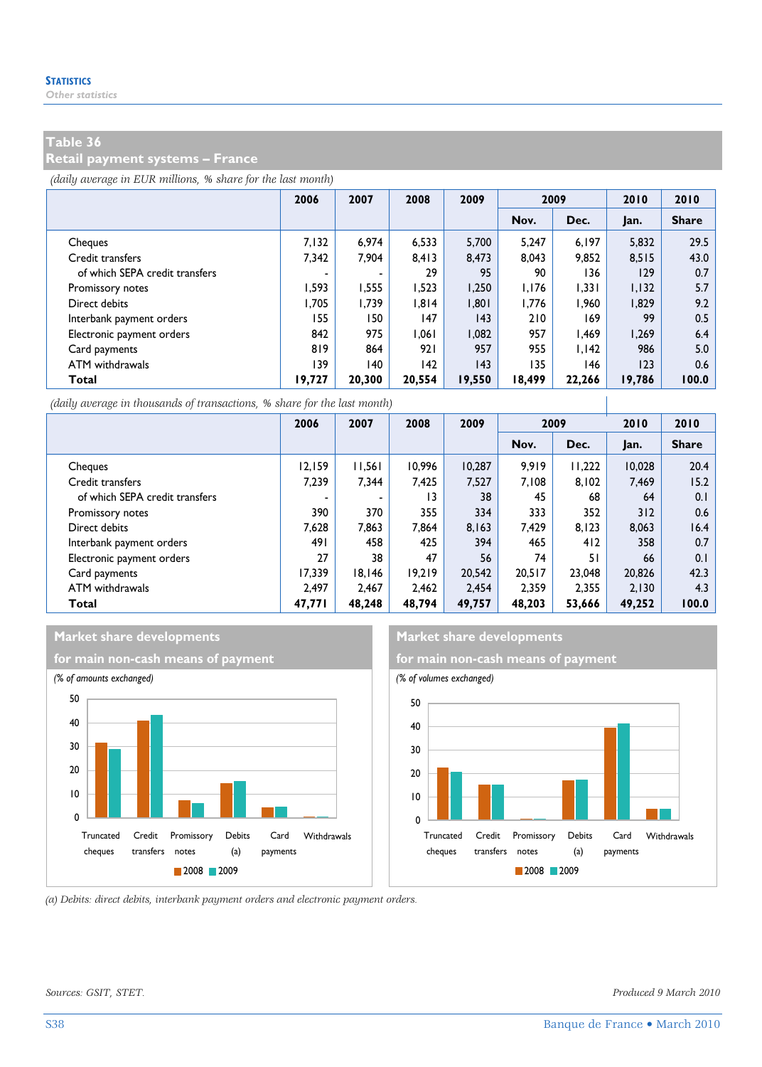**Statistics**
*Other statistics*

## Table 36
## Retail payment systems – France

*(daily average in EUR millions, % share for the last month)*

| | 2006 | 2007 | 2008 | 2009 | 2009 | | 2010 | 2010 |
|---|---|---|---|---|---|---|---|---|
| | | | | | Nov. | Dec. | Jan. | Share |
| Cheques | 7,132 | 6,974 | 6,533 | 5,700 | 5,247 | 6,197 | 5,832 | 29.5 |
| Credit transfers | 7,342 | 7,904 | 8,413 | 8,473 | 8,043 | 9,852 | 8,515 | 43.0 |
| of which SEPA credit transfers | - | - | 29 | 95 | 90 | 136 | 129 | 0.7 |
| Promissory notes | 1,593 | 1,555 | 1,523 | 1,250 | 1,176 | 1,331 | 1,132 | 5.7 |
| Direct debits | 1,705 | 1,739 | 1,814 | 1,801 | 1,776 | 1,960 | 1,829 | 9.2 |
| Interbank payment orders | 155 | 150 | 147 | 143 | 210 | 169 | 99 | 0.5 |
| Electronic payment orders | 842 | 975 | 1,061 | 1,082 | 957 | 1,469 | 1,269 | 6.4 |
| Card payments | 819 | 864 | 921 | 957 | 955 | 1,142 | 986 | 5.0 |
| ATM withdrawals | 139 | 140 | 142 | 143 | 135 | 146 | 123 | 0.6 |
| **Total** | **19,727** | **20,300** | **20,554** | **19,550** | **18,499** | **22,266** | **19,786** | **100.0** |

*(daily average in thousands of transactions, % share for the last month)*

| | 2006 | 2007 | 2008 | 2009 | 2009 | | 2010 | 2010 |
|---|---|---|---|---|---|---|---|---|
| | | | | | Nov. | Dec. | Jan. | Share |
| Cheques | 12,159 | 11,561 | 10,996 | 10,287 | 9,919 | 11,222 | 10,028 | 20.4 |
| Credit transfers | 7,239 | 7,344 | 7,425 | 7,527 | 7,108 | 8,102 | 7,469 | 15.2 |
| of which SEPA credit transfers | - | - | 13 | 38 | 45 | 68 | 64 | 0.1 |
| Promissory notes | 390 | 370 | 355 | 334 | 333 | 352 | 312 | 0.6 |
| Direct debits | 7,628 | 7,863 | 7,864 | 8,163 | 7,429 | 8,123 | 8,063 | 16.4 |
| Interbank payment orders | 491 | 458 | 425 | 394 | 465 | 412 | 358 | 0.7 |
| Electronic payment orders | 27 | 38 | 47 | 56 | 74 | 51 | 66 | 0.1 |
| Card payments | 17,339 | 18,146 | 19,219 | 20,542 | 20,517 | 23,048 | 20,826 | 42.3 |
| ATM withdrawals | 2,497 | 2,467 | 2,462 | 2,454 | 2,359 | 2,355 | 2,130 | 4.3 |
| **Total** | **47,771** | **48,248** | **48,794** | **49,757** | **48,203** | **53,666** | **49,252** | **100.0** |

### Market share developments for main non-cash means of payment

*(% of amounts exchanged)*

Categories: Truncated cheques, Credit transfers, Promissory notes, Debits (a), Card payments, Withdrawals — 2008, 2009

### Market share developments for main non-cash means of payment

*(% of volumes exchanged)*

Categories: Truncated cheques, Credit transfers, Promissory notes, Debits (a), Card payments, Withdrawals — 2008, 2009

*(a) Debits: direct debits, interbank payment orders and electronic payment orders.*

*Sources: GSIT, STET.*

*Produced 9 March 2010*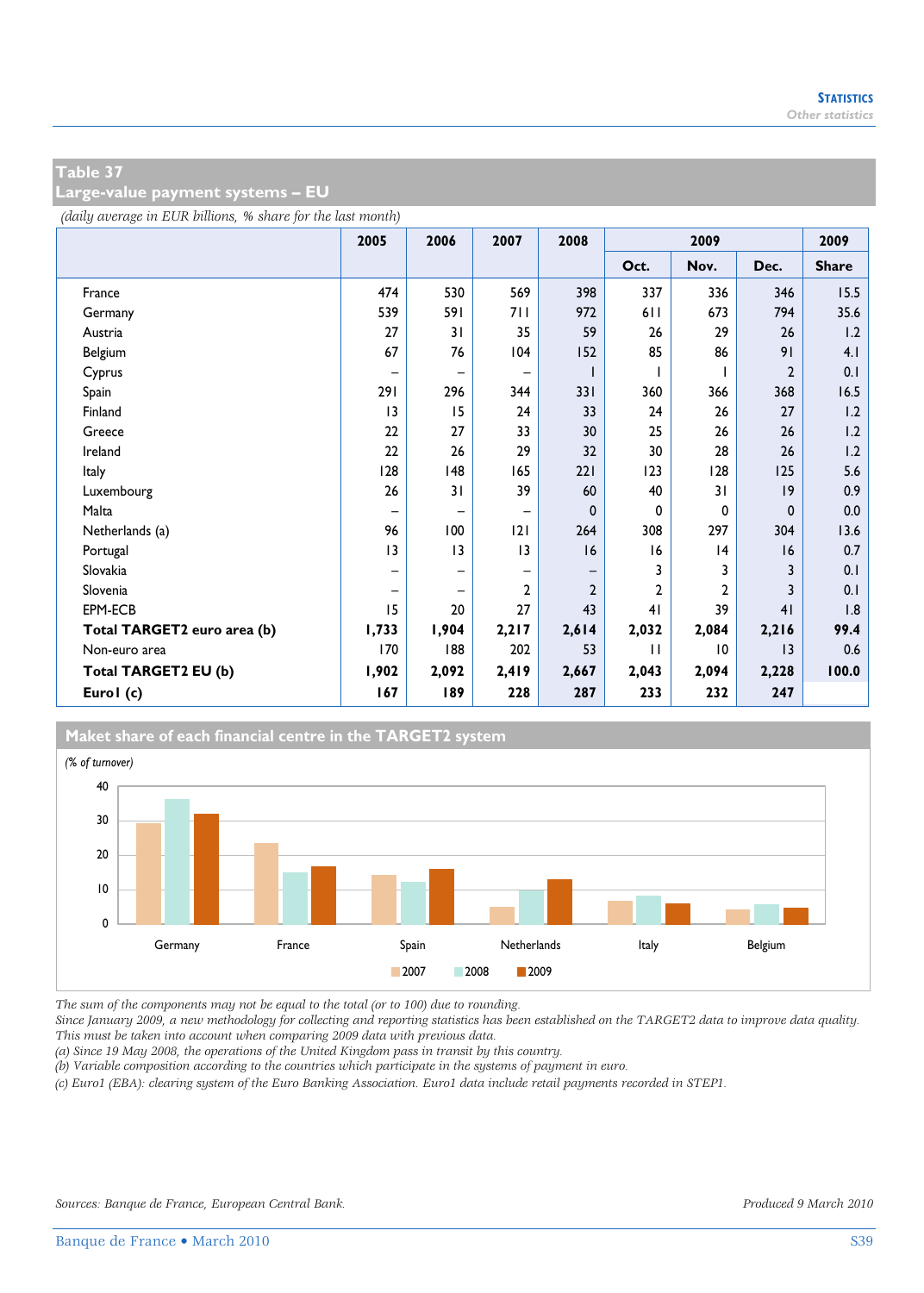## Table 37
## Large-value payment systems – EU

*(daily average in EUR billions, % share for the last month)*

| | 2005 | 2006 | 2007 | 2008 | 2009 | | | 2009 |
|---|---|---|---|---|---|---|---|---|
| | | | | | Oct. | Nov. | Dec. | Share |
| France | 474 | 530 | 569 | 398 | 337 | 336 | 346 | 15.5 |
| Germany | 539 | 591 | 711 | 972 | 611 | 673 | 794 | 35.6 |
| Austria | 27 | 31 | 35 | 59 | 26 | 29 | 26 | 1.2 |
| Belgium | 67 | 76 | 104 | 152 | 85 | 86 | 91 | 4.1 |
| Cyprus | – | – | – | 1 | 1 | 1 | 2 | 0.1 |
| Spain | 291 | 296 | 344 | 331 | 360 | 366 | 368 | 16.5 |
| Finland | 13 | 15 | 24 | 33 | 24 | 26 | 27 | 1.2 |
| Greece | 22 | 27 | 33 | 30 | 25 | 26 | 26 | 1.2 |
| Ireland | 22 | 26 | 29 | 32 | 30 | 28 | 26 | 1.2 |
| Italy | 128 | 148 | 165 | 221 | 123 | 128 | 125 | 5.6 |
| Luxembourg | 26 | 31 | 39 | 60 | 40 | 31 | 19 | 0.9 |
| Malta | – | – | – | 0 | 0 | 0 | 0 | 0.0 |
| Netherlands (a) | 96 | 100 | 121 | 264 | 308 | 297 | 304 | 13.6 |
| Portugal | 13 | 13 | 13 | 16 | 16 | 14 | 16 | 0.7 |
| Slovakia | – | – | – | – | 3 | 3 | 3 | 0.1 |
| Slovenia | – | – | 2 | 2 | 2 | 2 | 3 | 0.1 |
| EPM-ECB | 15 | 20 | 27 | 43 | 41 | 39 | 41 | 1.8 |
| **Total TARGET2 euro area (b)** | **1,733** | **1,904** | **2,217** | **2,614** | **2,032** | **2,084** | **2,216** | **99.4** |
| Non-euro area | 170 | 188 | 202 | 53 | 11 | 10 | 13 | 0.6 |
| **Total TARGET2 EU (b)** | **1,902** | **2,092** | **2,419** | **2,667** | **2,043** | **2,094** | **2,228** | **100.0** |
| **Euro1 (c)** | **167** | **189** | **228** | **287** | **233** | **232** | **247** | |

### Maket share of each financial centre in the TARGET2 system

*(% of turnover)*

*The sum of the components may not be equal to the total (or to 100) due to rounding.*
*Since January 2009, a new methodology for collecting and reporting statistics has been established on the TARGET2 data to improve data quality. This must be taken into account when comparing 2009 data with previous data.*
*(a) Since 19 May 2008, the operations of the United Kingdom pass in transit by this country.*
*(b) Variable composition according to the countries which participate in the systems of payment in euro.*
*(c) Euro1 (EBA): clearing system of the Euro Banking Association. Euro1 data include retail payments recorded in STEP1.*

*Sources: Banque de France, European Central Bank.*

*Produced 9 March 2010*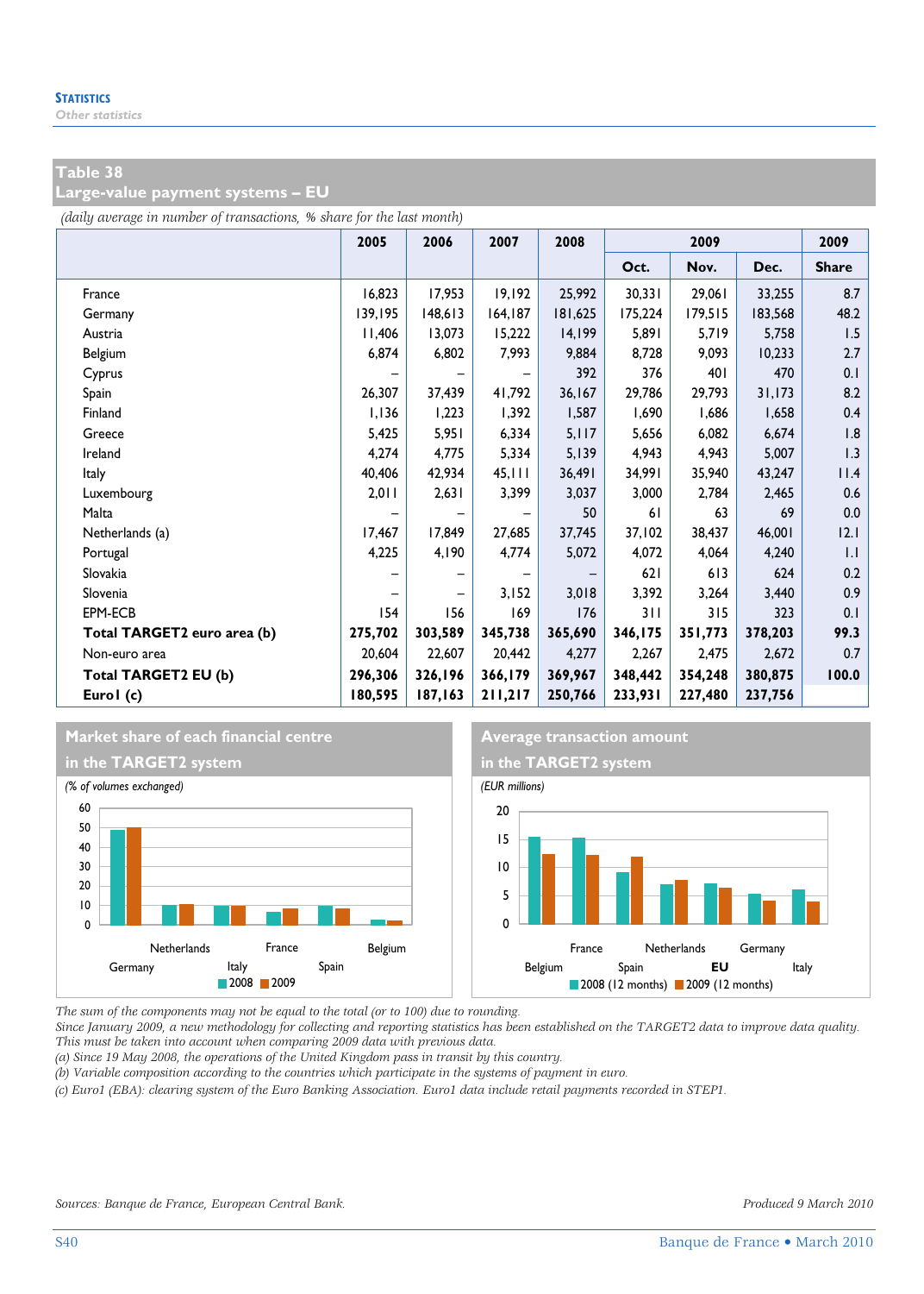## Table 38
## Large-value payment systems – EU

*(daily average in number of transactions, % share for the last month)*

| | 2005 | 2006 | 2007 | 2008 | 2009 | | | 2009 |
|---|---|---|---|---|---|---|---|---|
| | | | | | Oct. | Nov. | Dec. | Share |
| France | 16,823 | 17,953 | 19,192 | 25,992 | 30,331 | 29,061 | 33,255 | 8.7 |
| Germany | 139,195 | 148,613 | 164,187 | 181,625 | 175,224 | 179,515 | 183,568 | 48.2 |
| Austria | 11,406 | 13,073 | 15,222 | 14,199 | 5,891 | 5,719 | 5,758 | 1.5 |
| Belgium | 6,874 | 6,802 | 7,993 | 9,884 | 8,728 | 9,093 | 10,233 | 2.7 |
| Cyprus | – | – | – | 392 | 376 | 401 | 470 | 0.1 |
| Spain | 26,307 | 37,439 | 41,792 | 36,167 | 29,786 | 29,793 | 31,173 | 8.2 |
| Finland | 1,136 | 1,223 | 1,392 | 1,587 | 1,690 | 1,686 | 1,658 | 0.4 |
| Greece | 5,425 | 5,951 | 6,334 | 5,117 | 5,656 | 6,082 | 6,674 | 1.8 |
| Ireland | 4,274 | 4,775 | 5,334 | 5,139 | 4,943 | 4,943 | 5,007 | 1.3 |
| Italy | 40,406 | 42,934 | 45,111 | 36,491 | 34,991 | 35,940 | 43,247 | 11.4 |
| Luxembourg | 2,011 | 2,631 | 3,399 | 3,037 | 3,000 | 2,784 | 2,465 | 0.6 |
| Malta | – | – | – | 50 | 61 | 63 | 69 | 0.0 |
| Netherlands (a) | 17,467 | 17,849 | 27,685 | 37,745 | 37,102 | 38,437 | 46,001 | 12.1 |
| Portugal | 4,225 | 4,190 | 4,774 | 5,072 | 4,072 | 4,064 | 4,240 | 1.1 |
| Slovakia | – | – | – | – | 621 | 613 | 624 | 0.2 |
| Slovenia | – | – | 3,152 | 3,018 | 3,392 | 3,264 | 3,440 | 0.9 |
| EPM-ECB | 154 | 156 | 169 | 176 | 311 | 315 | 323 | 0.1 |
| **Total TARGET2 euro area (b)** | **275,702** | **303,589** | **345,738** | **365,690** | **346,175** | **351,773** | **378,203** | **99.3** |
| Non-euro area | 20,604 | 22,607 | 20,442 | 4,277 | 2,267 | 2,475 | 2,672 | 0.7 |
| **Total TARGET2 EU (b)** | **296,306** | **326,196** | **366,179** | **369,967** | **348,442** | **354,248** | **380,875** | **100.0** |
| **Euro1 (c)** | **180,595** | **187,163** | **211,217** | **250,766** | **233,931** | **227,480** | **237,756** | |

**Market share of each financial centre in the TARGET2 system**

*(% of volumes exchanged)*

**Average transaction amount in the TARGET2 system**

*(EUR millions)*

*The sum of the components may not be equal to the total (or to 100) due to rounding.*
*Since January 2009, a new methodology for collecting and reporting statistics has been established on the TARGET2 data to improve data quality. This must be taken into account when comparing 2009 data with previous data.*
*(a) Since 19 May 2008, the operations of the United Kingdom pass in transit by this country.*
*(b) Variable composition according to the countries which participate in the systems of payment in euro.*
*(c) Euro1 (EBA): clearing system of the Euro Banking Association. Euro1 data include retail payments recorded in STEP1.*

*Sources: Banque de France, European Central Bank.*

*Produced 9 March 2010*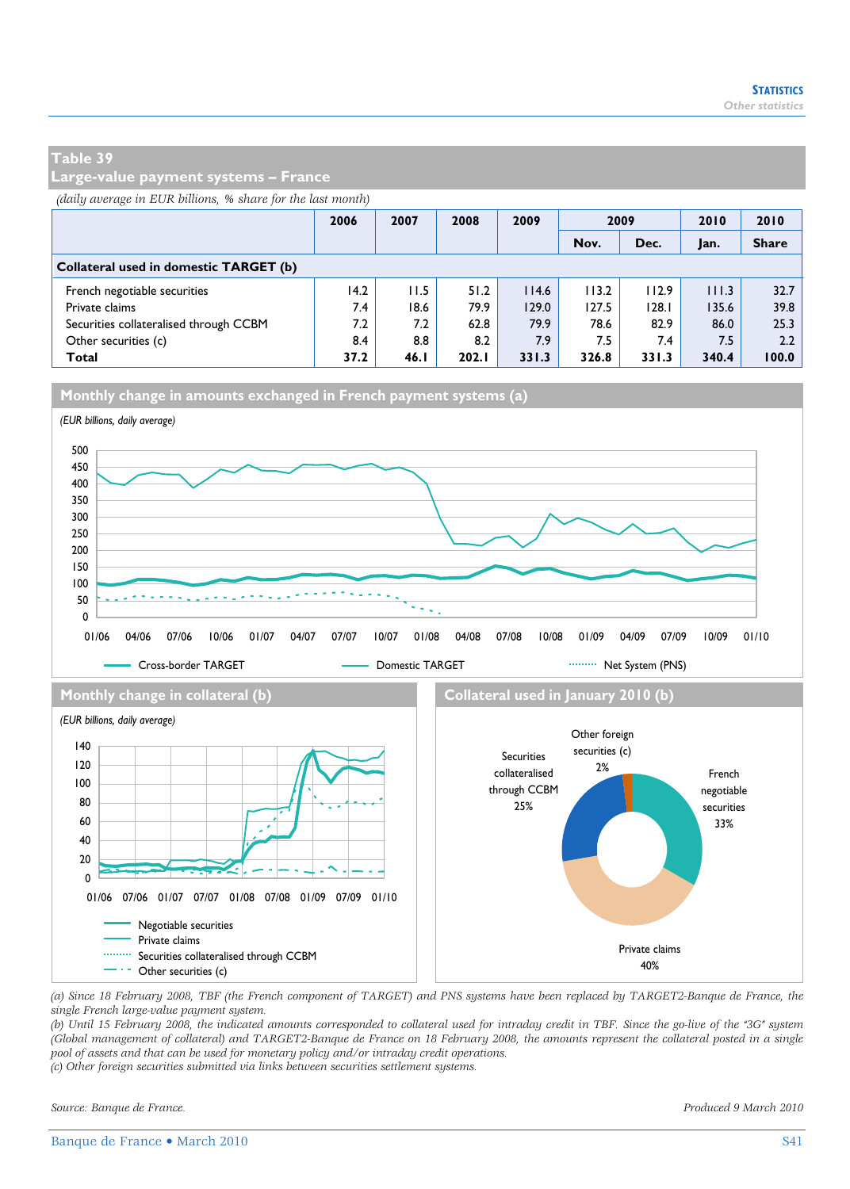## Table 39
## Large-value payment systems – France

*(daily average in EUR billions, % share for the last month)*

| | 2006 | 2007 | 2008 | 2009 | 2009 | | 2010 | 2010 |
|---|---|---|---|---|---|---|---|---|
| | | | | | Nov. | Dec. | Jan. | Share |
| **Collateral used in domestic TARGET (b)** | | | | | | | | |
| French negotiable securities | 14.2 | 11.5 | 51.2 | 114.6 | 113.2 | 112.9 | 111.3 | 32.7 |
| Private claims | 7.4 | 18.6 | 79.9 | 129.0 | 127.5 | 128.1 | 135.6 | 39.8 |
| Securities collateralised through CCBM | 7.2 | 7.2 | 62.8 | 79.9 | 78.6 | 82.9 | 86.0 | 25.3 |
| Other securities (c) | 8.4 | 8.8 | 8.2 | 7.9 | 7.5 | 7.4 | 7.5 | 2.2 |
| **Total** | **37.2** | **46.1** | **202.1** | **331.3** | **326.8** | **331.3** | **340.4** | **100.0** |

### Monthly change in amounts exchanged in French payment systems (a)

*(EUR billions, daily average)*

500
450
400
350
300
250
200
150
100
50
0

01/06 04/06 07/06 10/06 01/07 04/07 07/07 10/07 01/08 04/08 07/08 10/08 01/09 04/09 07/09 10/09 01/10

Cross-border TARGET
Domestic TARGET
Net System (PNS)

### Monthly change in collateral (b)

*(EUR billions, daily average)*

140
120
100
80
60
40
20
0

01/06 07/06 01/07 07/07 01/08 07/08 01/09 07/09 01/10

Negotiable securities
Private claims
Securities collateralised through CCBM
Other securities (c)

### Collateral used in January 2010 (b)

Other foreign securities (c) 2%
French negotiable securities 33%
Private claims 40%
Securities collateralised through CCBM 25%

*(a) Since 18 February 2008, TBF (the French component of TARGET) and PNS systems have been replaced by TARGET2-Banque de France, the single French large-value payment system.*
*(b) Until 15 February 2008, the indicated amounts corresponded to collateral used for intraday credit in TBF. Since the go-live of the "3G" system (Global management of collateral) and TARGET2-Banque de France on 18 February 2008, the amounts represent the collateral posted in a single pool of assets and that can be used for monetary policy and/or intraday credit operations.*
*(c) Other foreign securities submitted via links between securities settlement systems.*

*Source: Banque de France.*

*Produced 9 March 2010*